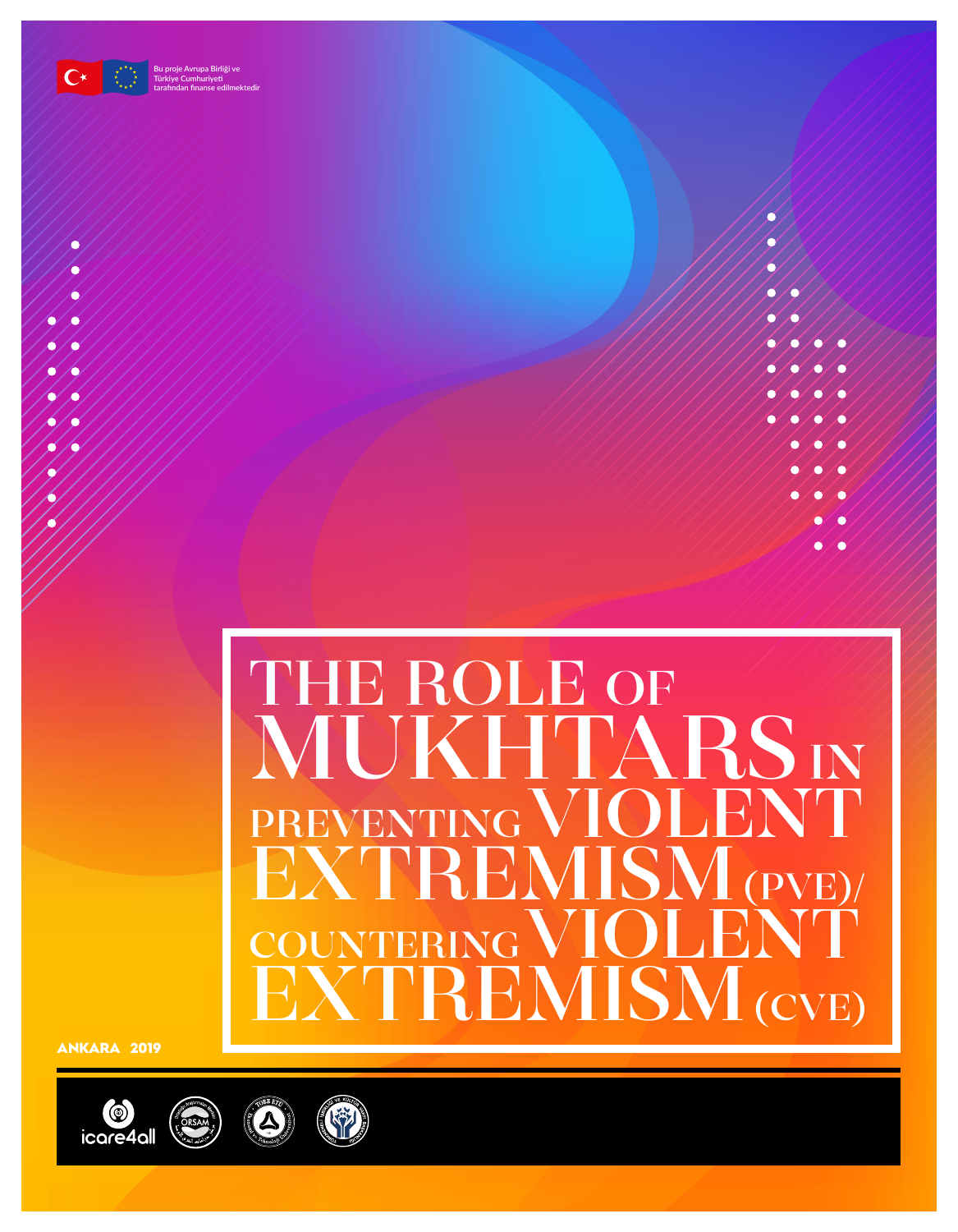Bu proje Avrupa Birliği ve Türkiye Cumhuriyeti tarafından finanse edilmektedir

# THE ROLE OF MUKHTARS IN PREVENTING VIOLENT EXTREMISM (PVE)/ COUNTERING VIOLENT EXTREMISM (CVE)

ANKARA 2019

icare4all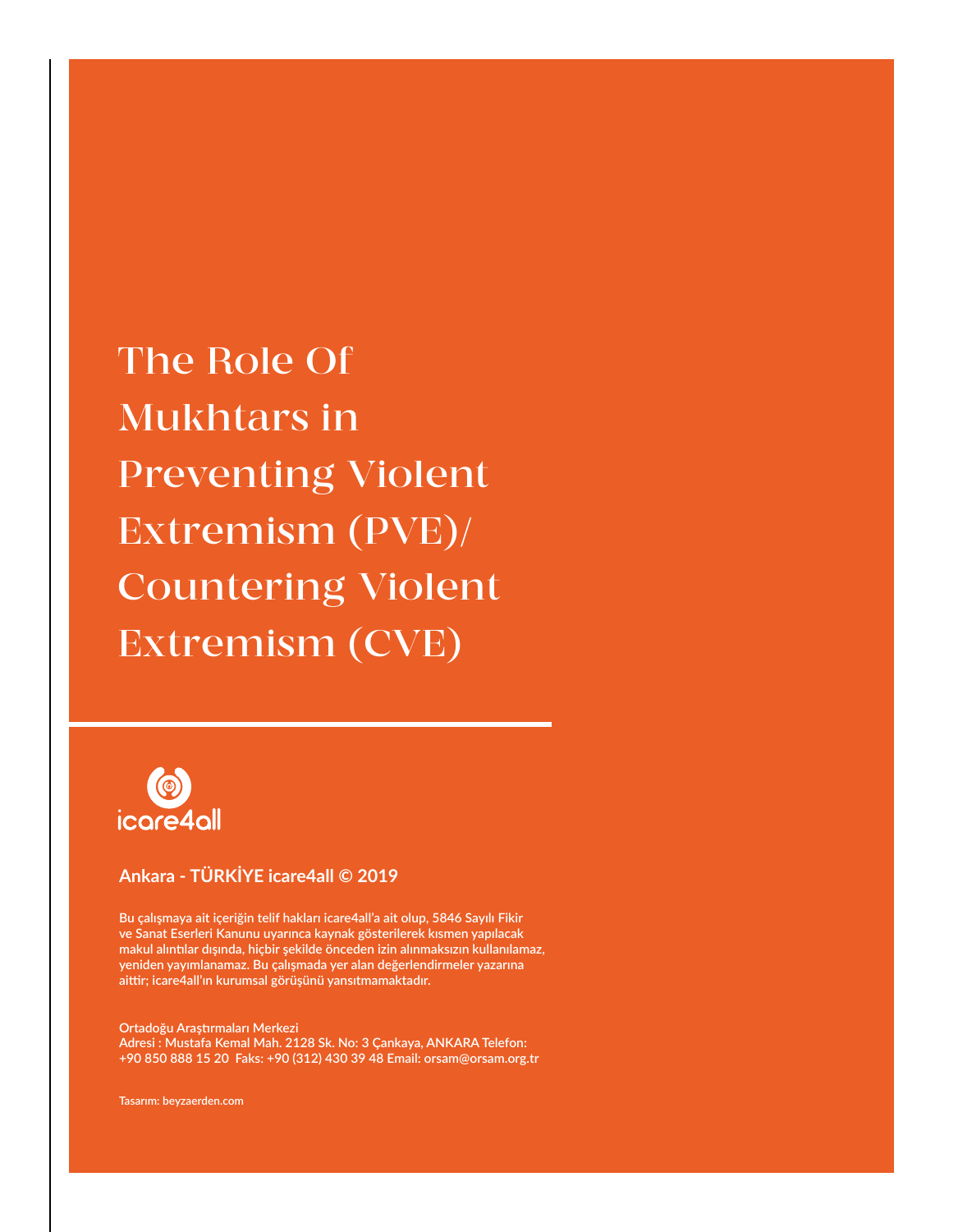# The Role Of Mukhtars in Preventing Violent Extremism (PVE)/ Countering Violent Extremism (CVE)

icare4all

**Ankara - TÜRKİYE icare4all © 2019**

Bu çalışmaya ait içeriğin telif hakları icare4all'a ait olup, 5846 Sayılı Fikir ve Sanat Eserleri Kanunu uyarınca kaynak gösterilerek kısmen yapılacak makul alıntılar dışında, hiçbir şekilde önceden izin alınmaksızın kullanılamaz, yeniden yayımlanamaz. Bu çalışmada yer alan değerlendirmeler yazarına aittir; icare4all'ın kurumsal görüşünü yansıtmamaktadır.

Ortadoğu Araştırmaları Merkezi
Adresi : Mustafa Kemal Mah. 2128 Sk. No: 3 Çankaya, ANKARA Telefon: +90 850 888 15 20 Faks: +90 (312) 430 39 48 Email: orsam@orsam.org.tr

Tasarım: beyzaerden.com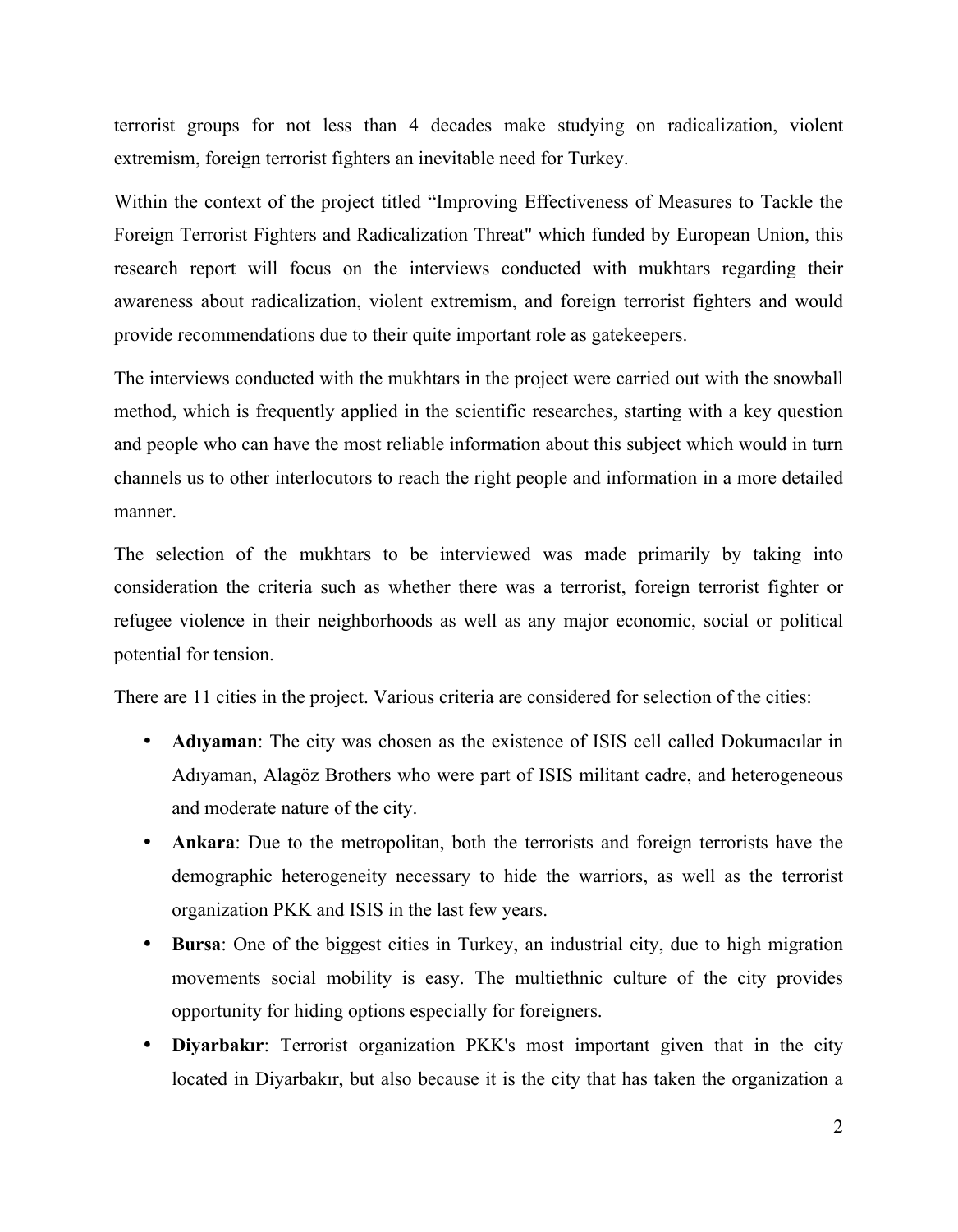terrorist groups for not less than 4 decades make studying on radicalization, violent extremism, foreign terrorist fighters an inevitable need for Turkey.

Within the context of the project titled "Improving Effectiveness of Measures to Tackle the Foreign Terrorist Fighters and Radicalization Threat" which funded by European Union, this research report will focus on the interviews conducted with mukhtars regarding their awareness about radicalization, violent extremism, and foreign terrorist fighters and would provide recommendations due to their quite important role as gatekeepers.

The interviews conducted with the mukhtars in the project were carried out with the snowball method, which is frequently applied in the scientific researches, starting with a key question and people who can have the most reliable information about this subject which would in turn channels us to other interlocutors to reach the right people and information in a more detailed manner.

The selection of the mukhtars to be interviewed was made primarily by taking into consideration the criteria such as whether there was a terrorist, foreign terrorist fighter or refugee violence in their neighborhoods as well as any major economic, social or political potential for tension.

There are 11 cities in the project. Various criteria are considered for selection of the cities:

- **Adıyaman**: The city was chosen as the existence of ISIS cell called Dokumacılar in Adıyaman, Alagöz Brothers who were part of ISIS militant cadre, and heterogeneous and moderate nature of the city.
- **Ankara**: Due to the metropolitan, both the terrorists and foreign terrorists have the demographic heterogeneity necessary to hide the warriors, as well as the terrorist organization PKK and ISIS in the last few years.
- **Bursa**: One of the biggest cities in Turkey, an industrial city, due to high migration movements social mobility is easy. The multiethnic culture of the city provides opportunity for hiding options especially for foreigners.
- **Diyarbakır**: Terrorist organization PKK's most important given that in the city located in Diyarbakır, but also because it is the city that has taken the organization a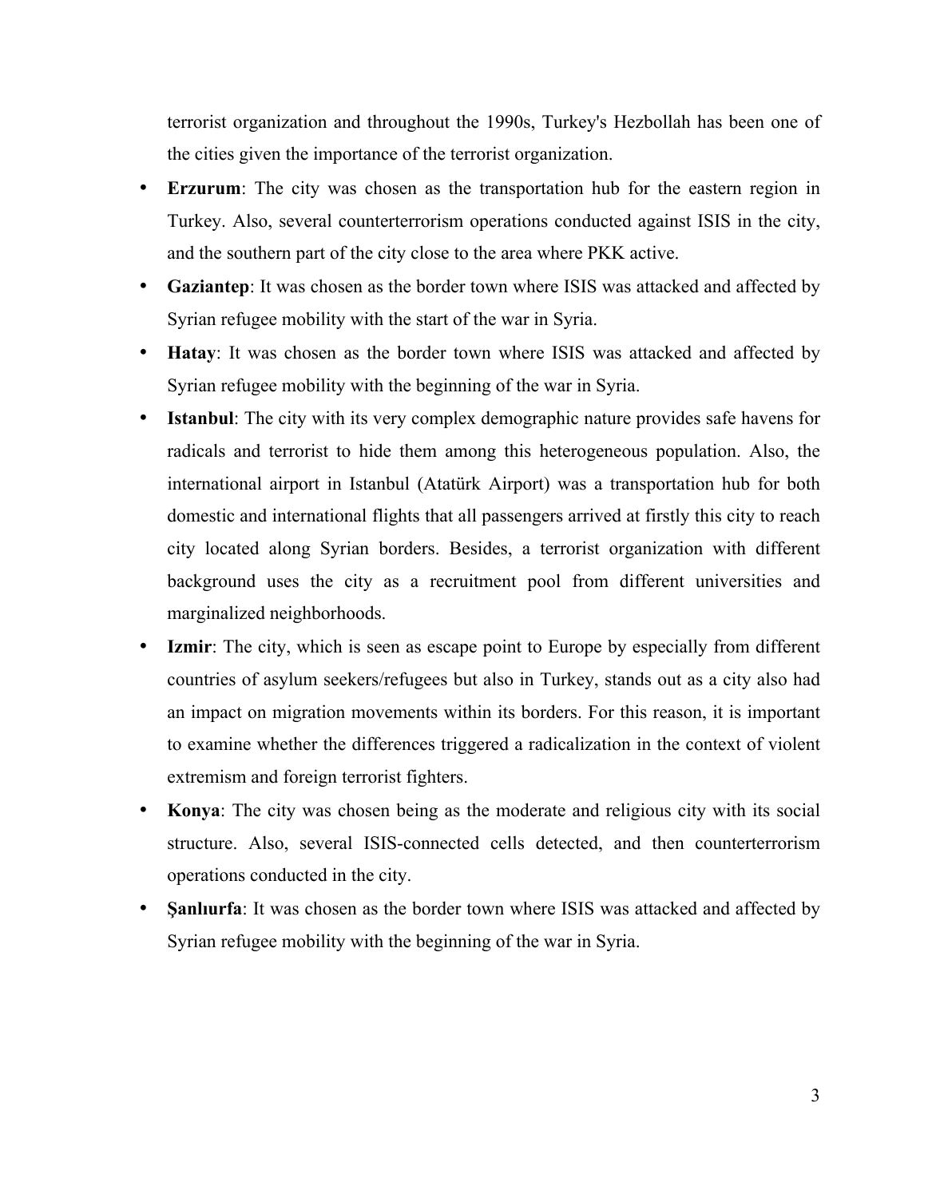terrorist organization and throughout the 1990s, Turkey's Hezbollah has been one of the cities given the importance of the terrorist organization.

- **Erzurum**: The city was chosen as the transportation hub for the eastern region in Turkey. Also, several counterterrorism operations conducted against ISIS in the city, and the southern part of the city close to the area where PKK active.
- **Gaziantep**: It was chosen as the border town where ISIS was attacked and affected by Syrian refugee mobility with the start of the war in Syria.
- **Hatay**: It was chosen as the border town where ISIS was attacked and affected by Syrian refugee mobility with the beginning of the war in Syria.
- **Istanbul**: The city with its very complex demographic nature provides safe havens for radicals and terrorist to hide them among this heterogeneous population. Also, the international airport in Istanbul (Atatürk Airport) was a transportation hub for both domestic and international flights that all passengers arrived at firstly this city to reach city located along Syrian borders. Besides, a terrorist organization with different background uses the city as a recruitment pool from different universities and marginalized neighborhoods.
- **Izmir**: The city, which is seen as escape point to Europe by especially from different countries of asylum seekers/refugees but also in Turkey, stands out as a city also had an impact on migration movements within its borders. For this reason, it is important to examine whether the differences triggered a radicalization in the context of violent extremism and foreign terrorist fighters.
- **Konya**: The city was chosen being as the moderate and religious city with its social structure. Also, several ISIS-connected cells detected, and then counterterrorism operations conducted in the city.
- **Şanlıurfa**: It was chosen as the border town where ISIS was attacked and affected by Syrian refugee mobility with the beginning of the war in Syria.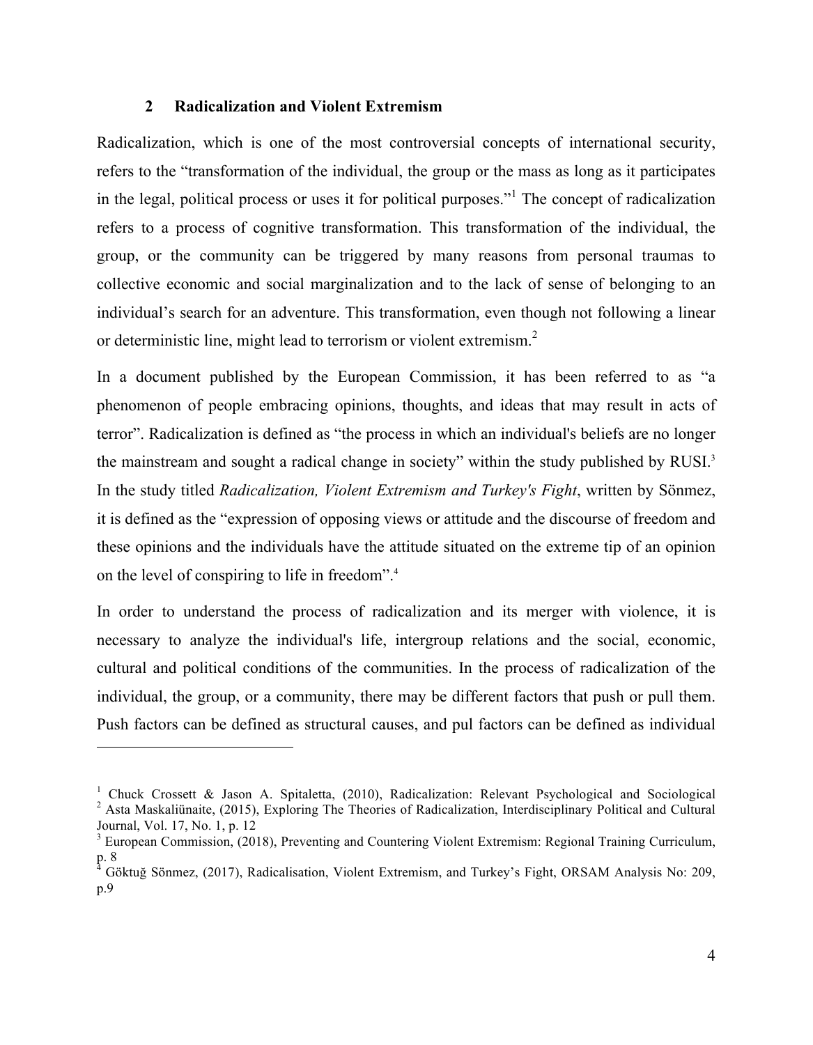## 2 Radicalization and Violent Extremism

Radicalization, which is one of the most controversial concepts of international security, refers to the "transformation of the individual, the group or the mass as long as it participates in the legal, political process or uses it for political purposes."[1] The concept of radicalization refers to a process of cognitive transformation. This transformation of the individual, the group, or the community can be triggered by many reasons from personal traumas to collective economic and social marginalization and to the lack of sense of belonging to an individual's search for an adventure. This transformation, even though not following a linear or deterministic line, might lead to terrorism or violent extremism.[2]

In a document published by the European Commission, it has been referred to as "a phenomenon of people embracing opinions, thoughts, and ideas that may result in acts of terror". Radicalization is defined as "the process in which an individual's beliefs are no longer the mainstream and sought a radical change in society" within the study published by RUSI.[3] In the study titled *Radicalization, Violent Extremism and Turkey's Fight*, written by Sönmez, it is defined as the "expression of opposing views or attitude and the discourse of freedom and these opinions and the individuals have the attitude situated on the extreme tip of an opinion on the level of conspiring to life in freedom".[4]

In order to understand the process of radicalization and its merger with violence, it is necessary to analyze the individual's life, intergroup relations and the social, economic, cultural and political conditions of the communities. In the process of radicalization of the individual, the group, or a community, there may be different factors that push or pull them. Push factors can be defined as structural causes, and pul factors can be defined as individual

---

[1] Chuck Crossett & Jason A. Spitaletta, (2010), Radicalization: Relevant Psychological and Sociological

[2] Asta Maskaliünaite, (2015), Exploring The Theories of Radicalization, Interdisciplinary Political and Cultural Journal, Vol. 17, No. 1, p. 12

[3] European Commission, (2018), Preventing and Countering Violent Extremism: Regional Training Curriculum, p. 8

[4] Göktuğ Sönmez, (2017), Radicalisation, Violent Extremism, and Turkey's Fight, ORSAM Analysis No: 209, p.9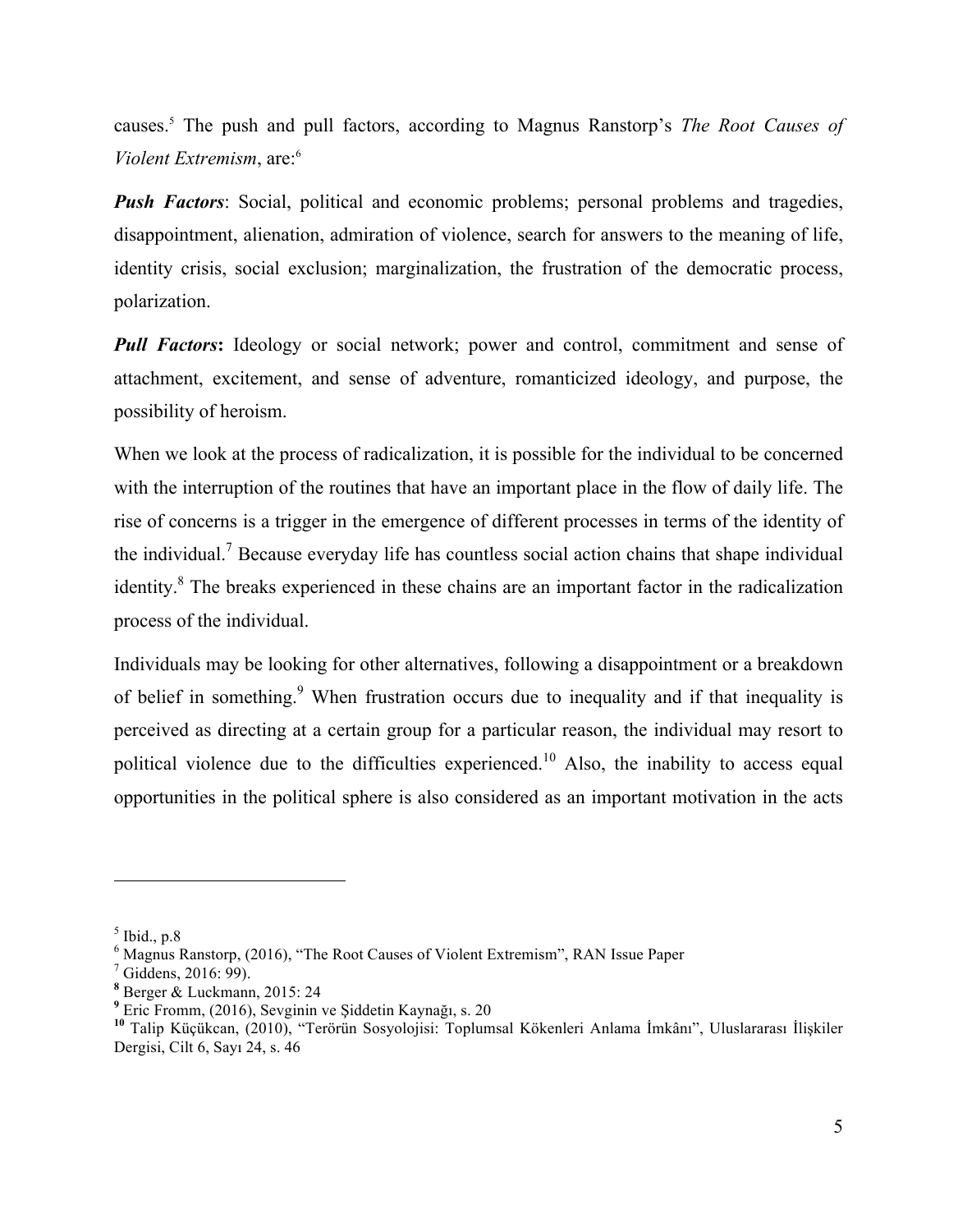causes.[5] The push and pull factors, according to Magnus Ranstorp's *The Root Causes of Violent Extremism*, are:[6]

***Push Factors***: Social, political and economic problems; personal problems and tragedies, disappointment, alienation, admiration of violence, search for answers to the meaning of life, identity crisis, social exclusion; marginalization, the frustration of the democratic process, polarization.

***Pull Factors*****:** Ideology or social network; power and control, commitment and sense of attachment, excitement, and sense of adventure, romanticized ideology, and purpose, the possibility of heroism.

When we look at the process of radicalization, it is possible for the individual to be concerned with the interruption of the routines that have an important place in the flow of daily life. The rise of concerns is a trigger in the emergence of different processes in terms of the identity of the individual.[7] Because everyday life has countless social action chains that shape individual identity.[8] The breaks experienced in these chains are an important factor in the radicalization process of the individual.

Individuals may be looking for other alternatives, following a disappointment or a breakdown of belief in something.[9] When frustration occurs due to inequality and if that inequality is perceived as directing at a certain group for a particular reason, the individual may resort to political violence due to the difficulties experienced.[10] Also, the inability to access equal opportunities in the political sphere is also considered as an important motivation in the acts

---

[5] Ibid., p.8

[6] Magnus Ranstorp, (2016), "The Root Causes of Violent Extremism", RAN Issue Paper

[7] Giddens, 2016: 99).

[8] Berger & Luckmann, 2015: 24

[9] Eric Fromm, (2016), Sevginin ve Şiddetin Kaynağı, s. 20

[10] Talip Küçükcan, (2010), "Terörün Sosyolojisi: Toplumsal Kökenleri Anlama İmkânı", Uluslararası İlişkiler Dergisi, Cilt 6, Sayı 24, s. 46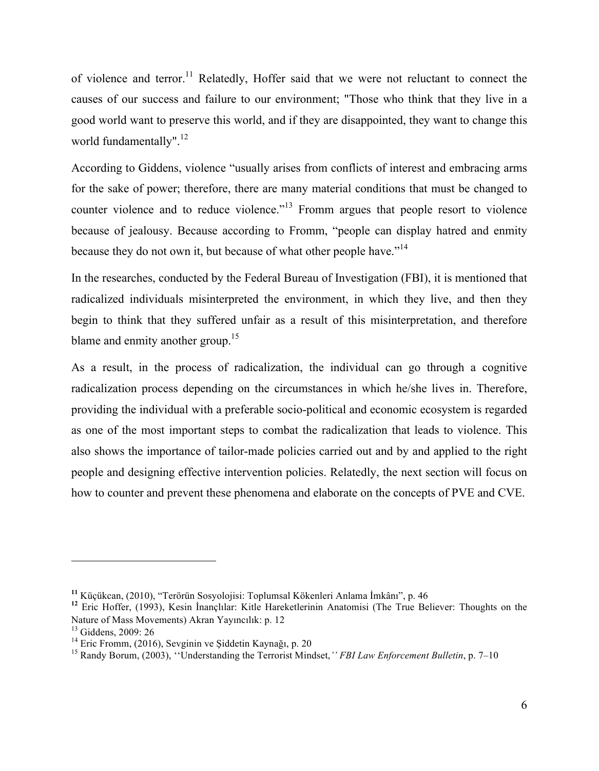of violence and terror.[11] Relatedly, Hoffer said that we were not reluctant to connect the causes of our success and failure to our environment; "Those who think that they live in a good world want to preserve this world, and if they are disappointed, they want to change this world fundamentally".[12]

According to Giddens, violence "usually arises from conflicts of interest and embracing arms for the sake of power; therefore, there are many material conditions that must be changed to counter violence and to reduce violence."[13] Fromm argues that people resort to violence because of jealousy. Because according to Fromm, "people can display hatred and enmity because they do not own it, but because of what other people have."[14]

In the researches, conducted by the Federal Bureau of Investigation (FBI), it is mentioned that radicalized individuals misinterpreted the environment, in which they live, and then they begin to think that they suffered unfair as a result of this misinterpretation, and therefore blame and enmity another group.[15]

As a result, in the process of radicalization, the individual can go through a cognitive radicalization process depending on the circumstances in which he/she lives in. Therefore, providing the individual with a preferable socio-political and economic ecosystem is regarded as one of the most important steps to combat the radicalization that leads to violence. This also shows the importance of tailor-made policies carried out and by and applied to the right people and designing effective intervention policies. Relatedly, the next section will focus on how to counter and prevent these phenomena and elaborate on the concepts of PVE and CVE.

---

[11] Küçükcan, (2010), "Terörün Sosyolojisi: Toplumsal Kökenleri Anlama İmkânı", p. 46

[12] Eric Hoffer, (1993), Kesin İnançlılar: Kitle Hareketlerinin Anatomisi (The True Believer: Thoughts on the Nature of Mass Movements) Akran Yayıncılık: p. 12

[13] Giddens, 2009: 26

[14] Eric Fromm, (2016), Sevginin ve Şiddetin Kaynağı, p. 20

[15] Randy Borum, (2003), ''Understanding the Terrorist Mindset,'' *FBI Law Enforcement Bulletin*, p. 7–10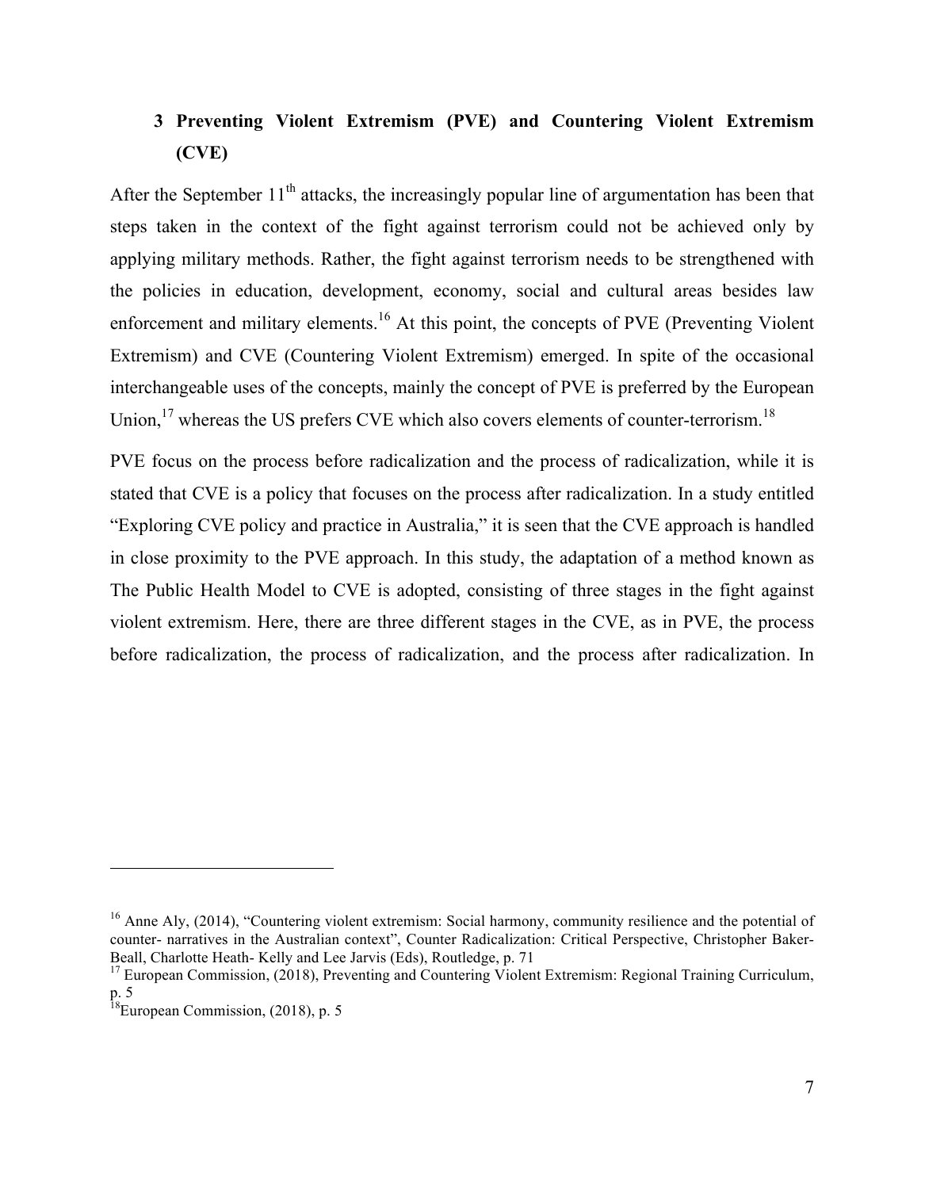## 3 Preventing Violent Extremism (PVE) and Countering Violent Extremism (CVE)

After the September 11th attacks, the increasingly popular line of argumentation has been that steps taken in the context of the fight against terrorism could not be achieved only by applying military methods. Rather, the fight against terrorism needs to be strengthened with the policies in education, development, economy, social and cultural areas besides law enforcement and military elements.[16] At this point, the concepts of PVE (Preventing Violent Extremism) and CVE (Countering Violent Extremism) emerged. In spite of the occasional interchangeable uses of the concepts, mainly the concept of PVE is preferred by the European Union,[17] whereas the US prefers CVE which also covers elements of counter-terrorism.[18]

PVE focus on the process before radicalization and the process of radicalization, while it is stated that CVE is a policy that focuses on the process after radicalization. In a study entitled "Exploring CVE policy and practice in Australia," it is seen that the CVE approach is handled in close proximity to the PVE approach. In this study, the adaptation of a method known as The Public Health Model to CVE is adopted, consisting of three stages in the fight against violent extremism. Here, there are three different stages in the CVE, as in PVE, the process before radicalization, the process of radicalization, and the process after radicalization. In

---

[16] Anne Aly, (2014), "Countering violent extremism: Social harmony, community resilience and the potential of counter- narratives in the Australian context", Counter Radicalization: Critical Perspective, Christopher Baker-Beall, Charlotte Heath- Kelly and Lee Jarvis (Eds), Routledge, p. 71

[17] European Commission, (2018), Preventing and Countering Violent Extremism: Regional Training Curriculum, p. 5

[18] European Commission, (2018), p. 5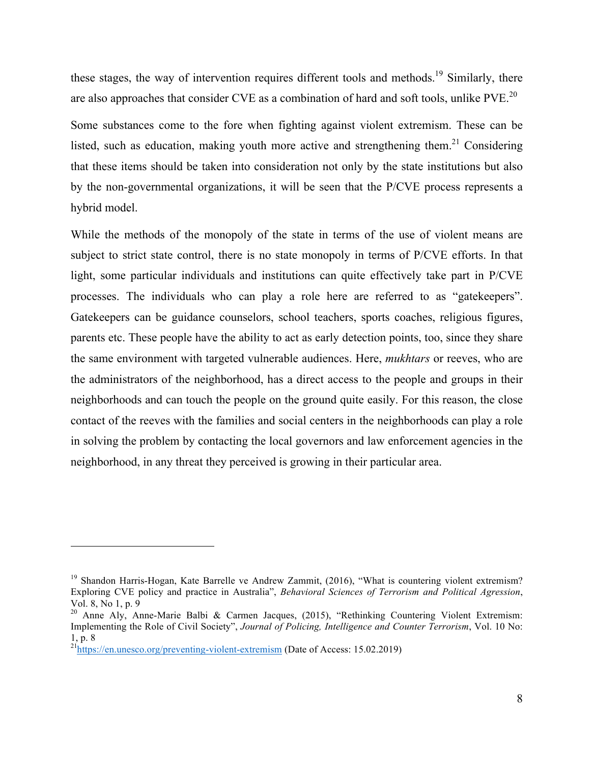these stages, the way of intervention requires different tools and methods.[19] Similarly, there are also approaches that consider CVE as a combination of hard and soft tools, unlike PVE.[20]

Some substances come to the fore when fighting against violent extremism. These can be listed, such as education, making youth more active and strengthening them.[21] Considering that these items should be taken into consideration not only by the state institutions but also by the non-governmental organizations, it will be seen that the P/CVE process represents a hybrid model.

While the methods of the monopoly of the state in terms of the use of violent means are subject to strict state control, there is no state monopoly in terms of P/CVE efforts. In that light, some particular individuals and institutions can quite effectively take part in P/CVE processes. The individuals who can play a role here are referred to as "gatekeepers". Gatekeepers can be guidance counselors, school teachers, sports coaches, religious figures, parents etc. These people have the ability to act as early detection points, too, since they share the same environment with targeted vulnerable audiences. Here, *mukhtars* or reeves, who are the administrators of the neighborhood, has a direct access to the people and groups in their neighborhoods and can touch the people on the ground quite easily. For this reason, the close contact of the reeves with the families and social centers in the neighborhoods can play a role in solving the problem by contacting the local governors and law enforcement agencies in the neighborhood, in any threat they perceived is growing in their particular area.

---

[19] Shandon Harris-Hogan, Kate Barrelle ve Andrew Zammit, (2016), "What is countering violent extremism? Exploring CVE policy and practice in Australia", *Behavioral Sciences of Terrorism and Political Agression*, Vol. 8, No 1, p. 9

[20] Anne Aly, Anne-Marie Balbi & Carmen Jacques, (2015), "Rethinking Countering Violent Extremism: Implementing the Role of Civil Society", *Journal of Policing, Intelligence and Counter Terrorism*, Vol. 10 No: 1, p. 8

[21] https://en.unesco.org/preventing-violent-extremism (Date of Access: 15.02.2019)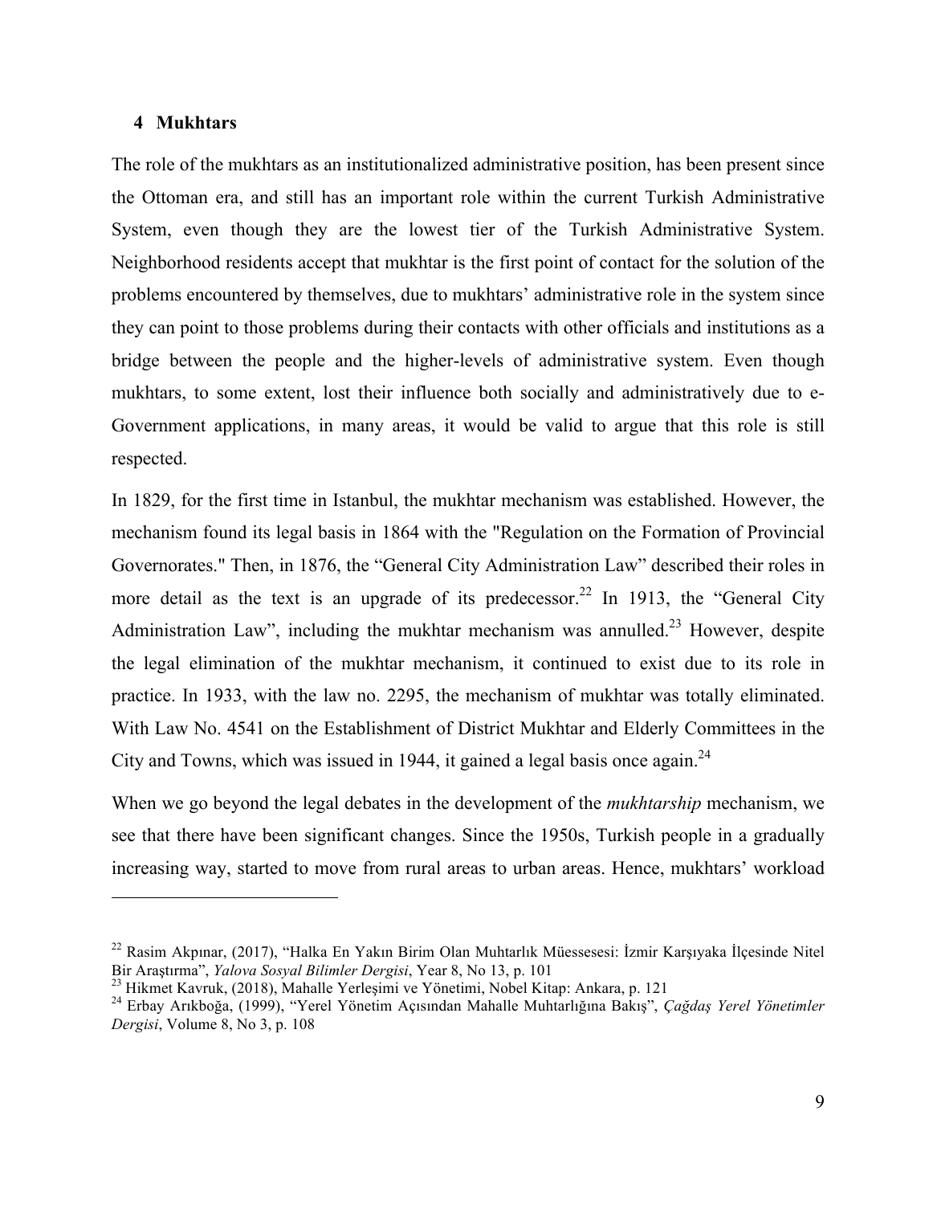## 4 Mukhtars

The role of the mukhtars as an institutionalized administrative position, has been present since the Ottoman era, and still has an important role within the current Turkish Administrative System, even though they are the lowest tier of the Turkish Administrative System. Neighborhood residents accept that mukhtar is the first point of contact for the solution of the problems encountered by themselves, due to mukhtars' administrative role in the system since they can point to those problems during their contacts with other officials and institutions as a bridge between the people and the higher-levels of administrative system. Even though mukhtars, to some extent, lost their influence both socially and administratively due to e-Government applications, in many areas, it would be valid to argue that this role is still respected.

In 1829, for the first time in Istanbul, the mukhtar mechanism was established. However, the mechanism found its legal basis in 1864 with the "Regulation on the Formation of Provincial Governorates." Then, in 1876, the "General City Administration Law" described their roles in more detail as the text is an upgrade of its predecessor.[22] In 1913, the "General City Administration Law", including the mukhtar mechanism was annulled.[23] However, despite the legal elimination of the mukhtar mechanism, it continued to exist due to its role in practice. In 1933, with the law no. 2295, the mechanism of mukhtar was totally eliminated. With Law No. 4541 on the Establishment of District Mukhtar and Elderly Committees in the City and Towns, which was issued in 1944, it gained a legal basis once again.[24]

When we go beyond the legal debates in the development of the *mukhtarship* mechanism, we see that there have been significant changes. Since the 1950s, Turkish people in a gradually increasing way, started to move from rural areas to urban areas. Hence, mukhtars' workload

---

[22] Rasim Akpınar, (2017), "Halka En Yakın Birim Olan Muhtarlık Müessesesi: İzmir Karşıyaka İlçesinde Nitel Bir Araştırma", *Yalova Sosyal Bilimler Dergisi*, Year 8, No 13, p. 101

[23] Hikmet Kavruk, (2018), Mahalle Yerleşimi ve Yönetimi, Nobel Kitap: Ankara, p. 121

[24] Erbay Arıkboğa, (1999), "Yerel Yönetim Açısından Mahalle Muhtarlığına Bakış", *Çağdaş Yerel Yönetimler Dergisi*, Volume 8, No 3, p. 108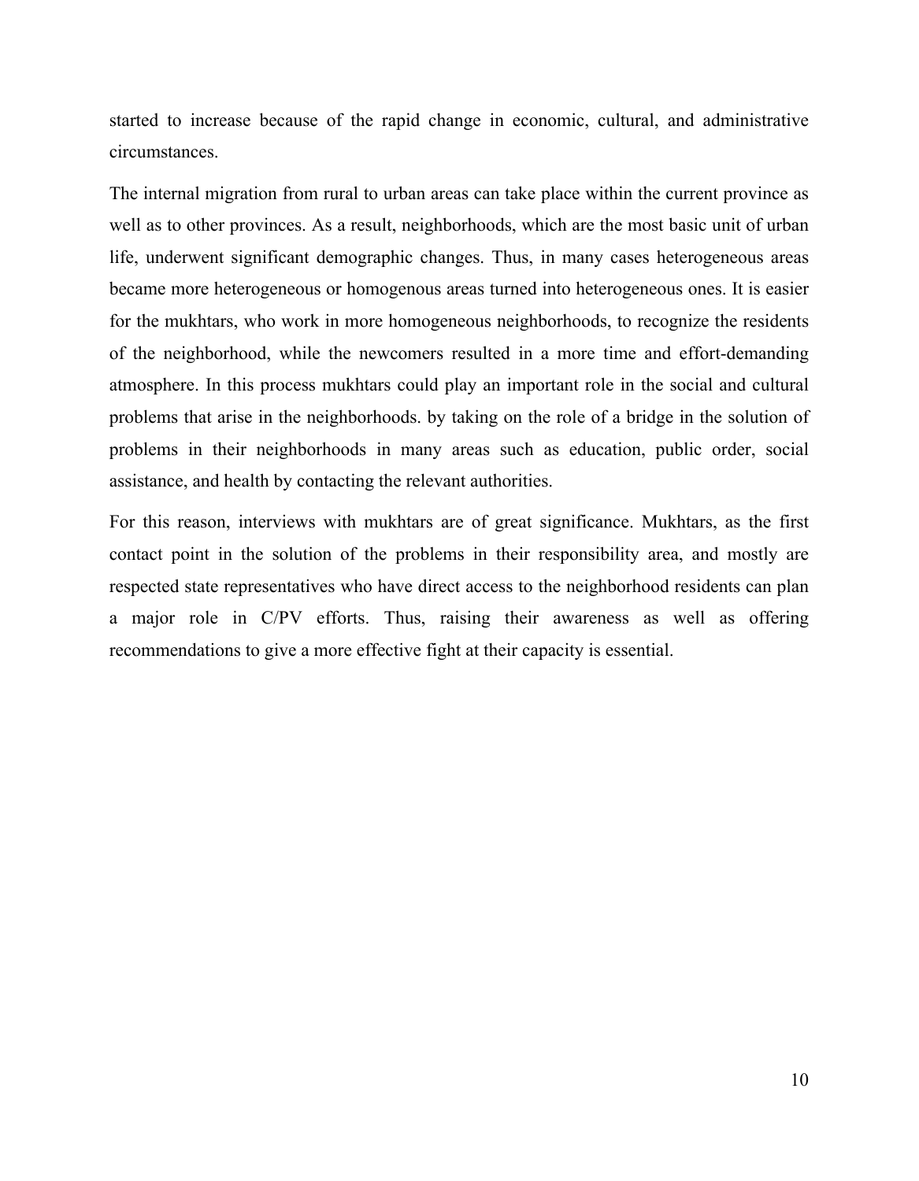started to increase because of the rapid change in economic, cultural, and administrative circumstances.

The internal migration from rural to urban areas can take place within the current province as well as to other provinces. As a result, neighborhoods, which are the most basic unit of urban life, underwent significant demographic changes. Thus, in many cases heterogeneous areas became more heterogeneous or homogenous areas turned into heterogeneous ones. It is easier for the mukhtars, who work in more homogeneous neighborhoods, to recognize the residents of the neighborhood, while the newcomers resulted in a more time and effort-demanding atmosphere. In this process mukhtars could play an important role in the social and cultural problems that arise in the neighborhoods. by taking on the role of a bridge in the solution of problems in their neighborhoods in many areas such as education, public order, social assistance, and health by contacting the relevant authorities.

For this reason, interviews with mukhtars are of great significance. Mukhtars, as the first contact point in the solution of the problems in their responsibility area, and mostly are respected state representatives who have direct access to the neighborhood residents can plan a major role in C/PV efforts. Thus, raising their awareness as well as offering recommendations to give a more effective fight at their capacity is essential.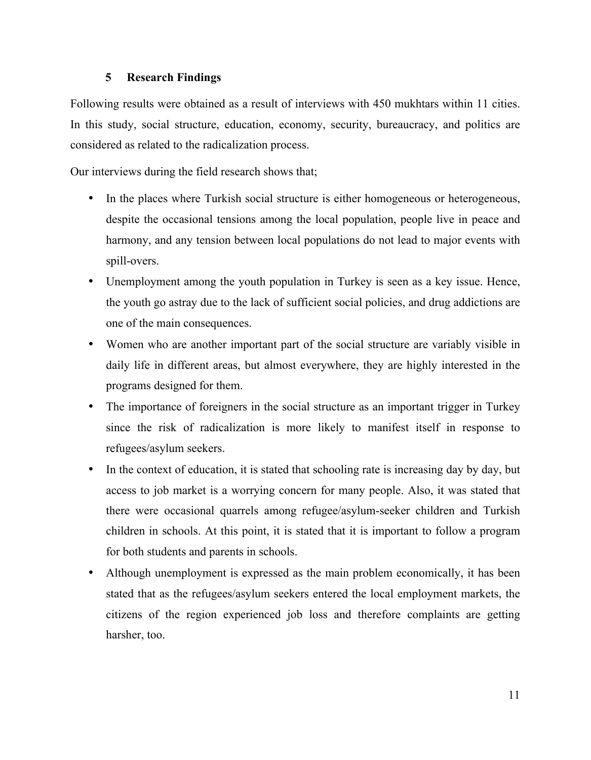## 5 Research Findings

Following results were obtained as a result of interviews with 450 mukhtars within 11 cities. In this study, social structure, education, economy, security, bureaucracy, and politics are considered as related to the radicalization process.

Our interviews during the field research shows that;

- In the places where Turkish social structure is either homogeneous or heterogeneous, despite the occasional tensions among the local population, people live in peace and harmony, and any tension between local populations do not lead to major events with spill-overs.
- Unemployment among the youth population in Turkey is seen as a key issue. Hence, the youth go astray due to the lack of sufficient social policies, and drug addictions are one of the main consequences.
- Women who are another important part of the social structure are variably visible in daily life in different areas, but almost everywhere, they are highly interested in the programs designed for them.
- The importance of foreigners in the social structure as an important trigger in Turkey since the risk of radicalization is more likely to manifest itself in response to refugees/asylum seekers.
- In the context of education, it is stated that schooling rate is increasing day by day, but access to job market is a worrying concern for many people. Also, it was stated that there were occasional quarrels among refugee/asylum-seeker children and Turkish children in schools. At this point, it is stated that it is important to follow a program for both students and parents in schools.
- Although unemployment is expressed as the main problem economically, it has been stated that as the refugees/asylum seekers entered the local employment markets, the citizens of the region experienced job loss and therefore complaints are getting harsher, too.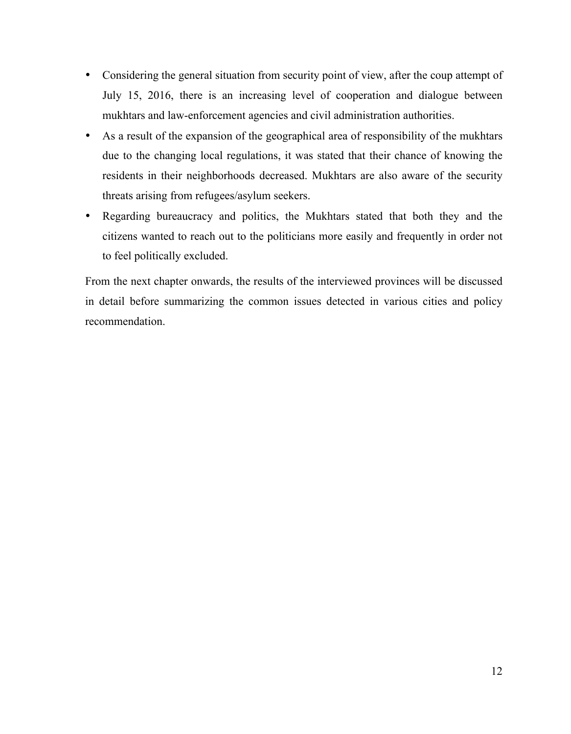- Considering the general situation from security point of view, after the coup attempt of July 15, 2016, there is an increasing level of cooperation and dialogue between mukhtars and law-enforcement agencies and civil administration authorities.
- As a result of the expansion of the geographical area of responsibility of the mukhtars due to the changing local regulations, it was stated that their chance of knowing the residents in their neighborhoods decreased. Mukhtars are also aware of the security threats arising from refugees/asylum seekers.
- Regarding bureaucracy and politics, the Mukhtars stated that both they and the citizens wanted to reach out to the politicians more easily and frequently in order not to feel politically excluded.

From the next chapter onwards, the results of the interviewed provinces will be discussed in detail before summarizing the common issues detected in various cities and policy recommendation.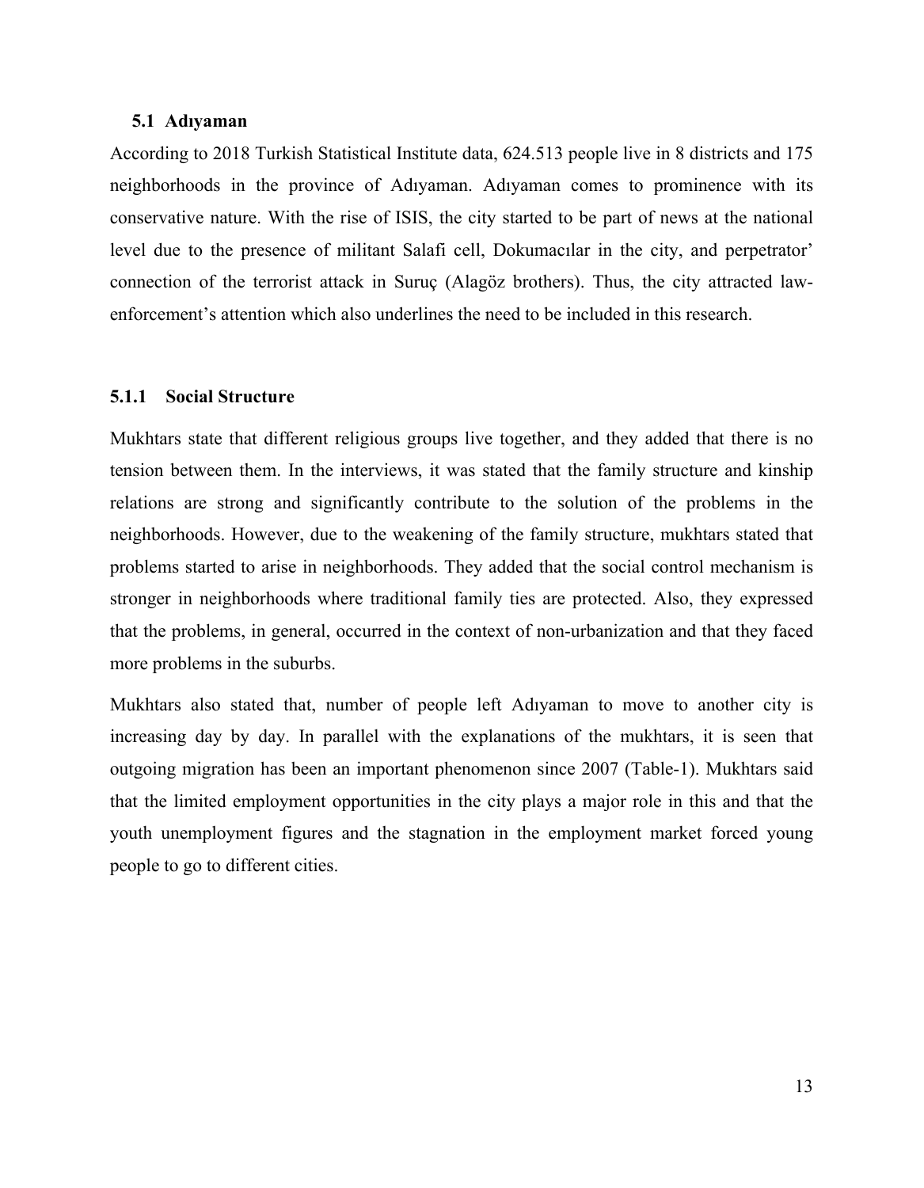## 5.1 Adıyaman

According to 2018 Turkish Statistical Institute data, 624.513 people live in 8 districts and 175 neighborhoods in the province of Adıyaman. Adıyaman comes to prominence with its conservative nature. With the rise of ISIS, the city started to be part of news at the national level due to the presence of militant Salafi cell, Dokumacılar in the city, and perpetrator' connection of the terrorist attack in Suruç (Alagöz brothers). Thus, the city attracted law-enforcement's attention which also underlines the need to be included in this research.

### 5.1.1 Social Structure

Mukhtars state that different religious groups live together, and they added that there is no tension between them. In the interviews, it was stated that the family structure and kinship relations are strong and significantly contribute to the solution of the problems in the neighborhoods. However, due to the weakening of the family structure, mukhtars stated that problems started to arise in neighborhoods. They added that the social control mechanism is stronger in neighborhoods where traditional family ties are protected. Also, they expressed that the problems, in general, occurred in the context of non-urbanization and that they faced more problems in the suburbs.

Mukhtars also stated that, number of people left Adıyaman to move to another city is increasing day by day. In parallel with the explanations of the mukhtars, it is seen that outgoing migration has been an important phenomenon since 2007 (Table-1). Mukhtars said that the limited employment opportunities in the city plays a major role in this and that the youth unemployment figures and the stagnation in the employment market forced young people to go to different cities.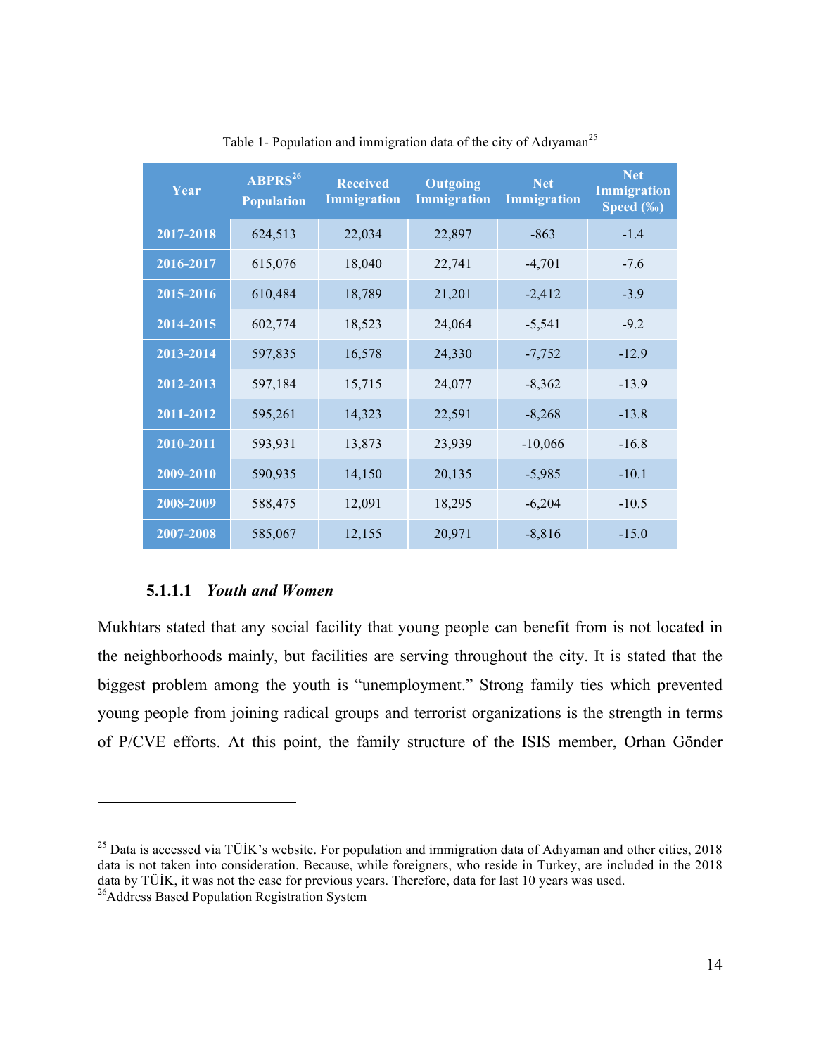Table 1- Population and immigration data of the city of Adıyaman[25]

| Year | ABPRS[26] Population | Received Immigration | Outgoing Immigration | Net Immigration | Net Immigration Speed (‰) |
|---|---|---|---|---|---|
| 2017-2018 | 624,513 | 22,034 | 22,897 | -863 | -1.4 |
| 2016-2017 | 615,076 | 18,040 | 22,741 | -4,701 | -7.6 |
| 2015-2016 | 610,484 | 18,789 | 21,201 | -2,412 | -3.9 |
| 2014-2015 | 602,774 | 18,523 | 24,064 | -5,541 | -9.2 |
| 2013-2014 | 597,835 | 16,578 | 24,330 | -7,752 | -12.9 |
| 2012-2013 | 597,184 | 15,715 | 24,077 | -8,362 | -13.9 |
| 2011-2012 | 595,261 | 14,323 | 22,591 | -8,268 | -13.8 |
| 2010-2011 | 593,931 | 13,873 | 23,939 | -10,066 | -16.8 |
| 2009-2010 | 590,935 | 14,150 | 20,135 | -5,985 | -10.1 |
| 2008-2009 | 588,475 | 12,091 | 18,295 | -6,204 | -10.5 |
| 2007-2008 | 585,067 | 12,155 | 20,971 | -8,816 | -15.0 |

#### 5.1.1.1 *Youth and Women*

Mukhtars stated that any social facility that young people can benefit from is not located in the neighborhoods mainly, but facilities are serving throughout the city. It is stated that the biggest problem among the youth is "unemployment." Strong family ties which prevented young people from joining radical groups and terrorist organizations is the strength in terms of P/CVE efforts. At this point, the family structure of the ISIS member, Orhan Gönder

[25] Data is accessed via TÜİK's website. For population and immigration data of Adıyaman and other cities, 2018 data is not taken into consideration. Because, while foreigners, who reside in Turkey, are included in the 2018 data by TÜİK, it was not the case for previous years. Therefore, data for last 10 years was used.

[26] Address Based Population Registration System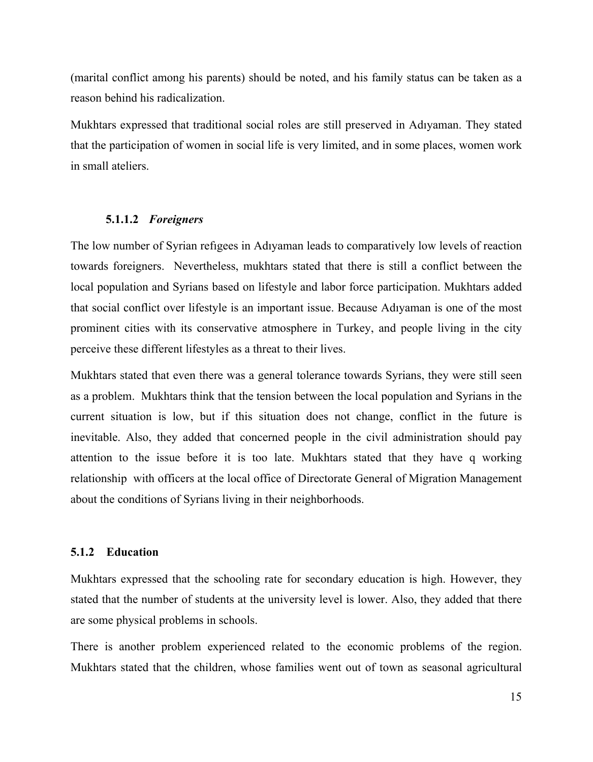(marital conflict among his parents) should be noted, and his family status can be taken as a reason behind his radicalization.

Mukhtars expressed that traditional social roles are still preserved in Adıyaman. They stated that the participation of women in social life is very limited, and in some places, women work in small ateliers.

#### 5.1.1.2 *Foreigners*

The low number of Syrian refigees in Adıyaman leads to comparatively low levels of reaction towards foreigners. Nevertheless, mukhtars stated that there is still a conflict between the local population and Syrians based on lifestyle and labor force participation. Mukhtars added that social conflict over lifestyle is an important issue. Because Adıyaman is one of the most prominent cities with its conservative atmosphere in Turkey, and people living in the city perceive these different lifestyles as a threat to their lives.

Mukhtars stated that even there was a general tolerance towards Syrians, they were still seen as a problem. Mukhtars think that the tension between the local population and Syrians in the current situation is low, but if this situation does not change, conflict in the future is inevitable. Also, they added that concerned people in the civil administration should pay attention to the issue before it is too late. Mukhtars stated that they have q working relationship with officers at the local office of Directorate General of Migration Management about the conditions of Syrians living in their neighborhoods.

### 5.1.2 Education

Mukhtars expressed that the schooling rate for secondary education is high. However, they stated that the number of students at the university level is lower. Also, they added that there are some physical problems in schools.

There is another problem experienced related to the economic problems of the region. Mukhtars stated that the children, whose families went out of town as seasonal agricultural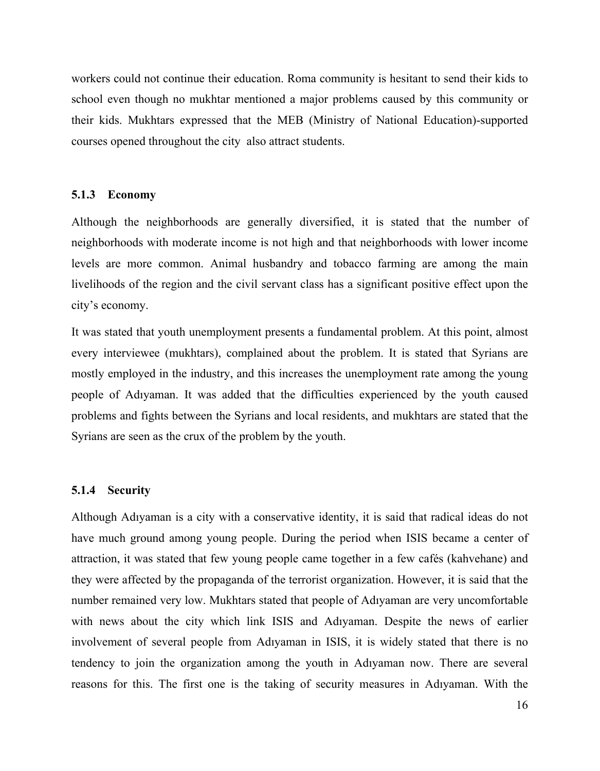workers could not continue their education. Roma community is hesitant to send their kids to school even though no mukhtar mentioned a major problems caused by this community or their kids. Mukhtars expressed that the MEB (Ministry of National Education)-supported courses opened throughout the city also attract students.

### 5.1.3 Economy

Although the neighborhoods are generally diversified, it is stated that the number of neighborhoods with moderate income is not high and that neighborhoods with lower income levels are more common. Animal husbandry and tobacco farming are among the main livelihoods of the region and the civil servant class has a significant positive effect upon the city's economy.

It was stated that youth unemployment presents a fundamental problem. At this point, almost every interviewee (mukhtars), complained about the problem. It is stated that Syrians are mostly employed in the industry, and this increases the unemployment rate among the young people of Adıyaman. It was added that the difficulties experienced by the youth caused problems and fights between the Syrians and local residents, and mukhtars are stated that the Syrians are seen as the crux of the problem by the youth.

### 5.1.4 Security

Although Adıyaman is a city with a conservative identity, it is said that radical ideas do not have much ground among young people. During the period when ISIS became a center of attraction, it was stated that few young people came together in a few cafés (kahvehane) and they were affected by the propaganda of the terrorist organization. However, it is said that the number remained very low. Mukhtars stated that people of Adıyaman are very uncomfortable with news about the city which link ISIS and Adıyaman. Despite the news of earlier involvement of several people from Adıyaman in ISIS, it is widely stated that there is no tendency to join the organization among the youth in Adıyaman now. There are several reasons for this. The first one is the taking of security measures in Adıyaman. With the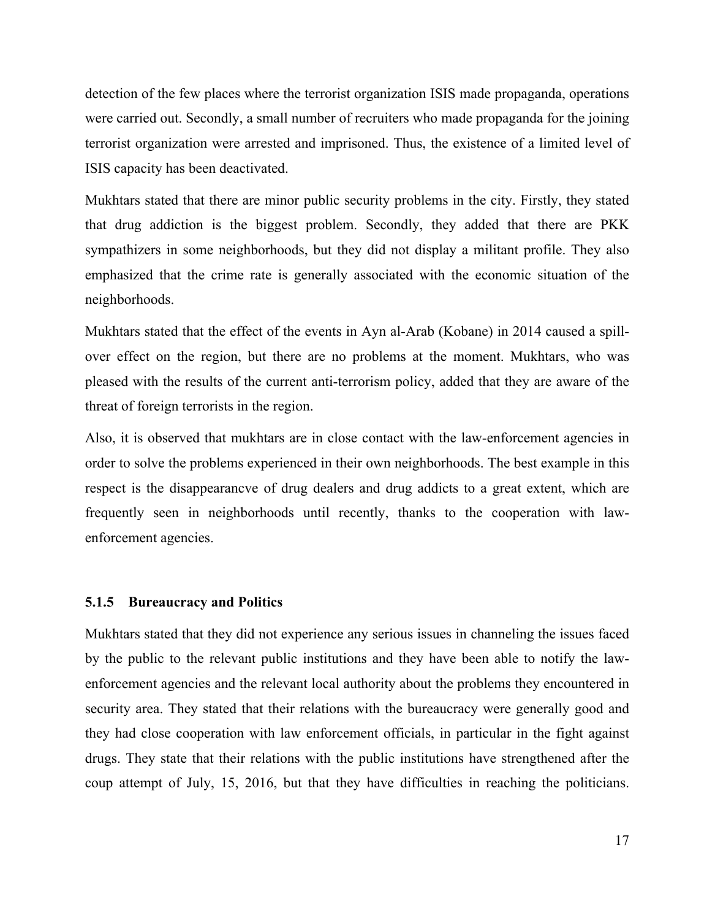detection of the few places where the terrorist organization ISIS made propaganda, operations were carried out. Secondly, a small number of recruiters who made propaganda for the joining terrorist organization were arrested and imprisoned. Thus, the existence of a limited level of ISIS capacity has been deactivated.

Mukhtars stated that there are minor public security problems in the city. Firstly, they stated that drug addiction is the biggest problem. Secondly, they added that there are PKK sympathizers in some neighborhoods, but they did not display a militant profile. They also emphasized that the crime rate is generally associated with the economic situation of the neighborhoods.

Mukhtars stated that the effect of the events in Ayn al-Arab (Kobane) in 2014 caused a spill-over effect on the region, but there are no problems at the moment. Mukhtars, who was pleased with the results of the current anti-terrorism policy, added that they are aware of the threat of foreign terrorists in the region.

Also, it is observed that mukhtars are in close contact with the law-enforcement agencies in order to solve the problems experienced in their own neighborhoods. The best example in this respect is the disappearancve of drug dealers and drug addicts to a great extent, which are frequently seen in neighborhoods until recently, thanks to the cooperation with law-enforcement agencies.

#### 5.1.5 Bureaucracy and Politics

Mukhtars stated that they did not experience any serious issues in channeling the issues faced by the public to the relevant public institutions and they have been able to notify the law-enforcement agencies and the relevant local authority about the problems they encountered in security area. They stated that their relations with the bureaucracy were generally good and they had close cooperation with law enforcement officials, in particular in the fight against drugs. They state that their relations with the public institutions have strengthened after the coup attempt of July, 15, 2016, but that they have difficulties in reaching the politicians.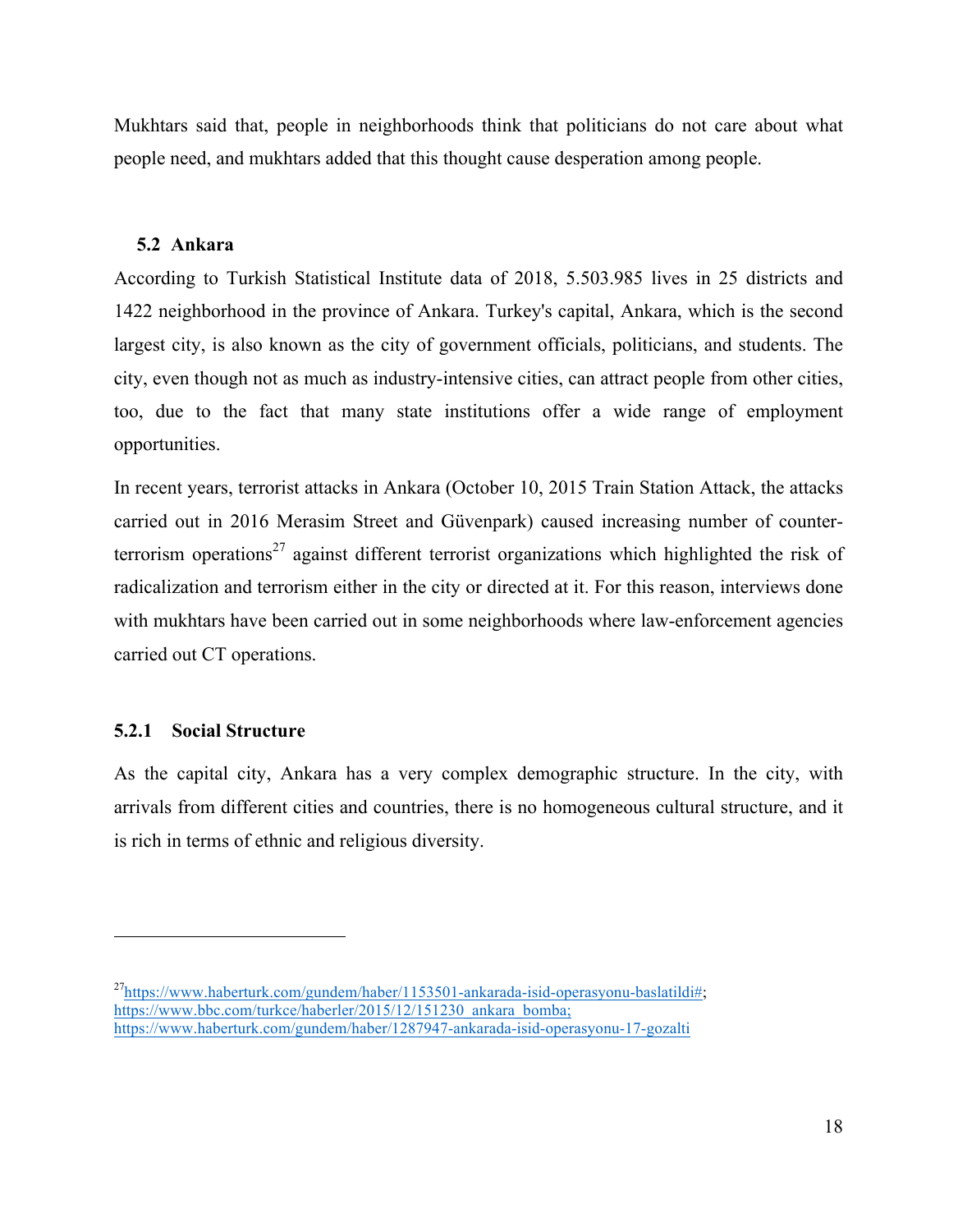Mukhtars said that, people in neighborhoods think that politicians do not care about what people need, and mukhtars added that this thought cause desperation among people.

## 5.2 Ankara

According to Turkish Statistical Institute data of 2018, 5.503.985 lives in 25 districts and 1422 neighborhood in the province of Ankara. Turkey's capital, Ankara, which is the second largest city, is also known as the city of government officials, politicians, and students. The city, even though not as much as industry-intensive cities, can attract people from other cities, too, due to the fact that many state institutions offer a wide range of employment opportunities.

In recent years, terrorist attacks in Ankara (October 10, 2015 Train Station Attack, the attacks carried out in 2016 Merasim Street and Güvenpark) caused increasing number of counter-terrorism operations[27] against different terrorist organizations which highlighted the risk of radicalization and terrorism either in the city or directed at it. For this reason, interviews done with mukhtars have been carried out in some neighborhoods where law-enforcement agencies carried out CT operations.

### 5.2.1 Social Structure

As the capital city, Ankara has a very complex demographic structure. In the city, with arrivals from different cities and countries, there is no homogeneous cultural structure, and it is rich in terms of ethnic and religious diversity.

---

[27] https://www.haberturk.com/gundem/haber/1153501-ankarada-isid-operasyonu-baslatildi#; https://www.bbc.com/turkce/haberler/2015/12/151230_ankara_bomba; https://www.haberturk.com/gundem/haber/1287947-ankarada-isid-operasyonu-17-gozalti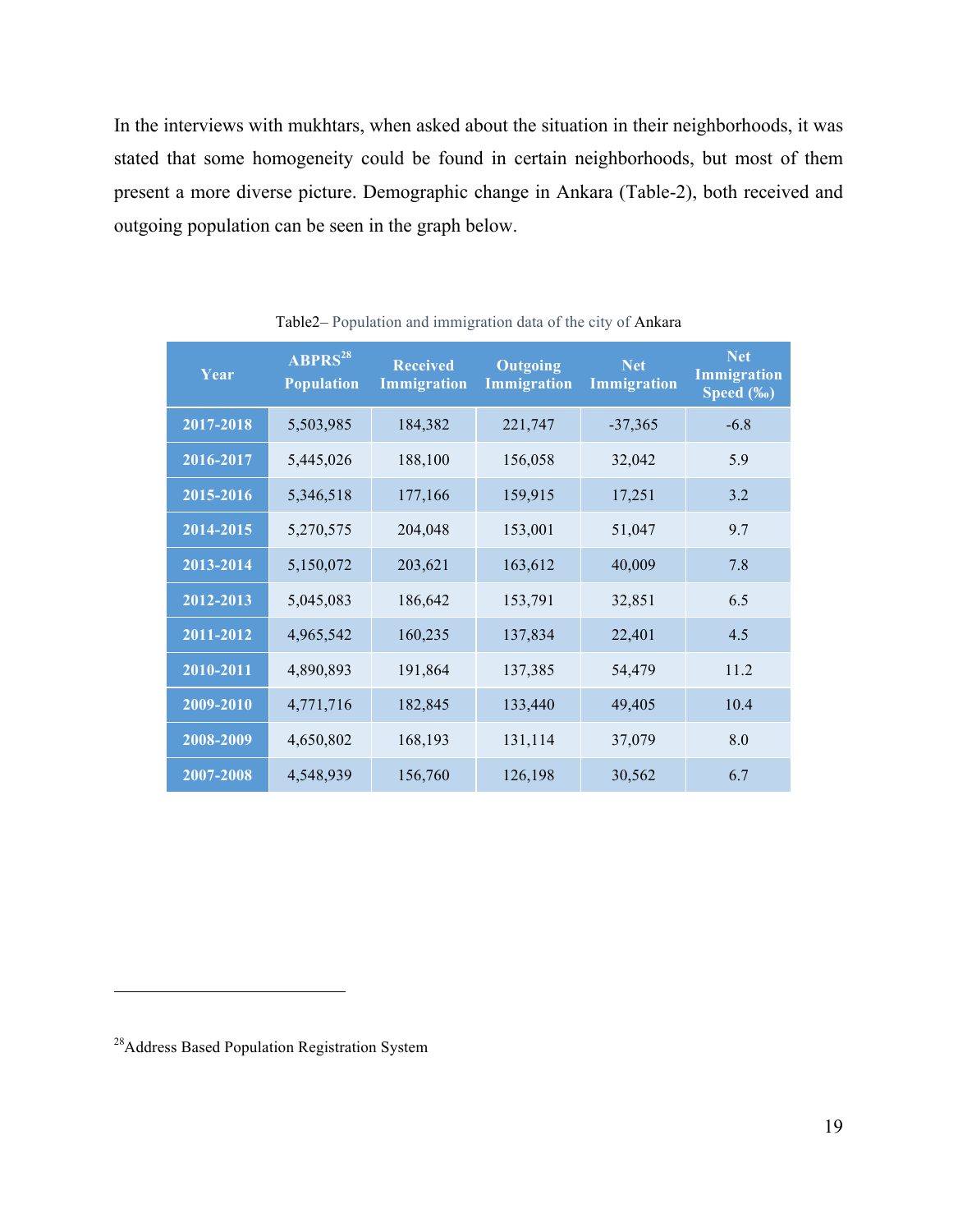In the interviews with mukhtars, when asked about the situation in their neighborhoods, it was stated that some homogeneity could be found in certain neighborhoods, but most of them present a more diverse picture. Demographic change in Ankara (Table-2), both received and outgoing population can be seen in the graph below.

Table2– Population and immigration data of the city of Ankara

| Year | ABPRS[28] Population | Received Immigration | Outgoing Immigration | Net Immigration | Net Immigration Speed (‰) |
|---|---|---|---|---|---|
| 2017-2018 | 5,503,985 | 184,382 | 221,747 | -37,365 | -6.8 |
| 2016-2017 | 5,445,026 | 188,100 | 156,058 | 32,042 | 5.9 |
| 2015-2016 | 5,346,518 | 177,166 | 159,915 | 17,251 | 3.2 |
| 2014-2015 | 5,270,575 | 204,048 | 153,001 | 51,047 | 9.7 |
| 2013-2014 | 5,150,072 | 203,621 | 163,612 | 40,009 | 7.8 |
| 2012-2013 | 5,045,083 | 186,642 | 153,791 | 32,851 | 6.5 |
| 2011-2012 | 4,965,542 | 160,235 | 137,834 | 22,401 | 4.5 |
| 2010-2011 | 4,890,893 | 191,864 | 137,385 | 54,479 | 11.2 |
| 2009-2010 | 4,771,716 | 182,845 | 133,440 | 49,405 | 10.4 |
| 2008-2009 | 4,650,802 | 168,193 | 131,114 | 37,079 | 8.0 |
| 2007-2008 | 4,548,939 | 156,760 | 126,198 | 30,562 | 6.7 |

[28]Address Based Population Registration System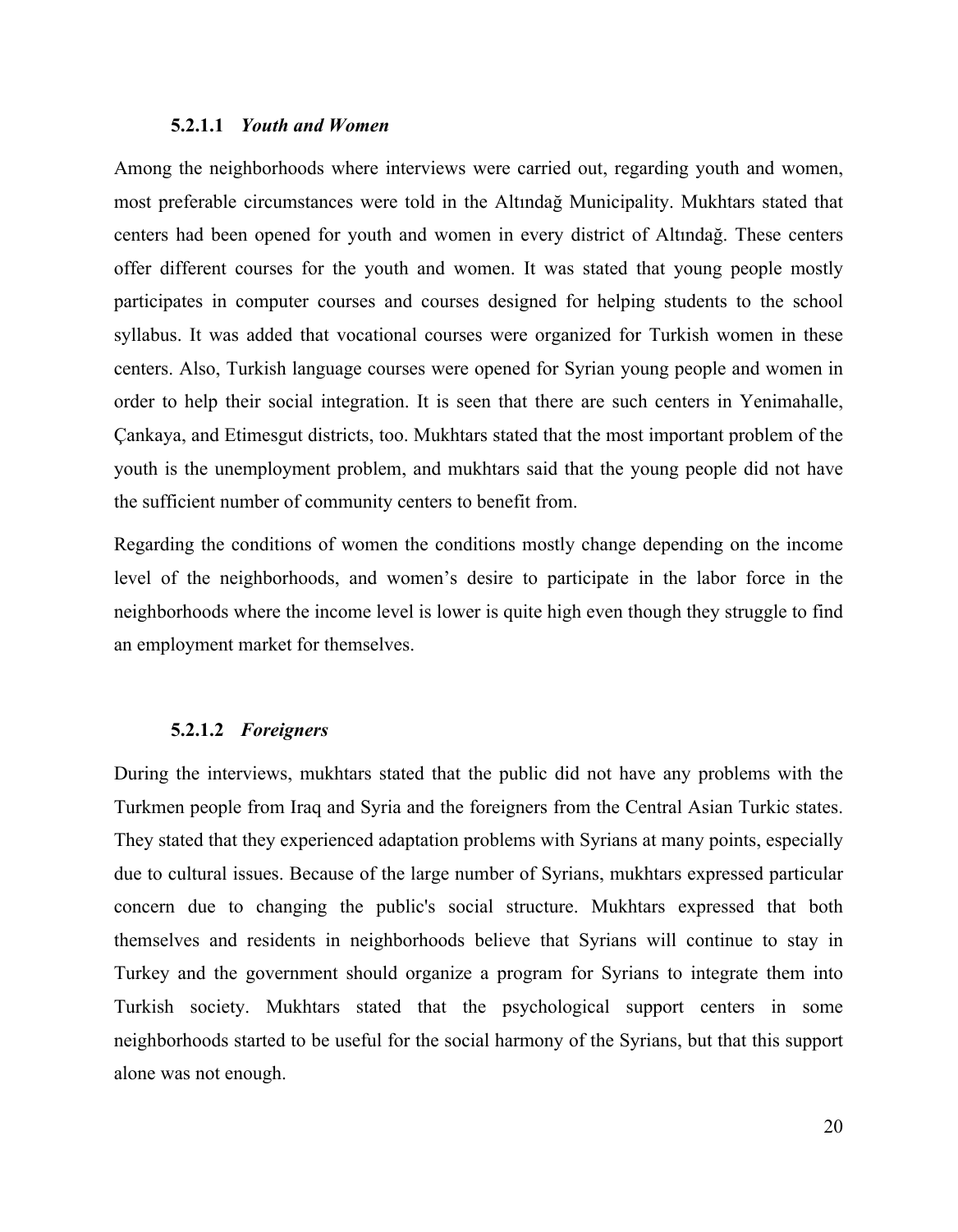#### 5.2.1.1 *Youth and Women*

Among the neighborhoods where interviews were carried out, regarding youth and women, most preferable circumstances were told in the Altındağ Municipality. Mukhtars stated that centers had been opened for youth and women in every district of Altındağ. These centers offer different courses for the youth and women. It was stated that young people mostly participates in computer courses and courses designed for helping students to the school syllabus. It was added that vocational courses were organized for Turkish women in these centers. Also, Turkish language courses were opened for Syrian young people and women in order to help their social integration. It is seen that there are such centers in Yenimahalle, Çankaya, and Etimesgut districts, too. Mukhtars stated that the most important problem of the youth is the unemployment problem, and mukhtars said that the young people did not have the sufficient number of community centers to benefit from.

Regarding the conditions of women the conditions mostly change depending on the income level of the neighborhoods, and women's desire to participate in the labor force in the neighborhoods where the income level is lower is quite high even though they struggle to find an employment market for themselves.

#### 5.2.1.2 *Foreigners*

During the interviews, mukhtars stated that the public did not have any problems with the Turkmen people from Iraq and Syria and the foreigners from the Central Asian Turkic states. They stated that they experienced adaptation problems with Syrians at many points, especially due to cultural issues. Because of the large number of Syrians, mukhtars expressed particular concern due to changing the public's social structure. Mukhtars expressed that both themselves and residents in neighborhoods believe that Syrians will continue to stay in Turkey and the government should organize a program for Syrians to integrate them into Turkish society. Mukhtars stated that the psychological support centers in some neighborhoods started to be useful for the social harmony of the Syrians, but that this support alone was not enough.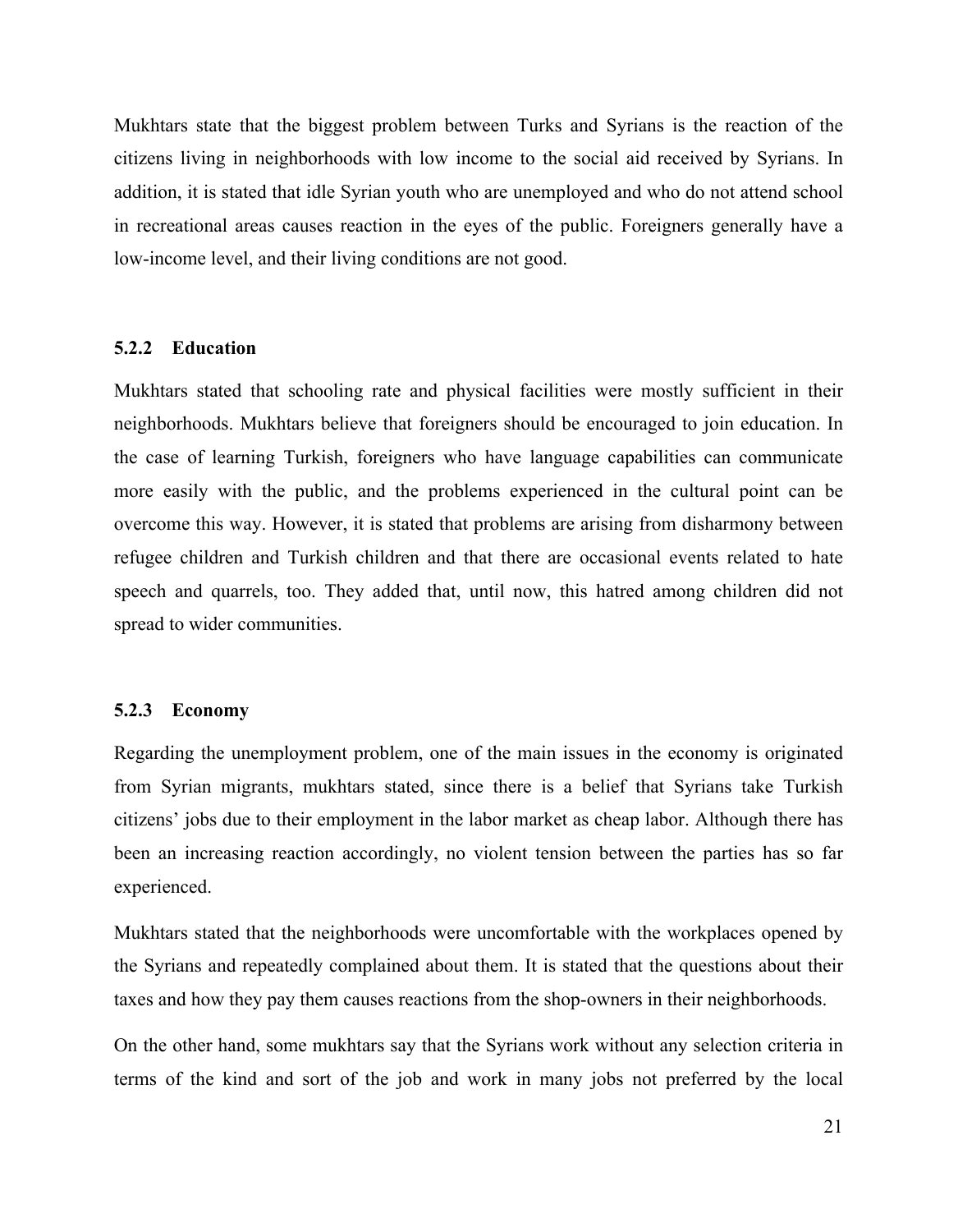Mukhtars state that the biggest problem between Turks and Syrians is the reaction of the citizens living in neighborhoods with low income to the social aid received by Syrians. In addition, it is stated that idle Syrian youth who are unemployed and who do not attend school in recreational areas causes reaction in the eyes of the public. Foreigners generally have a low-income level, and their living conditions are not good.

### 5.2.2 Education

Mukhtars stated that schooling rate and physical facilities were mostly sufficient in their neighborhoods. Mukhtars believe that foreigners should be encouraged to join education. In the case of learning Turkish, foreigners who have language capabilities can communicate more easily with the public, and the problems experienced in the cultural point can be overcome this way. However, it is stated that problems are arising from disharmony between refugee children and Turkish children and that there are occasional events related to hate speech and quarrels, too. They added that, until now, this hatred among children did not spread to wider communities.

### 5.2.3 Economy

Regarding the unemployment problem, one of the main issues in the economy is originated from Syrian migrants, mukhtars stated, since there is a belief that Syrians take Turkish citizens' jobs due to their employment in the labor market as cheap labor. Although there has been an increasing reaction accordingly, no violent tension between the parties has so far experienced.

Mukhtars stated that the neighborhoods were uncomfortable with the workplaces opened by the Syrians and repeatedly complained about them. It is stated that the questions about their taxes and how they pay them causes reactions from the shop-owners in their neighborhoods.

On the other hand, some mukhtars say that the Syrians work without any selection criteria in terms of the kind and sort of the job and work in many jobs not preferred by the local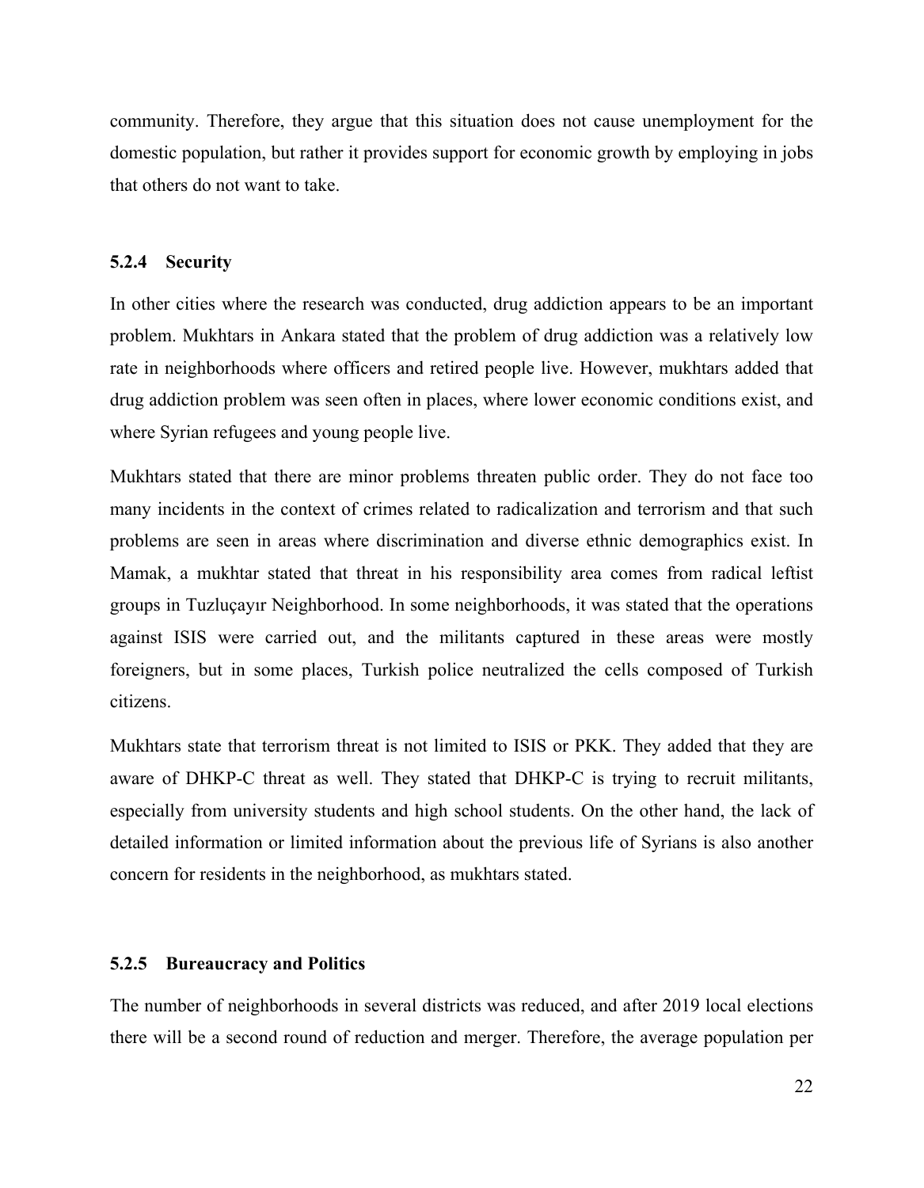community. Therefore, they argue that this situation does not cause unemployment for the domestic population, but rather it provides support for economic growth by employing in jobs that others do not want to take.

### 5.2.4 Security

In other cities where the research was conducted, drug addiction appears to be an important problem. Mukhtars in Ankara stated that the problem of drug addiction was a relatively low rate in neighborhoods where officers and retired people live. However, mukhtars added that drug addiction problem was seen often in places, where lower economic conditions exist, and where Syrian refugees and young people live.

Mukhtars stated that there are minor problems threaten public order. They do not face too many incidents in the context of crimes related to radicalization and terrorism and that such problems are seen in areas where discrimination and diverse ethnic demographics exist. In Mamak, a mukhtar stated that threat in his responsibility area comes from radical leftist groups in Tuzluçayır Neighborhood. In some neighborhoods, it was stated that the operations against ISIS were carried out, and the militants captured in these areas were mostly foreigners, but in some places, Turkish police neutralized the cells composed of Turkish citizens.

Mukhtars state that terrorism threat is not limited to ISIS or PKK. They added that they are aware of DHKP-C threat as well. They stated that DHKP-C is trying to recruit militants, especially from university students and high school students. On the other hand, the lack of detailed information or limited information about the previous life of Syrians is also another concern for residents in the neighborhood, as mukhtars stated.

### 5.2.5 Bureaucracy and Politics

The number of neighborhoods in several districts was reduced, and after 2019 local elections there will be a second round of reduction and merger. Therefore, the average population per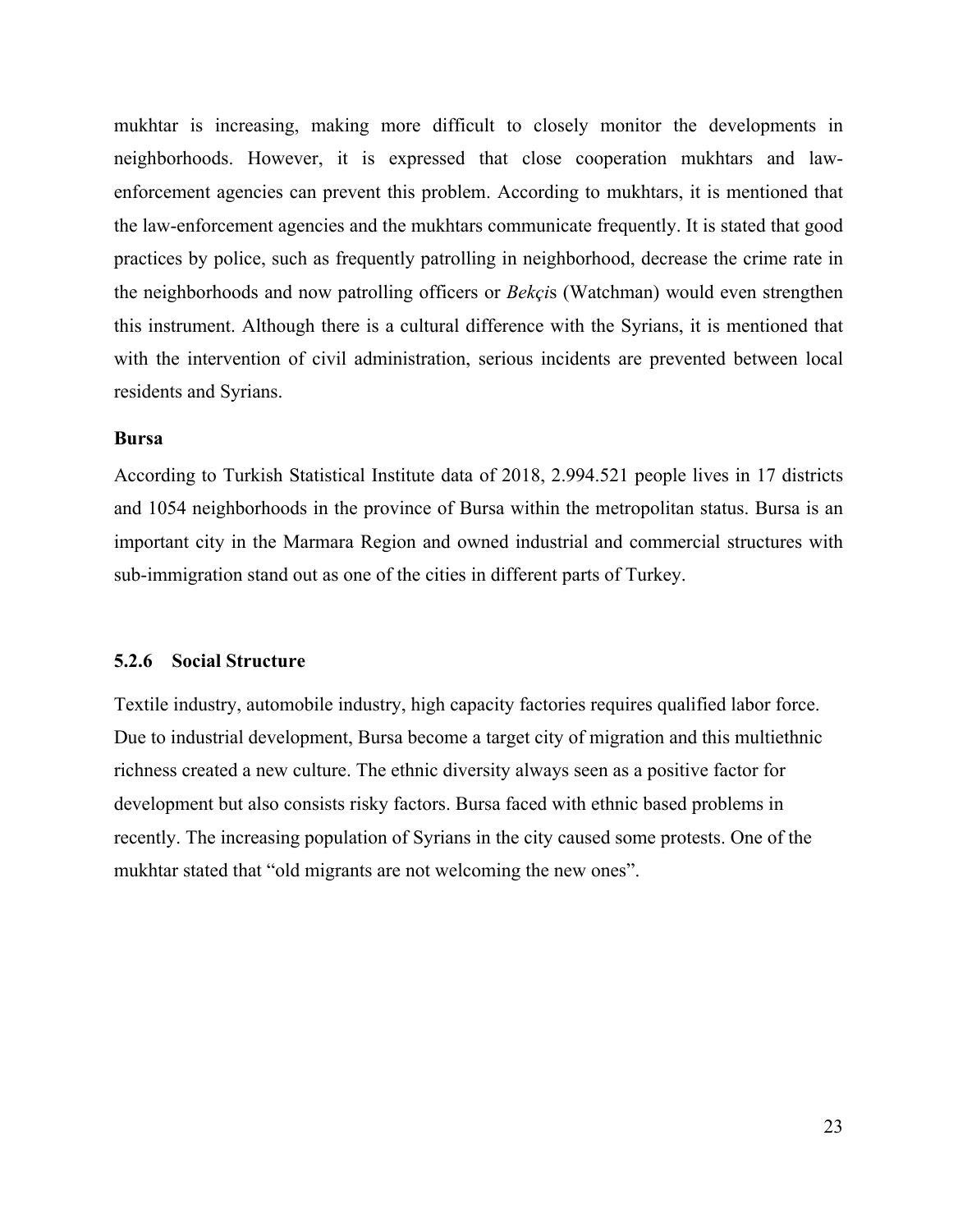mukhtar is increasing, making more difficult to closely monitor the developments in neighborhoods. However, it is expressed that close cooperation mukhtars and law-enforcement agencies can prevent this problem. According to mukhtars, it is mentioned that the law-enforcement agencies and the mukhtars communicate frequently. It is stated that good practices by police, such as frequently patrolling in neighborhood, decrease the crime rate in the neighborhoods and now patrolling officers or *Bekçi*s (Watchman) would even strengthen this instrument. Although there is a cultural difference with the Syrians, it is mentioned that with the intervention of civil administration, serious incidents are prevented between local residents and Syrians.

**Bursa**

According to Turkish Statistical Institute data of 2018, 2.994.521 people lives in 17 districts and 1054 neighborhoods in the province of Bursa within the metropolitan status. Bursa is an important city in the Marmara Region and owned industrial and commercial structures with sub-immigration stand out as one of the cities in different parts of Turkey.

### 5.2.6 Social Structure

Textile industry, automobile industry, high capacity factories requires qualified labor force. Due to industrial development, Bursa become a target city of migration and this multiethnic richness created a new culture. The ethnic diversity always seen as a positive factor for development but also consists risky factors. Bursa faced with ethnic based problems in recently. The increasing population of Syrians in the city caused some protests. One of the mukhtar stated that "old migrants are not welcoming the new ones".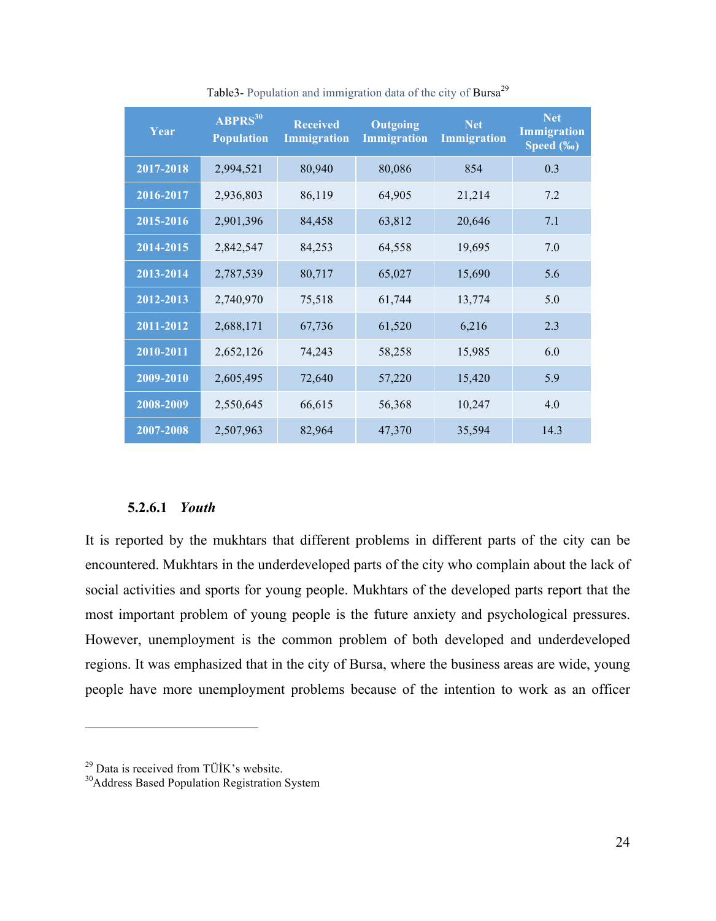Table3- Population and immigration data of the city of Bursa[29]

| Year | ABPRS[30] Population | Received Immigration | Outgoing Immigration | Net Immigration | Net Immigration Speed (‰) |
|---|---|---|---|---|---|
| 2017-2018 | 2,994,521 | 80,940 | 80,086 | 854 | 0.3 |
| 2016-2017 | 2,936,803 | 86,119 | 64,905 | 21,214 | 7.2 |
| 2015-2016 | 2,901,396 | 84,458 | 63,812 | 20,646 | 7.1 |
| 2014-2015 | 2,842,547 | 84,253 | 64,558 | 19,695 | 7.0 |
| 2013-2014 | 2,787,539 | 80,717 | 65,027 | 15,690 | 5.6 |
| 2012-2013 | 2,740,970 | 75,518 | 61,744 | 13,774 | 5.0 |
| 2011-2012 | 2,688,171 | 67,736 | 61,520 | 6,216 | 2.3 |
| 2010-2011 | 2,652,126 | 74,243 | 58,258 | 15,985 | 6.0 |
| 2009-2010 | 2,605,495 | 72,640 | 57,220 | 15,420 | 5.9 |
| 2008-2009 | 2,550,645 | 66,615 | 56,368 | 10,247 | 4.0 |
| 2007-2008 | 2,507,963 | 82,964 | 47,370 | 35,594 | 14.3 |

#### 5.2.6.1 *Youth*

It is reported by the mukhtars that different problems in different parts of the city can be encountered. Mukhtars in the underdeveloped parts of the city who complain about the lack of social activities and sports for young people. Mukhtars of the developed parts report that the most important problem of young people is the future anxiety and psychological pressures. However, unemployment is the common problem of both developed and underdeveloped regions. It was emphasized that in the city of Bursa, where the business areas are wide, young people have more unemployment problems because of the intention to work as an officer

---

[29] Data is received from TÜİK's website.

[30] Address Based Population Registration System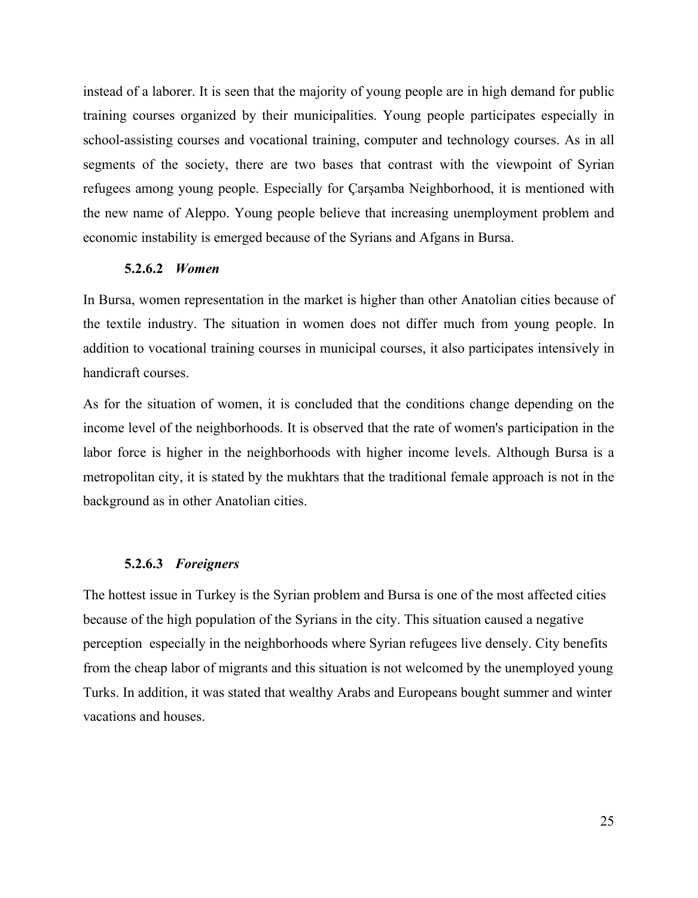instead of a laborer. It is seen that the majority of young people are in high demand for public training courses organized by their municipalities. Young people participates especially in school-assisting courses and vocational training, computer and technology courses. As in all segments of the society, there are two bases that contrast with the viewpoint of Syrian refugees among young people. Especially for Çarşamba Neighborhood, it is mentioned with the new name of Aleppo. Young people believe that increasing unemployment problem and economic instability is emerged because of the Syrians and Afgans in Bursa.

#### 5.2.6.2 *Women*

In Bursa, women representation in the market is higher than other Anatolian cities because of the textile industry. The situation in women does not differ much from young people. In addition to vocational training courses in municipal courses, it also participates intensively in handicraft courses.

As for the situation of women, it is concluded that the conditions change depending on the income level of the neighborhoods. It is observed that the rate of women's participation in the labor force is higher in the neighborhoods with higher income levels. Although Bursa is a metropolitan city, it is stated by the mukhtars that the traditional female approach is not in the background as in other Anatolian cities.

#### 5.2.6.3 *Foreigners*

The hottest issue in Turkey is the Syrian problem and Bursa is one of the most affected cities because of the high population of the Syrians in the city. This situation caused a negative perception especially in the neighborhoods where Syrian refugees live densely. City benefits from the cheap labor of migrants and this situation is not welcomed by the unemployed young Turks. In addition, it was stated that wealthy Arabs and Europeans bought summer and winter vacations and houses.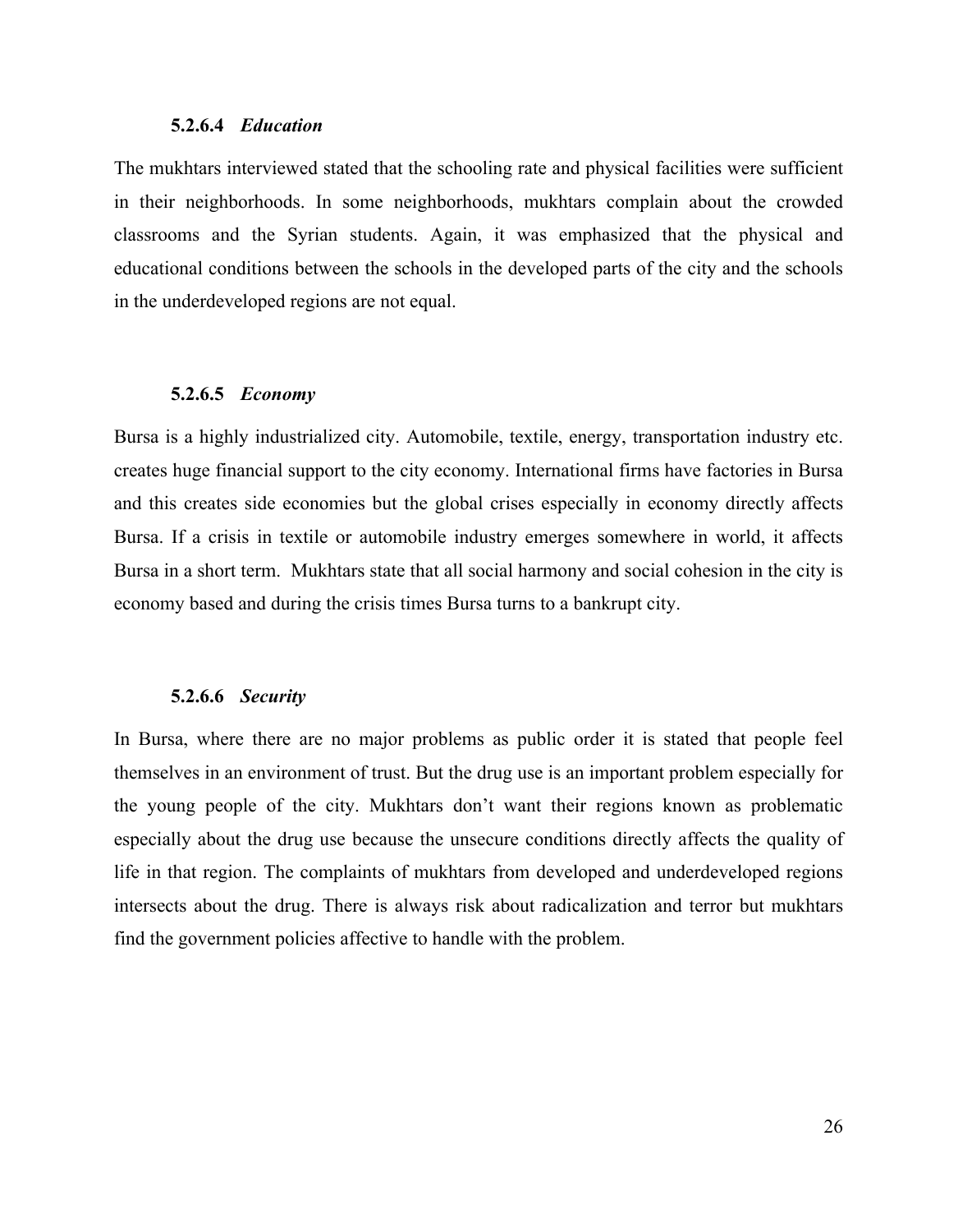#### 5.2.6.4 *Education*

The mukhtars interviewed stated that the schooling rate and physical facilities were sufficient in their neighborhoods. In some neighborhoods, mukhtars complain about the crowded classrooms and the Syrian students. Again, it was emphasized that the physical and educational conditions between the schools in the developed parts of the city and the schools in the underdeveloped regions are not equal.

#### 5.2.6.5 *Economy*

Bursa is a highly industrialized city. Automobile, textile, energy, transportation industry etc. creates huge financial support to the city economy. International firms have factories in Bursa and this creates side economies but the global crises especially in economy directly affects Bursa. If a crisis in textile or automobile industry emerges somewhere in world, it affects Bursa in a short term. Mukhtars state that all social harmony and social cohesion in the city is economy based and during the crisis times Bursa turns to a bankrupt city.

#### 5.2.6.6 *Security*

In Bursa, where there are no major problems as public order it is stated that people feel themselves in an environment of trust. But the drug use is an important problem especially for the young people of the city. Mukhtars don't want their regions known as problematic especially about the drug use because the unsecure conditions directly affects the quality of life in that region. The complaints of mukhtars from developed and underdeveloped regions intersects about the drug. There is always risk about radicalization and terror but mukhtars find the government policies affective to handle with the problem.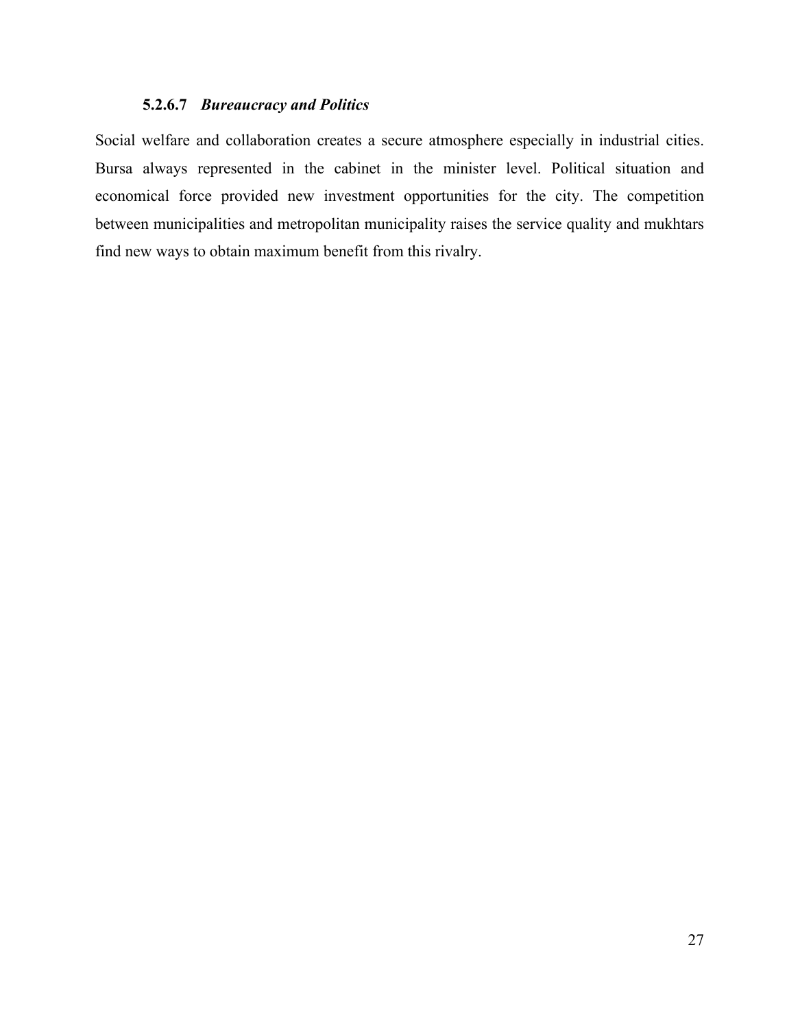#### 5.2.6.7 *Bureaucracy and Politics*

Social welfare and collaboration creates a secure atmosphere especially in industrial cities. Bursa always represented in the cabinet in the minister level. Political situation and economical force provided new investment opportunities for the city. The competition between municipalities and metropolitan municipality raises the service quality and mukhtars find new ways to obtain maximum benefit from this rivalry.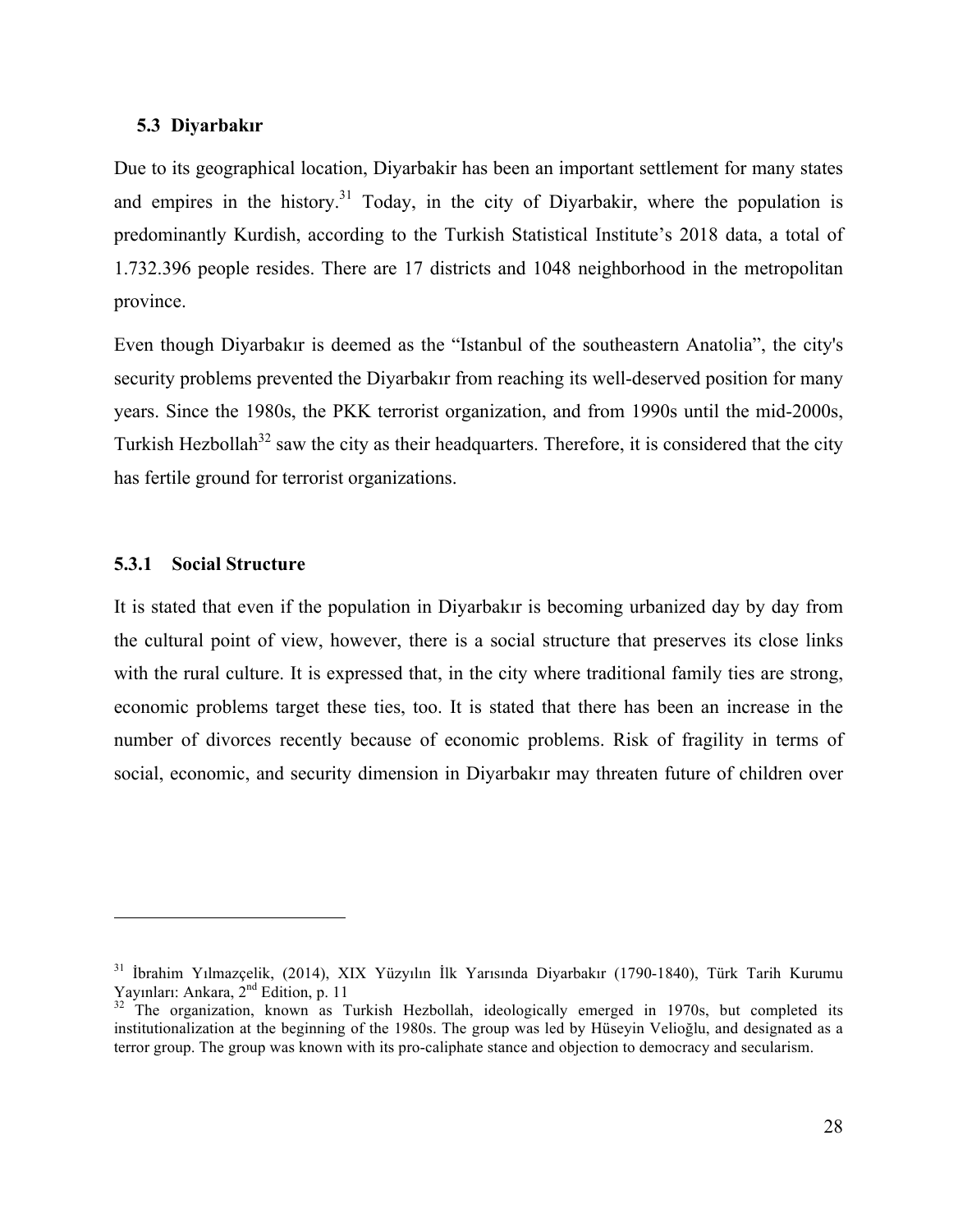### 5.3 Diyarbakır

Due to its geographical location, Diyarbakir has been an important settlement for many states and empires in the history.[31] Today, in the city of Diyarbakir, where the population is predominantly Kurdish, according to the Turkish Statistical Institute's 2018 data, a total of 1.732.396 people resides. There are 17 districts and 1048 neighborhood in the metropolitan province.

Even though Diyarbakır is deemed as the "Istanbul of the southeastern Anatolia", the city's security problems prevented the Diyarbakır from reaching its well-deserved position for many years. Since the 1980s, the PKK terrorist organization, and from 1990s until the mid-2000s, Turkish Hezbollah[32] saw the city as their headquarters. Therefore, it is considered that the city has fertile ground for terrorist organizations.

#### 5.3.1 Social Structure

It is stated that even if the population in Diyarbakır is becoming urbanized day by day from the cultural point of view, however, there is a social structure that preserves its close links with the rural culture. It is expressed that, in the city where traditional family ties are strong, economic problems target these ties, too. It is stated that there has been an increase in the number of divorces recently because of economic problems. Risk of fragility in terms of social, economic, and security dimension in Diyarbakır may threaten future of children over

---

[31] İbrahim Yılmazçelik, (2014), XIX Yüzyılın İlk Yarısında Diyarbakır (1790-1840), Türk Tarih Kurumu Yayınları: Ankara, 2nd Edition, p. 11

[32] The organization, known as Turkish Hezbollah, ideologically emerged in 1970s, but completed its institutionalization at the beginning of the 1980s. The group was led by Hüseyin Velioğlu, and designated as a terror group. The group was known with its pro-caliphate stance and objection to democracy and secularism.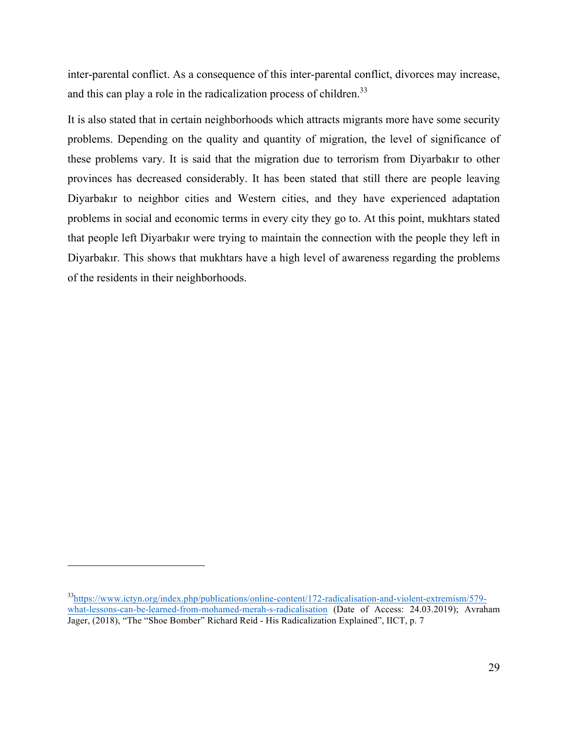inter-parental conflict. As a consequence of this inter-parental conflict, divorces may increase, and this can play a role in the radicalization process of children.[33]

It is also stated that in certain neighborhoods which attracts migrants more have some security problems. Depending on the quality and quantity of migration, the level of significance of these problems vary. It is said that the migration due to terrorism from Diyarbakır to other provinces has decreased considerably. It has been stated that still there are people leaving Diyarbakır to neighbor cities and Western cities, and they have experienced adaptation problems in social and economic terms in every city they go to. At this point, mukhtars stated that people left Diyarbakır were trying to maintain the connection with the people they left in Diyarbakır. This shows that mukhtars have a high level of awareness regarding the problems of the residents in their neighborhoods.

---

[33] https://www.ictyn.org/index.php/publications/online-content/172-radicalisation-and-violent-extremism/579-what-lessons-can-be-learned-from-mohamed-merah-s-radicalisation (Date of Access: 24.03.2019); Avraham Jager, (2018), "The "Shoe Bomber" Richard Reid - His Radicalization Explained", IICT, p. 7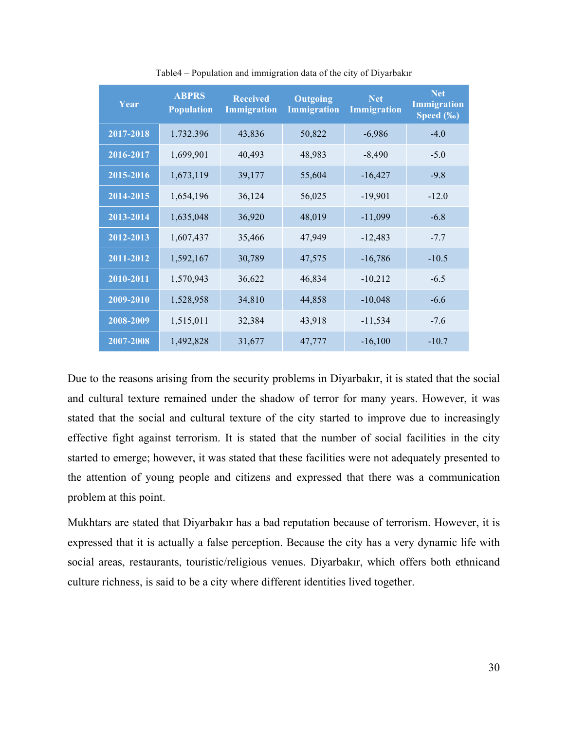Table4 – Population and immigration data of the city of Diyarbakır

| Year | ABPRS Population | Received Immigration | Outgoing Immigration | Net Immigration | Net Immigration Speed (‰) |
|---|---|---|---|---|---|
| 2017-2018 | 1.732.396 | 43,836 | 50,822 | -6,986 | -4.0 |
| 2016-2017 | 1,699,901 | 40,493 | 48,983 | -8,490 | -5.0 |
| 2015-2016 | 1,673,119 | 39,177 | 55,604 | -16,427 | -9.8 |
| 2014-2015 | 1,654,196 | 36,124 | 56,025 | -19,901 | -12.0 |
| 2013-2014 | 1,635,048 | 36,920 | 48,019 | -11,099 | -6.8 |
| 2012-2013 | 1,607,437 | 35,466 | 47,949 | -12,483 | -7.7 |
| 2011-2012 | 1,592,167 | 30,789 | 47,575 | -16,786 | -10.5 |
| 2010-2011 | 1,570,943 | 36,622 | 46,834 | -10,212 | -6.5 |
| 2009-2010 | 1,528,958 | 34,810 | 44,858 | -10,048 | -6.6 |
| 2008-2009 | 1,515,011 | 32,384 | 43,918 | -11,534 | -7.6 |
| 2007-2008 | 1,492,828 | 31,677 | 47,777 | -16,100 | -10.7 |

Due to the reasons arising from the security problems in Diyarbakır, it is stated that the social and cultural texture remained under the shadow of terror for many years. However, it was stated that the social and cultural texture of the city started to improve due to increasingly effective fight against terrorism. It is stated that the number of social facilities in the city started to emerge; however, it was stated that these facilities were not adequately presented to the attention of young people and citizens and expressed that there was a communication problem at this point.

Mukhtars are stated that Diyarbakır has a bad reputation because of terrorism. However, it is expressed that it is actually a false perception. Because the city has a very dynamic life with social areas, restaurants, touristic/religious venues. Diyarbakır, which offers both ethnicand culture richness, is said to be a city where different identities lived together.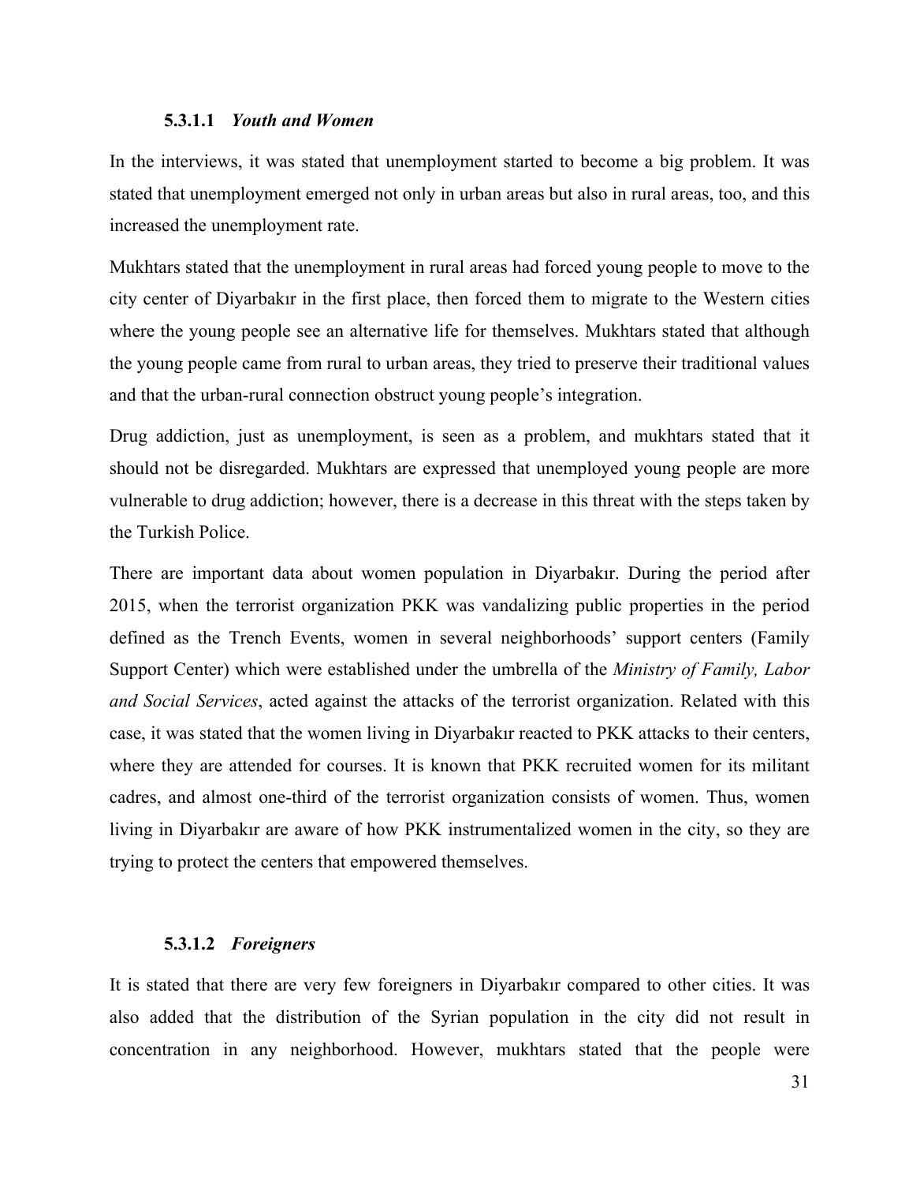#### 5.3.1.1 *Youth and Women*

In the interviews, it was stated that unemployment started to become a big problem. It was stated that unemployment emerged not only in urban areas but also in rural areas, too, and this increased the unemployment rate.

Mukhtars stated that the unemployment in rural areas had forced young people to move to the city center of Diyarbakır in the first place, then forced them to migrate to the Western cities where the young people see an alternative life for themselves. Mukhtars stated that although the young people came from rural to urban areas, they tried to preserve their traditional values and that the urban-rural connection obstruct young people's integration.

Drug addiction, just as unemployment, is seen as a problem, and mukhtars stated that it should not be disregarded. Mukhtars are expressed that unemployed young people are more vulnerable to drug addiction; however, there is a decrease in this threat with the steps taken by the Turkish Police.

There are important data about women population in Diyarbakır. During the period after 2015, when the terrorist organization PKK was vandalizing public properties in the period defined as the Trench Events, women in several neighborhoods' support centers (Family Support Center) which were established under the umbrella of the *Ministry of Family, Labor and Social Services*, acted against the attacks of the terrorist organization. Related with this case, it was stated that the women living in Diyarbakır reacted to PKK attacks to their centers, where they are attended for courses. It is known that PKK recruited women for its militant cadres, and almost one-third of the terrorist organization consists of women. Thus, women living in Diyarbakır are aware of how PKK instrumentalized women in the city, so they are trying to protect the centers that empowered themselves.

#### 5.3.1.2 *Foreigners*

It is stated that there are very few foreigners in Diyarbakır compared to other cities. It was also added that the distribution of the Syrian population in the city did not result in concentration in any neighborhood. However, mukhtars stated that the people were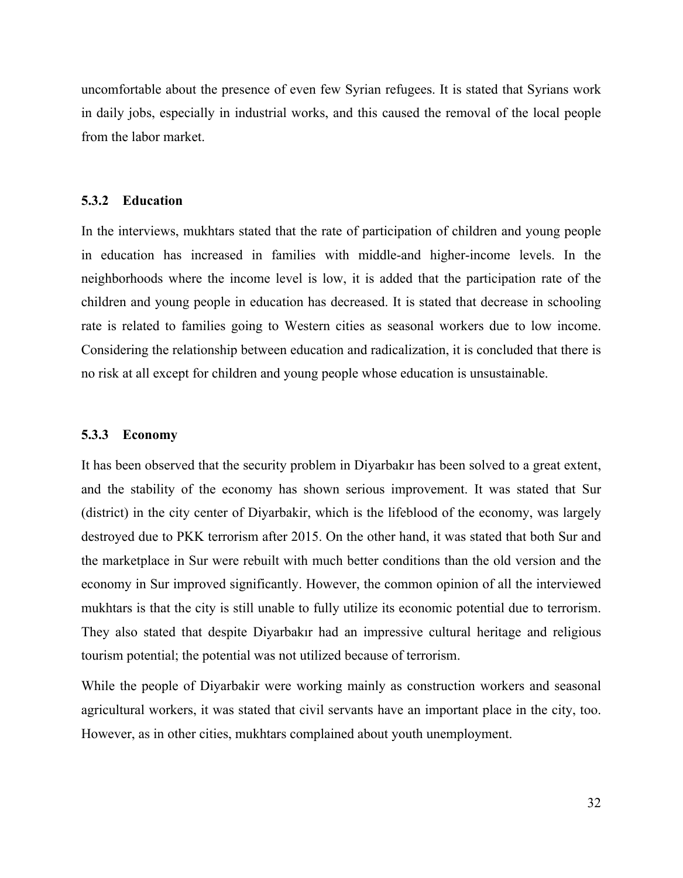uncomfortable about the presence of even few Syrian refugees. It is stated that Syrians work in daily jobs, especially in industrial works, and this caused the removal of the local people from the labor market.

### 5.3.2 Education

In the interviews, mukhtars stated that the rate of participation of children and young people in education has increased in families with middle-and higher-income levels. In the neighborhoods where the income level is low, it is added that the participation rate of the children and young people in education has decreased. It is stated that decrease in schooling rate is related to families going to Western cities as seasonal workers due to low income. Considering the relationship between education and radicalization, it is concluded that there is no risk at all except for children and young people whose education is unsustainable.

### 5.3.3 Economy

It has been observed that the security problem in Diyarbakır has been solved to a great extent, and the stability of the economy has shown serious improvement. It was stated that Sur (district) in the city center of Diyarbakir, which is the lifeblood of the economy, was largely destroyed due to PKK terrorism after 2015. On the other hand, it was stated that both Sur and the marketplace in Sur were rebuilt with much better conditions than the old version and the economy in Sur improved significantly. However, the common opinion of all the interviewed mukhtars is that the city is still unable to fully utilize its economic potential due to terrorism. They also stated that despite Diyarbakır had an impressive cultural heritage and religious tourism potential; the potential was not utilized because of terrorism.

While the people of Diyarbakir were working mainly as construction workers and seasonal agricultural workers, it was stated that civil servants have an important place in the city, too. However, as in other cities, mukhtars complained about youth unemployment.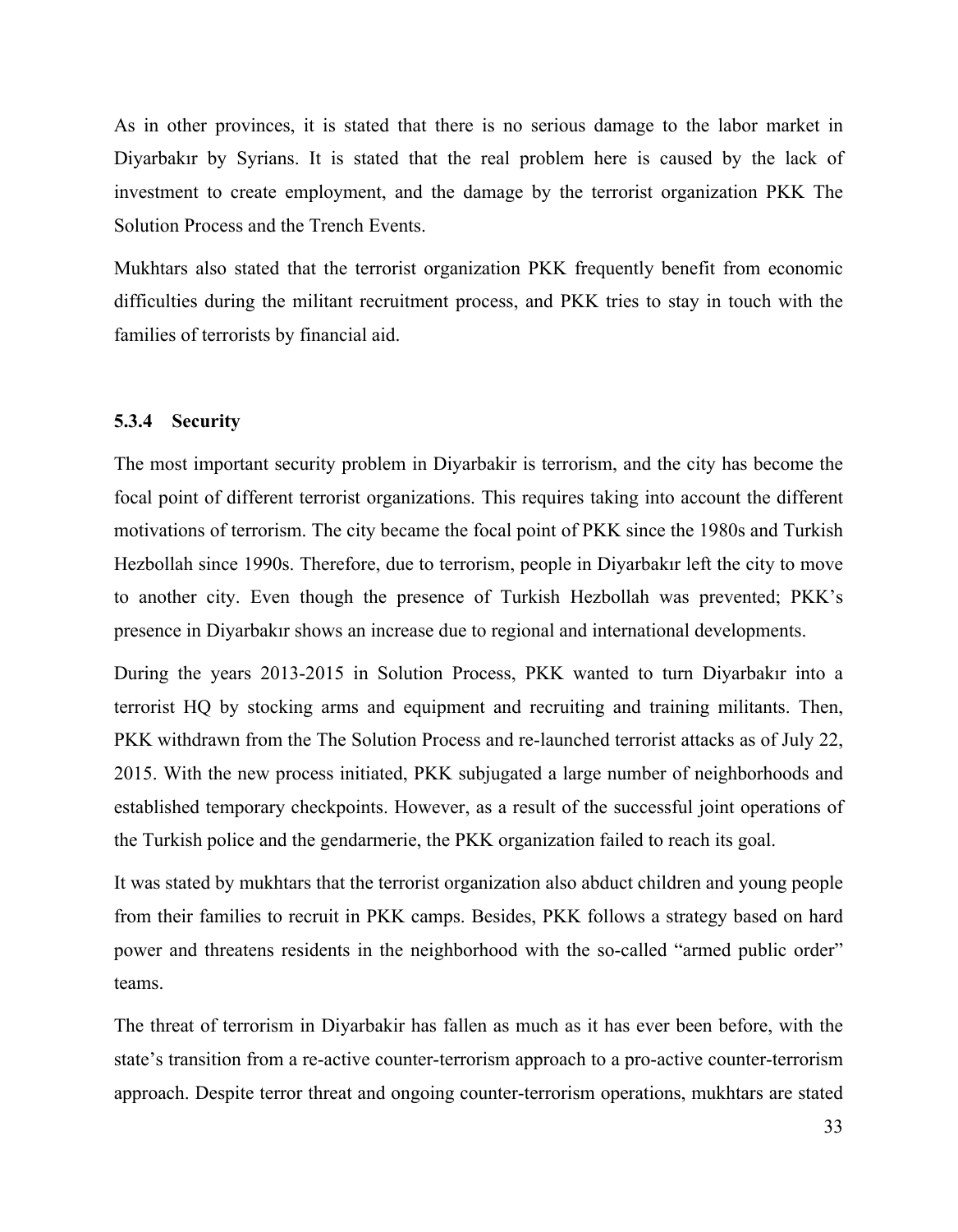As in other provinces, it is stated that there is no serious damage to the labor market in Diyarbakır by Syrians. It is stated that the real problem here is caused by the lack of investment to create employment, and the damage by the terrorist organization PKK The Solution Process and the Trench Events.

Mukhtars also stated that the terrorist organization PKK frequently benefit from economic difficulties during the militant recruitment process, and PKK tries to stay in touch with the families of terrorists by financial aid.

### 5.3.4 Security

The most important security problem in Diyarbakir is terrorism, and the city has become the focal point of different terrorist organizations. This requires taking into account the different motivations of terrorism. The city became the focal point of PKK since the 1980s and Turkish Hezbollah since 1990s. Therefore, due to terrorism, people in Diyarbakır left the city to move to another city. Even though the presence of Turkish Hezbollah was prevented; PKK's presence in Diyarbakır shows an increase due to regional and international developments.

During the years 2013-2015 in Solution Process, PKK wanted to turn Diyarbakır into a terrorist HQ by stocking arms and equipment and recruiting and training militants. Then, PKK withdrawn from the The Solution Process and re-launched terrorist attacks as of July 22, 2015. With the new process initiated, PKK subjugated a large number of neighborhoods and established temporary checkpoints. However, as a result of the successful joint operations of the Turkish police and the gendarmerie, the PKK organization failed to reach its goal.

It was stated by mukhtars that the terrorist organization also abduct children and young people from their families to recruit in PKK camps. Besides, PKK follows a strategy based on hard power and threatens residents in the neighborhood with the so-called "armed public order" teams.

The threat of terrorism in Diyarbakir has fallen as much as it has ever been before, with the state's transition from a re-active counter-terrorism approach to a pro-active counter-terrorism approach. Despite terror threat and ongoing counter-terrorism operations, mukhtars are stated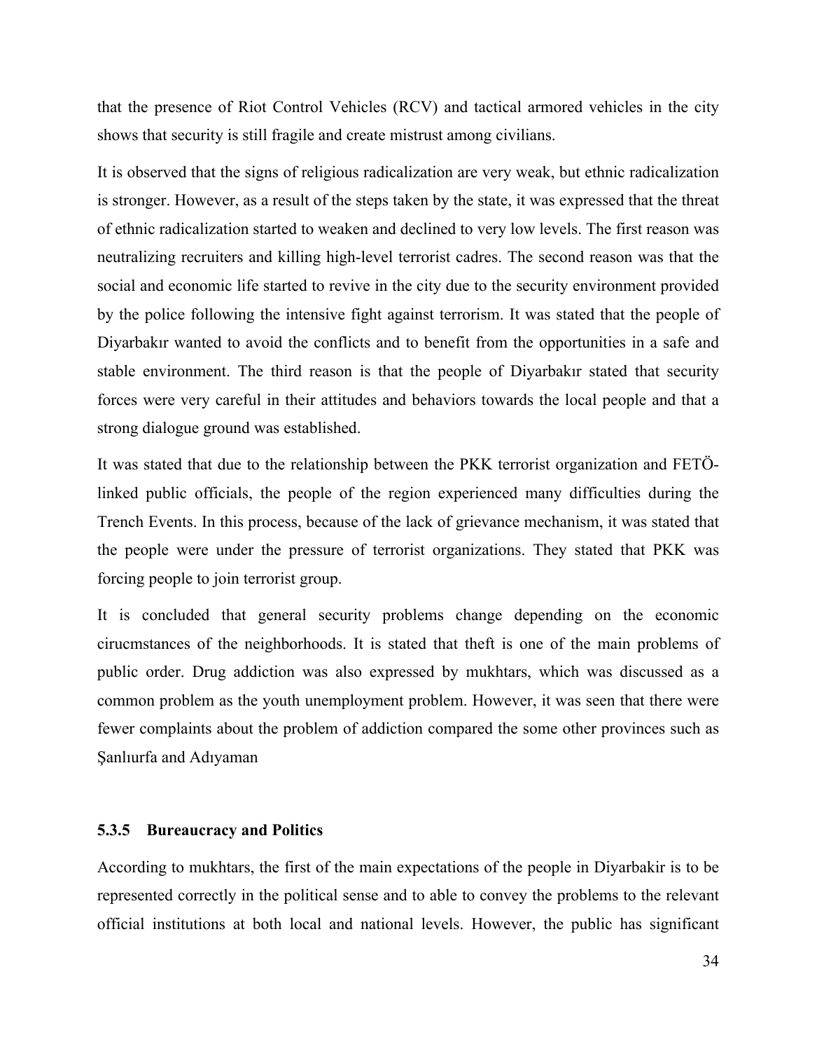that the presence of Riot Control Vehicles (RCV) and tactical armored vehicles in the city shows that security is still fragile and create mistrust among civilians.

It is observed that the signs of religious radicalization are very weak, but ethnic radicalization is stronger. However, as a result of the steps taken by the state, it was expressed that the threat of ethnic radicalization started to weaken and declined to very low levels. The first reason was neutralizing recruiters and killing high-level terrorist cadres. The second reason was that the social and economic life started to revive in the city due to the security environment provided by the police following the intensive fight against terrorism. It was stated that the people of Diyarbakır wanted to avoid the conflicts and to benefit from the opportunities in a safe and stable environment. The third reason is that the people of Diyarbakır stated that security forces were very careful in their attitudes and behaviors towards the local people and that a strong dialogue ground was established.

It was stated that due to the relationship between the PKK terrorist organization and FETÖ-linked public officials, the people of the region experienced many difficulties during the Trench Events. In this process, because of the lack of grievance mechanism, it was stated that the people were under the pressure of terrorist organizations. They stated that PKK was forcing people to join terrorist group.

It is concluded that general security problems change depending on the economic cirucmstances of the neighborhoods. It is stated that theft is one of the main problems of public order. Drug addiction was also expressed by mukhtars, which was discussed as a common problem as the youth unemployment problem. However, it was seen that there were fewer complaints about the problem of addiction compared the some other provinces such as Şanlıurfa and Adıyaman

#### 5.3.5 Bureaucracy and Politics

According to mukhtars, the first of the main expectations of the people in Diyarbakir is to be represented correctly in the political sense and to able to convey the problems to the relevant official institutions at both local and national levels. However, the public has significant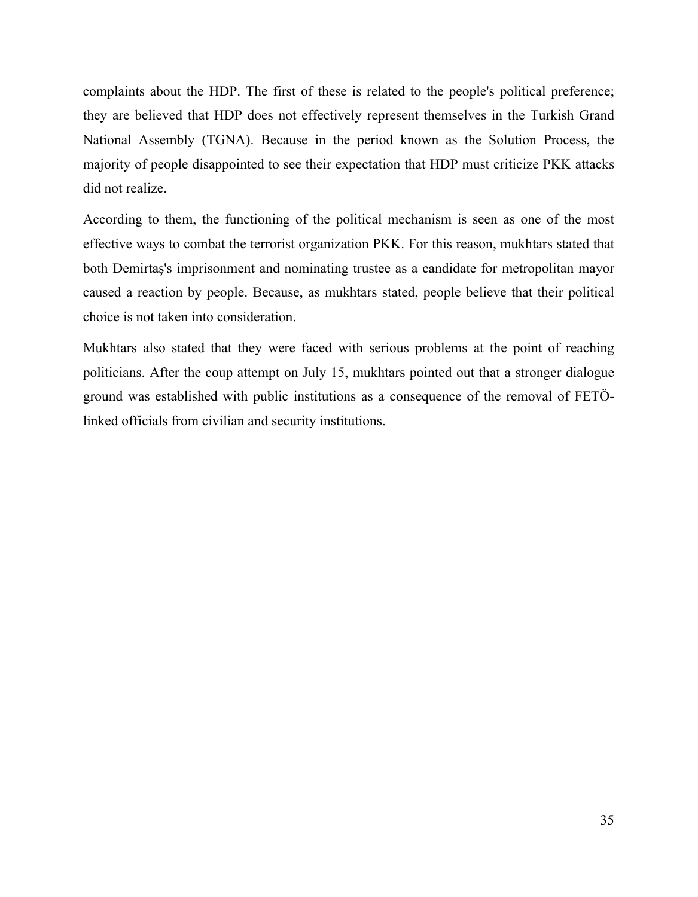complaints about the HDP. The first of these is related to the people's political preference; they are believed that HDP does not effectively represent themselves in the Turkish Grand National Assembly (TGNA). Because in the period known as the Solution Process, the majority of people disappointed to see their expectation that HDP must criticize PKK attacks did not realize.

According to them, the functioning of the political mechanism is seen as one of the most effective ways to combat the terrorist organization PKK. For this reason, mukhtars stated that both Demirtaş's imprisonment and nominating trustee as a candidate for metropolitan mayor caused a reaction by people. Because, as mukhtars stated, people believe that their political choice is not taken into consideration.

Mukhtars also stated that they were faced with serious problems at the point of reaching politicians. After the coup attempt on July 15, mukhtars pointed out that a stronger dialogue ground was established with public institutions as a consequence of the removal of FETÖ-linked officials from civilian and security institutions.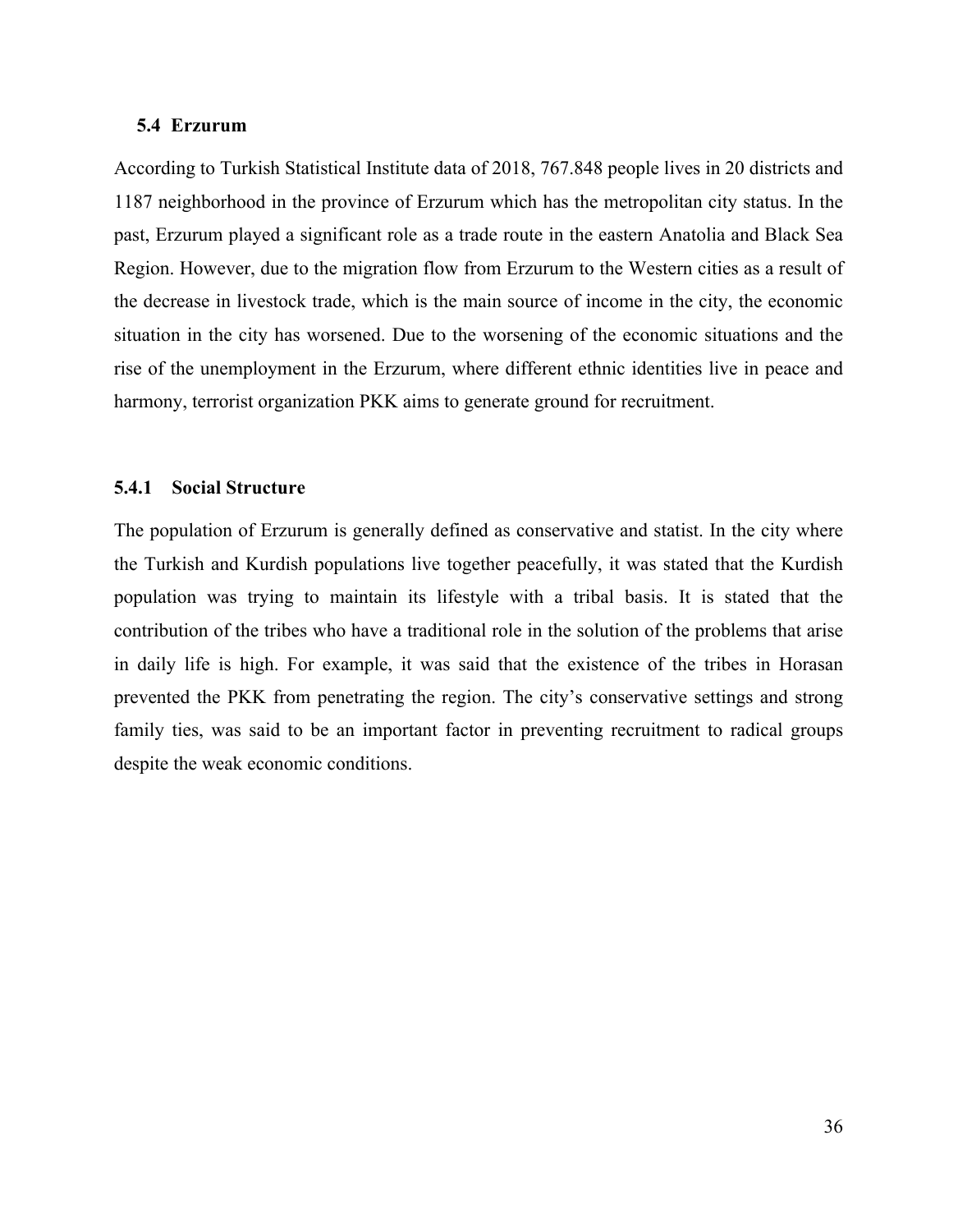## 5.4 Erzurum

According to Turkish Statistical Institute data of 2018, 767.848 people lives in 20 districts and 1187 neighborhood in the province of Erzurum which has the metropolitan city status. In the past, Erzurum played a significant role as a trade route in the eastern Anatolia and Black Sea Region. However, due to the migration flow from Erzurum to the Western cities as a result of the decrease in livestock trade, which is the main source of income in the city, the economic situation in the city has worsened. Due to the worsening of the economic situations and the rise of the unemployment in the Erzurum, where different ethnic identities live in peace and harmony, terrorist organization PKK aims to generate ground for recruitment.

### 5.4.1 Social Structure

The population of Erzurum is generally defined as conservative and statist. In the city where the Turkish and Kurdish populations live together peacefully, it was stated that the Kurdish population was trying to maintain its lifestyle with a tribal basis. It is stated that the contribution of the tribes who have a traditional role in the solution of the problems that arise in daily life is high. For example, it was said that the existence of the tribes in Horasan prevented the PKK from penetrating the region. The city's conservative settings and strong family ties, was said to be an important factor in preventing recruitment to radical groups despite the weak economic conditions.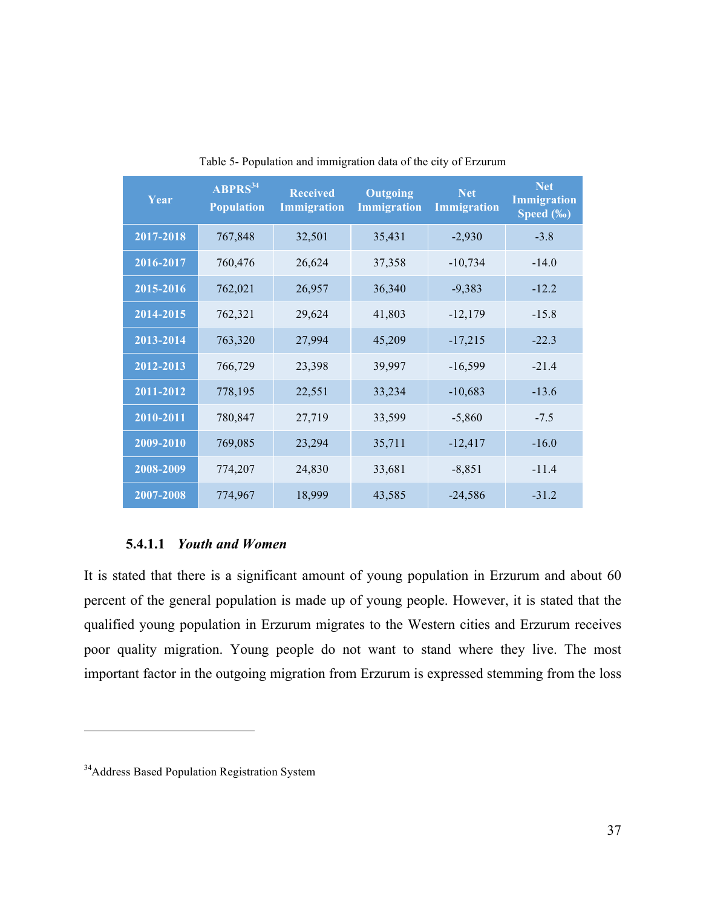Table 5- Population and immigration data of the city of Erzurum

| Year | ABPRS[34] Population | Received Immigration | Outgoing Immigration | Net Immigration | Net Immigration Speed (‰) |
|---|---|---|---|---|---|
| 2017-2018 | 767,848 | 32,501 | 35,431 | -2,930 | -3.8 |
| 2016-2017 | 760,476 | 26,624 | 37,358 | -10,734 | -14.0 |
| 2015-2016 | 762,021 | 26,957 | 36,340 | -9,383 | -12.2 |
| 2014-2015 | 762,321 | 29,624 | 41,803 | -12,179 | -15.8 |
| 2013-2014 | 763,320 | 27,994 | 45,209 | -17,215 | -22.3 |
| 2012-2013 | 766,729 | 23,398 | 39,997 | -16,599 | -21.4 |
| 2011-2012 | 778,195 | 22,551 | 33,234 | -10,683 | -13.6 |
| 2010-2011 | 780,847 | 27,719 | 33,599 | -5,860 | -7.5 |
| 2009-2010 | 769,085 | 23,294 | 35,711 | -12,417 | -16.0 |
| 2008-2009 | 774,207 | 24,830 | 33,681 | -8,851 | -11.4 |
| 2007-2008 | 774,967 | 18,999 | 43,585 | -24,586 | -31.2 |

#### 5.4.1.1 *Youth and Women*

It is stated that there is a significant amount of young population in Erzurum and about 60 percent of the general population is made up of young people. However, it is stated that the qualified young population in Erzurum migrates to the Western cities and Erzurum receives poor quality migration. Young people do not want to stand where they live. The most important factor in the outgoing migration from Erzurum is expressed stemming from the loss

[34] Address Based Population Registration System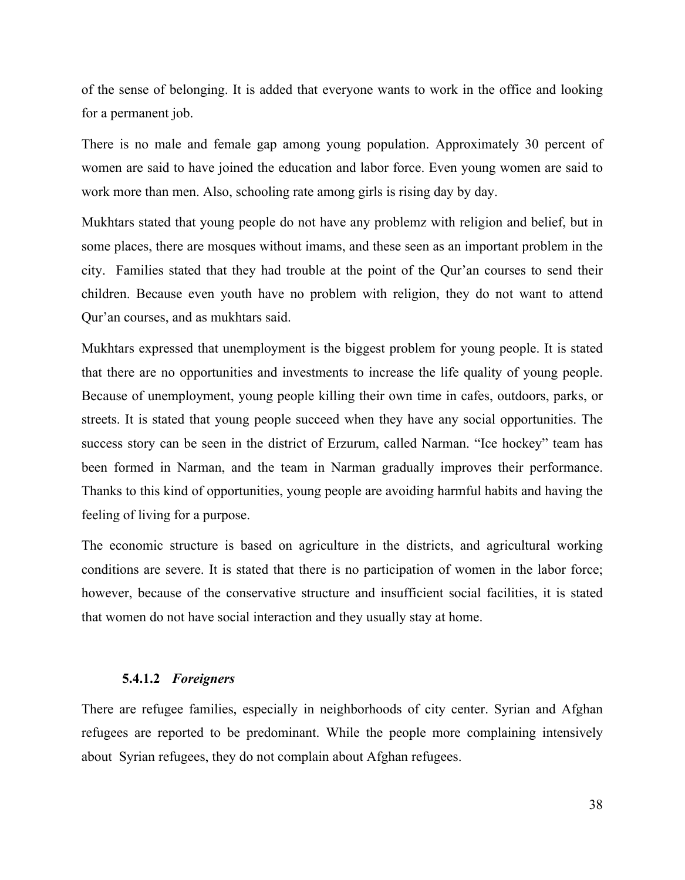of the sense of belonging. It is added that everyone wants to work in the office and looking for a permanent job.

There is no male and female gap among young population. Approximately 30 percent of women are said to have joined the education and labor force. Even young women are said to work more than men. Also, schooling rate among girls is rising day by day.

Mukhtars stated that young people do not have any problemz with religion and belief, but in some places, there are mosques without imams, and these seen as an important problem in the city. Families stated that they had trouble at the point of the Qur'an courses to send their children. Because even youth have no problem with religion, they do not want to attend Qur'an courses, and as mukhtars said.

Mukhtars expressed that unemployment is the biggest problem for young people. It is stated that there are no opportunities and investments to increase the life quality of young people. Because of unemployment, young people killing their own time in cafes, outdoors, parks, or streets. It is stated that young people succeed when they have any social opportunities. The success story can be seen in the district of Erzurum, called Narman. "Ice hockey" team has been formed in Narman, and the team in Narman gradually improves their performance. Thanks to this kind of opportunities, young people are avoiding harmful habits and having the feeling of living for a purpose.

The economic structure is based on agriculture in the districts, and agricultural working conditions are severe. It is stated that there is no participation of women in the labor force; however, because of the conservative structure and insufficient social facilities, it is stated that women do not have social interaction and they usually stay at home.

#### 5.4.1.2 *Foreigners*

There are refugee families, especially in neighborhoods of city center. Syrian and Afghan refugees are reported to be predominant. While the people more complaining intensively about Syrian refugees, they do not complain about Afghan refugees.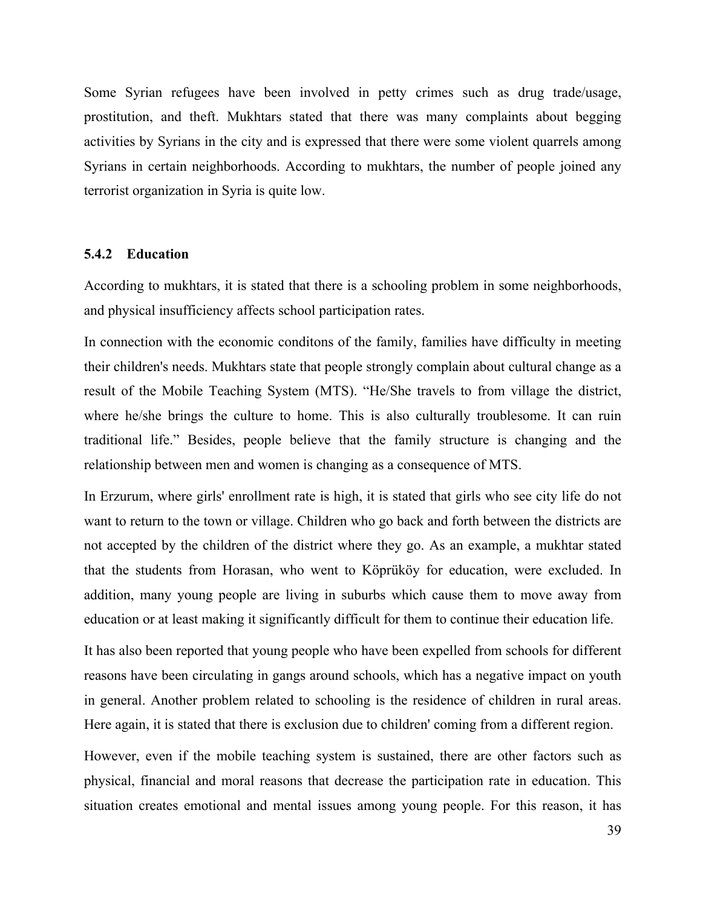Some Syrian refugees have been involved in petty crimes such as drug trade/usage, prostitution, and theft. Mukhtars stated that there was many complaints about begging activities by Syrians in the city and is expressed that there were some violent quarrels among Syrians in certain neighborhoods. According to mukhtars, the number of people joined any terrorist organization in Syria is quite low.

### 5.4.2 Education

According to mukhtars, it is stated that there is a schooling problem in some neighborhoods, and physical insufficiency affects school participation rates.

In connection with the economic conditons of the family, families have difficulty in meeting their children's needs. Mukhtars state that people strongly complain about cultural change as a result of the Mobile Teaching System (MTS). "He/She travels to from village the district, where he/she brings the culture to home. This is also culturally troublesome. It can ruin traditional life." Besides, people believe that the family structure is changing and the relationship between men and women is changing as a consequence of MTS.

In Erzurum, where girls' enrollment rate is high, it is stated that girls who see city life do not want to return to the town or village. Children who go back and forth between the districts are not accepted by the children of the district where they go. As an example, a mukhtar stated that the students from Horasan, who went to Köprüköy for education, were excluded. In addition, many young people are living in suburbs which cause them to move away from education or at least making it significantly difficult for them to continue their education life.

It has also been reported that young people who have been expelled from schools for different reasons have been circulating in gangs around schools, which has a negative impact on youth in general. Another problem related to schooling is the residence of children in rural areas. Here again, it is stated that there is exclusion due to children' coming from a different region.

However, even if the mobile teaching system is sustained, there are other factors such as physical, financial and moral reasons that decrease the participation rate in education. This situation creates emotional and mental issues among young people. For this reason, it has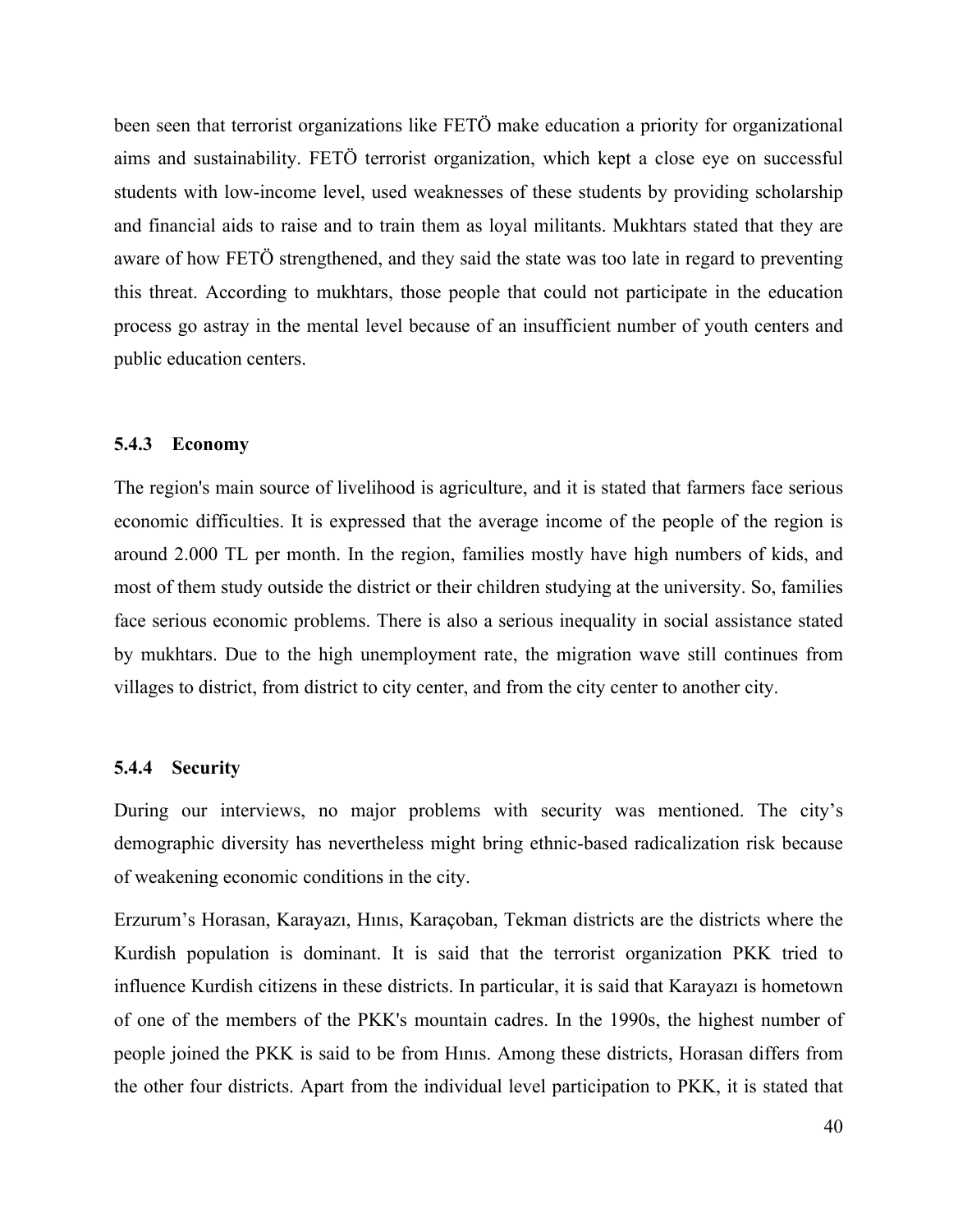been seen that terrorist organizations like FETÖ make education a priority for organizational aims and sustainability. FETÖ terrorist organization, which kept a close eye on successful students with low-income level, used weaknesses of these students by providing scholarship and financial aids to raise and to train them as loyal militants. Mukhtars stated that they are aware of how FETÖ strengthened, and they said the state was too late in regard to preventing this threat. According to mukhtars, those people that could not participate in the education process go astray in the mental level because of an insufficient number of youth centers and public education centers.

### 5.4.3 Economy

The region's main source of livelihood is agriculture, and it is stated that farmers face serious economic difficulties. It is expressed that the average income of the people of the region is around 2.000 TL per month. In the region, families mostly have high numbers of kids, and most of them study outside the district or their children studying at the university. So, families face serious economic problems. There is also a serious inequality in social assistance stated by mukhtars. Due to the high unemployment rate, the migration wave still continues from villages to district, from district to city center, and from the city center to another city.

### 5.4.4 Security

During our interviews, no major problems with security was mentioned. The city's demographic diversity has nevertheless might bring ethnic-based radicalization risk because of weakening economic conditions in the city.

Erzurum's Horasan, Karayazı, Hınıs, Karaçoban, Tekman districts are the districts where the Kurdish population is dominant. It is said that the terrorist organization PKK tried to influence Kurdish citizens in these districts. In particular, it is said that Karayazı is hometown of one of the members of the PKK's mountain cadres. In the 1990s, the highest number of people joined the PKK is said to be from Hınıs. Among these districts, Horasan differs from the other four districts. Apart from the individual level participation to PKK, it is stated that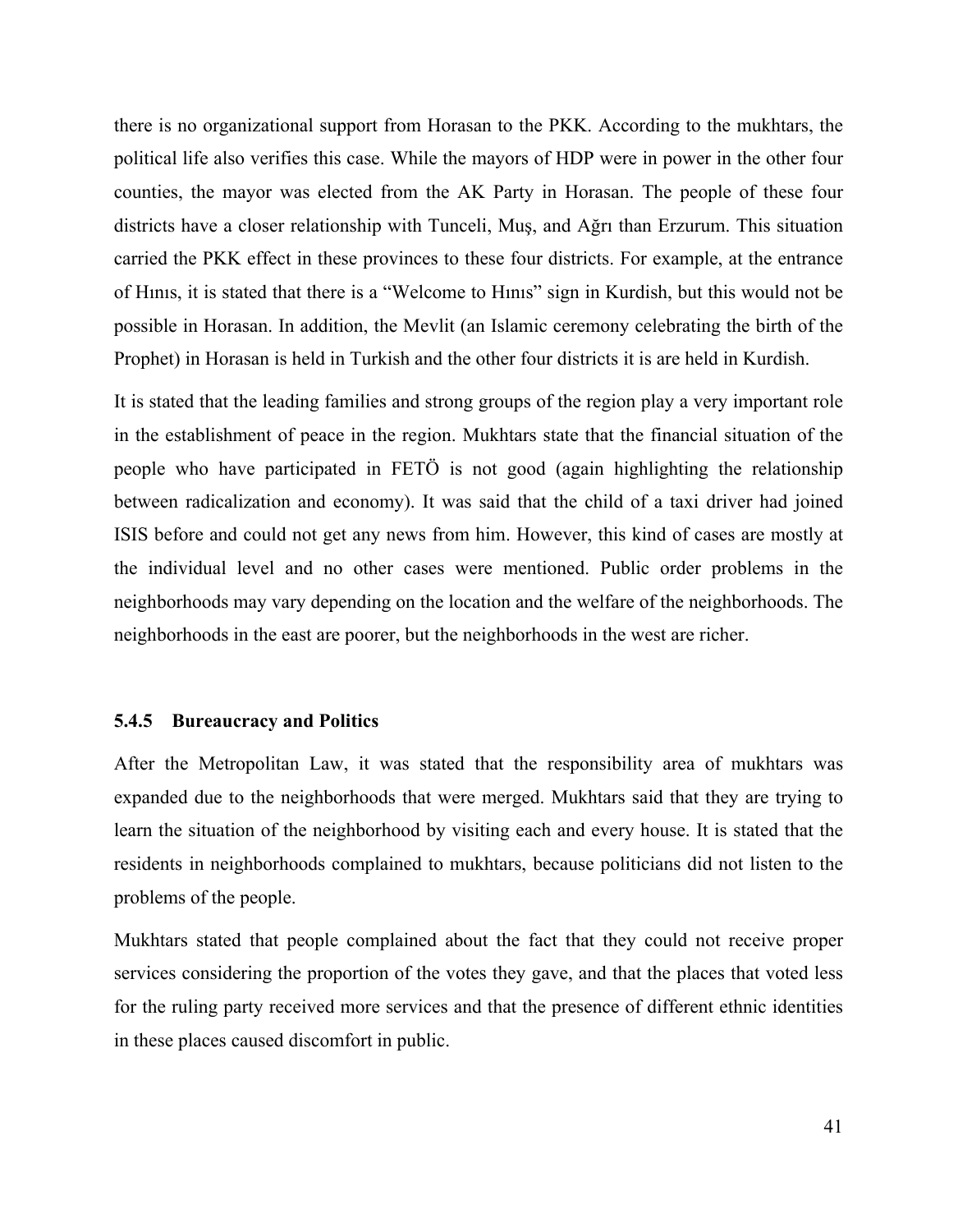there is no organizational support from Horasan to the PKK. According to the mukhtars, the political life also verifies this case. While the mayors of HDP were in power in the other four counties, the mayor was elected from the AK Party in Horasan. The people of these four districts have a closer relationship with Tunceli, Muş, and Ağrı than Erzurum. This situation carried the PKK effect in these provinces to these four districts. For example, at the entrance of Hınıs, it is stated that there is a "Welcome to Hınıs" sign in Kurdish, but this would not be possible in Horasan. In addition, the Mevlit (an Islamic ceremony celebrating the birth of the Prophet) in Horasan is held in Turkish and the other four districts it is are held in Kurdish.

It is stated that the leading families and strong groups of the region play a very important role in the establishment of peace in the region. Mukhtars state that the financial situation of the people who have participated in FETÖ is not good (again highlighting the relationship between radicalization and economy). It was said that the child of a taxi driver had joined ISIS before and could not get any news from him. However, this kind of cases are mostly at the individual level and no other cases were mentioned. Public order problems in the neighborhoods may vary depending on the location and the welfare of the neighborhoods. The neighborhoods in the east are poorer, but the neighborhoods in the west are richer.

### 5.4.5 Bureaucracy and Politics

After the Metropolitan Law, it was stated that the responsibility area of mukhtars was expanded due to the neighborhoods that were merged. Mukhtars said that they are trying to learn the situation of the neighborhood by visiting each and every house. It is stated that the residents in neighborhoods complained to mukhtars, because politicians did not listen to the problems of the people.

Mukhtars stated that people complained about the fact that they could not receive proper services considering the proportion of the votes they gave, and that the places that voted less for the ruling party received more services and that the presence of different ethnic identities in these places caused discomfort in public.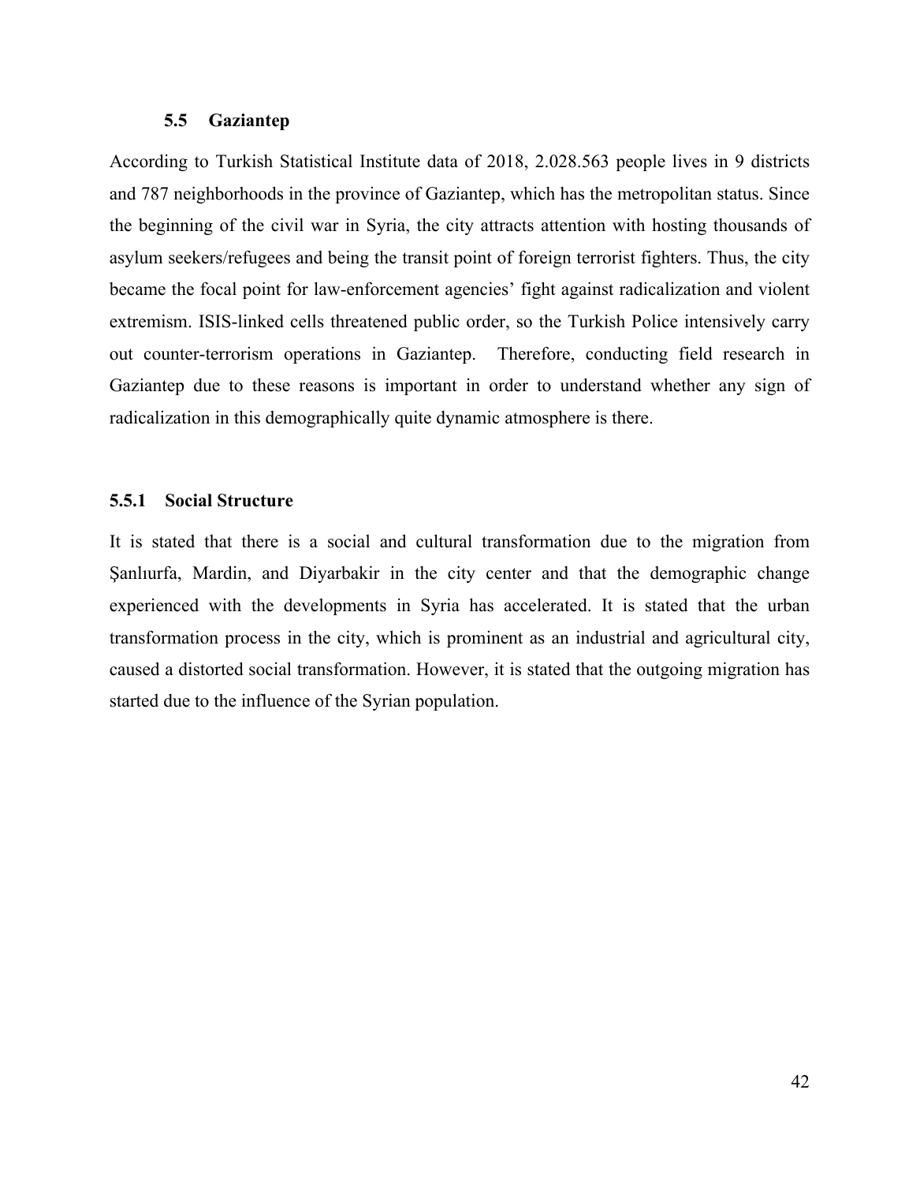## 5.5 Gaziantep

According to Turkish Statistical Institute data of 2018, 2.028.563 people lives in 9 districts and 787 neighborhoods in the province of Gaziantep, which has the metropolitan status. Since the beginning of the civil war in Syria, the city attracts attention with hosting thousands of asylum seekers/refugees and being the transit point of foreign terrorist fighters. Thus, the city became the focal point for law-enforcement agencies' fight against radicalization and violent extremism. ISIS-linked cells threatened public order, so the Turkish Police intensively carry out counter-terrorism operations in Gaziantep. Therefore, conducting field research in Gaziantep due to these reasons is important in order to understand whether any sign of radicalization in this demographically quite dynamic atmosphere is there.

### 5.5.1 Social Structure

It is stated that there is a social and cultural transformation due to the migration from Şanlıurfa, Mardin, and Diyarbakir in the city center and that the demographic change experienced with the developments in Syria has accelerated. It is stated that the urban transformation process in the city, which is prominent as an industrial and agricultural city, caused a distorted social transformation. However, it is stated that the outgoing migration has started due to the influence of the Syrian population.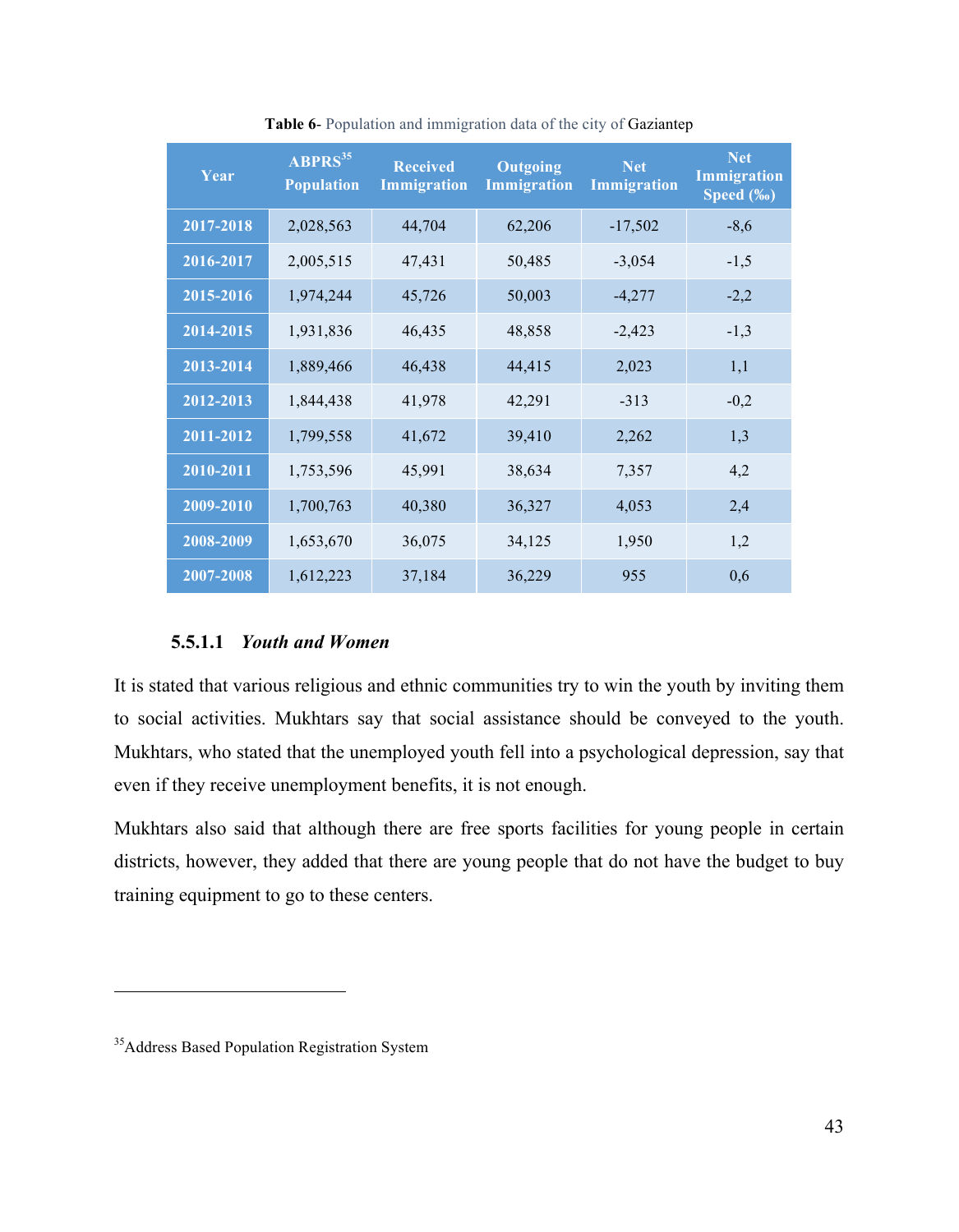**Table 6**- Population and immigration data of the city of Gaziantep

| Year | ABPRS[35] Population | Received Immigration | Outgoing Immigration | Net Immigration | Net Immigration Speed (‰) |
|---|---|---|---|---|---|
| 2017-2018 | 2,028,563 | 44,704 | 62,206 | -17,502 | -8,6 |
| 2016-2017 | 2,005,515 | 47,431 | 50,485 | -3,054 | -1,5 |
| 2015-2016 | 1,974,244 | 45,726 | 50,003 | -4,277 | -2,2 |
| 2014-2015 | 1,931,836 | 46,435 | 48,858 | -2,423 | -1,3 |
| 2013-2014 | 1,889,466 | 46,438 | 44,415 | 2,023 | 1,1 |
| 2012-2013 | 1,844,438 | 41,978 | 42,291 | -313 | -0,2 |
| 2011-2012 | 1,799,558 | 41,672 | 39,410 | 2,262 | 1,3 |
| 2010-2011 | 1,753,596 | 45,991 | 38,634 | 7,357 | 4,2 |
| 2009-2010 | 1,700,763 | 40,380 | 36,327 | 4,053 | 2,4 |
| 2008-2009 | 1,653,670 | 36,075 | 34,125 | 1,950 | 1,2 |
| 2007-2008 | 1,612,223 | 37,184 | 36,229 | 955 | 0,6 |

#### 5.5.1.1 *Youth and Women*

It is stated that various religious and ethnic communities try to win the youth by inviting them to social activities. Mukhtars say that social assistance should be conveyed to the youth. Mukhtars, who stated that the unemployed youth fell into a psychological depression, say that even if they receive unemployment benefits, it is not enough.

Mukhtars also said that although there are free sports facilities for young people in certain districts, however, they added that there are young people that do not have the budget to buy training equipment to go to these centers.

[35] Address Based Population Registration System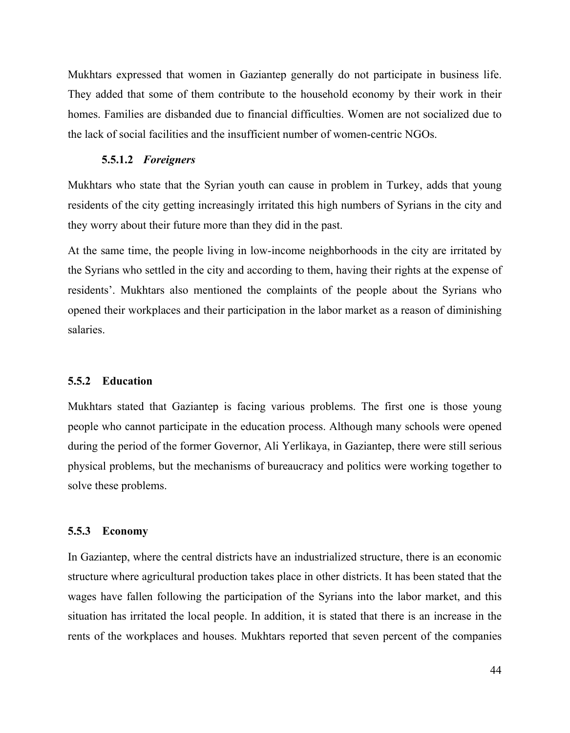Mukhtars expressed that women in Gaziantep generally do not participate in business life. They added that some of them contribute to the household economy by their work in their homes. Families are disbanded due to financial difficulties. Women are not socialized due to the lack of social facilities and the insufficient number of women-centric NGOs.

#### 5.5.1.2 *Foreigners*

Mukhtars who state that the Syrian youth can cause in problem in Turkey, adds that young residents of the city getting increasingly irritated this high numbers of Syrians in the city and they worry about their future more than they did in the past.

At the same time, the people living in low-income neighborhoods in the city are irritated by the Syrians who settled in the city and according to them, having their rights at the expense of residents'. Mukhtars also mentioned the complaints of the people about the Syrians who opened their workplaces and their participation in the labor market as a reason of diminishing salaries.

### 5.5.2 Education

Mukhtars stated that Gaziantep is facing various problems. The first one is those young people who cannot participate in the education process. Although many schools were opened during the period of the former Governor, Ali Yerlikaya, in Gaziantep, there were still serious physical problems, but the mechanisms of bureaucracy and politics were working together to solve these problems.

### 5.5.3 Economy

In Gaziantep, where the central districts have an industrialized structure, there is an economic structure where agricultural production takes place in other districts. It has been stated that the wages have fallen following the participation of the Syrians into the labor market, and this situation has irritated the local people. In addition, it is stated that there is an increase in the rents of the workplaces and houses. Mukhtars reported that seven percent of the companies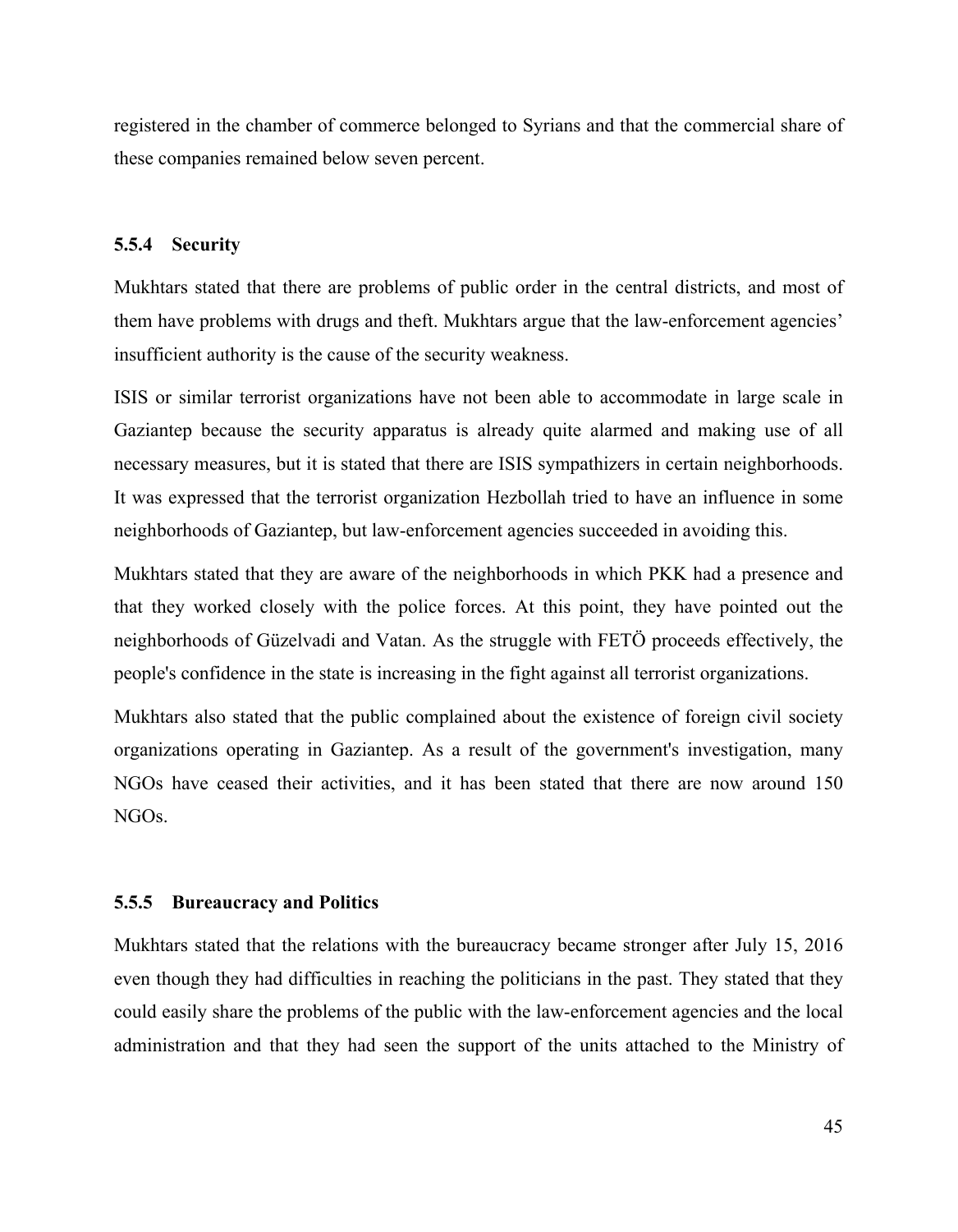registered in the chamber of commerce belonged to Syrians and that the commercial share of these companies remained below seven percent.

### 5.5.4 Security

Mukhtars stated that there are problems of public order in the central districts, and most of them have problems with drugs and theft. Mukhtars argue that the law-enforcement agencies' insufficient authority is the cause of the security weakness.

ISIS or similar terrorist organizations have not been able to accommodate in large scale in Gaziantep because the security apparatus is already quite alarmed and making use of all necessary measures, but it is stated that there are ISIS sympathizers in certain neighborhoods. It was expressed that the terrorist organization Hezbollah tried to have an influence in some neighborhoods of Gaziantep, but law-enforcement agencies succeeded in avoiding this.

Mukhtars stated that they are aware of the neighborhoods in which PKK had a presence and that they worked closely with the police forces. At this point, they have pointed out the neighborhoods of Güzelvadi and Vatan. As the struggle with FETÖ proceeds effectively, the people's confidence in the state is increasing in the fight against all terrorist organizations.

Mukhtars also stated that the public complained about the existence of foreign civil society organizations operating in Gaziantep. As a result of the government's investigation, many NGOs have ceased their activities, and it has been stated that there are now around 150 NGOs.

### 5.5.5 Bureaucracy and Politics

Mukhtars stated that the relations with the bureaucracy became stronger after July 15, 2016 even though they had difficulties in reaching the politicians in the past. They stated that they could easily share the problems of the public with the law-enforcement agencies and the local administration and that they had seen the support of the units attached to the Ministry of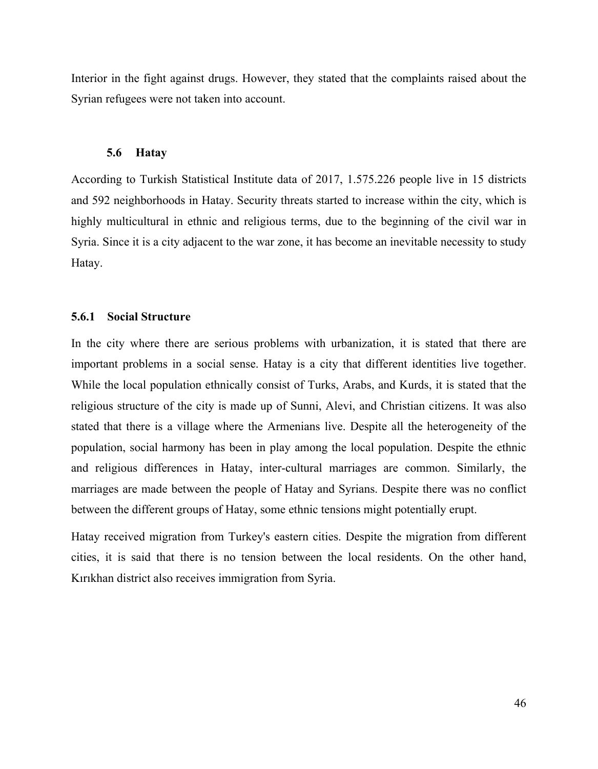Interior in the fight against drugs. However, they stated that the complaints raised about the Syrian refugees were not taken into account.

## 5.6 Hatay

According to Turkish Statistical Institute data of 2017, 1.575.226 people live in 15 districts and 592 neighborhoods in Hatay. Security threats started to increase within the city, which is highly multicultural in ethnic and religious terms, due to the beginning of the civil war in Syria. Since it is a city adjacent to the war zone, it has become an inevitable necessity to study Hatay.

### 5.6.1 Social Structure

In the city where there are serious problems with urbanization, it is stated that there are important problems in a social sense. Hatay is a city that different identities live together. While the local population ethnically consist of Turks, Arabs, and Kurds, it is stated that the religious structure of the city is made up of Sunni, Alevi, and Christian citizens. It was also stated that there is a village where the Armenians live. Despite all the heterogeneity of the population, social harmony has been in play among the local population. Despite the ethnic and religious differences in Hatay, inter-cultural marriages are common. Similarly, the marriages are made between the people of Hatay and Syrians. Despite there was no conflict between the different groups of Hatay, some ethnic tensions might potentially erupt.

Hatay received migration from Turkey's eastern cities. Despite the migration from different cities, it is said that there is no tension between the local residents. On the other hand, Kırıkhan district also receives immigration from Syria.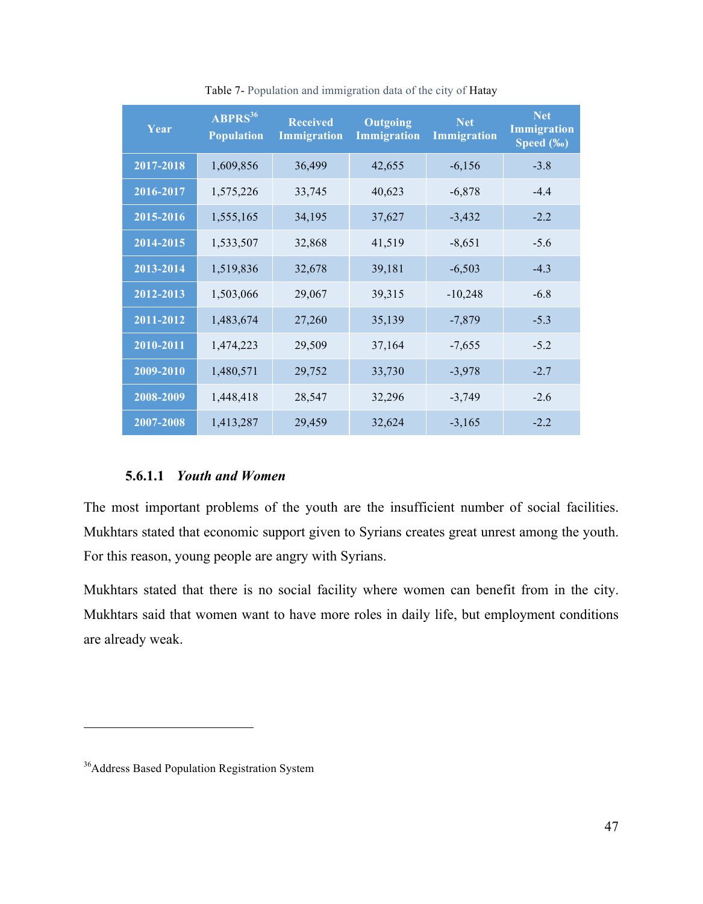Table 7- Population and immigration data of the city of Hatay

| Year | ABPRS[36] Population | Received Immigration | Outgoing Immigration | Net Immigration | Net Immigration Speed (‰) |
|---|---|---|---|---|---|
| 2017-2018 | 1,609,856 | 36,499 | 42,655 | -6,156 | -3.8 |
| 2016-2017 | 1,575,226 | 33,745 | 40,623 | -6,878 | -4.4 |
| 2015-2016 | 1,555,165 | 34,195 | 37,627 | -3,432 | -2.2 |
| 2014-2015 | 1,533,507 | 32,868 | 41,519 | -8,651 | -5.6 |
| 2013-2014 | 1,519,836 | 32,678 | 39,181 | -6,503 | -4.3 |
| 2012-2013 | 1,503,066 | 29,067 | 39,315 | -10,248 | -6.8 |
| 2011-2012 | 1,483,674 | 27,260 | 35,139 | -7,879 | -5.3 |
| 2010-2011 | 1,474,223 | 29,509 | 37,164 | -7,655 | -5.2 |
| 2009-2010 | 1,480,571 | 29,752 | 33,730 | -3,978 | -2.7 |
| 2008-2009 | 1,448,418 | 28,547 | 32,296 | -3,749 | -2.6 |
| 2007-2008 | 1,413,287 | 29,459 | 32,624 | -3,165 | -2.2 |

#### 5.6.1.1 *Youth and Women*

The most important problems of the youth are the insufficient number of social facilities. Mukhtars stated that economic support given to Syrians creates great unrest among the youth. For this reason, young people are angry with Syrians.

Mukhtars stated that there is no social facility where women can benefit from in the city. Mukhtars said that women want to have more roles in daily life, but employment conditions are already weak.

[36] Address Based Population Registration System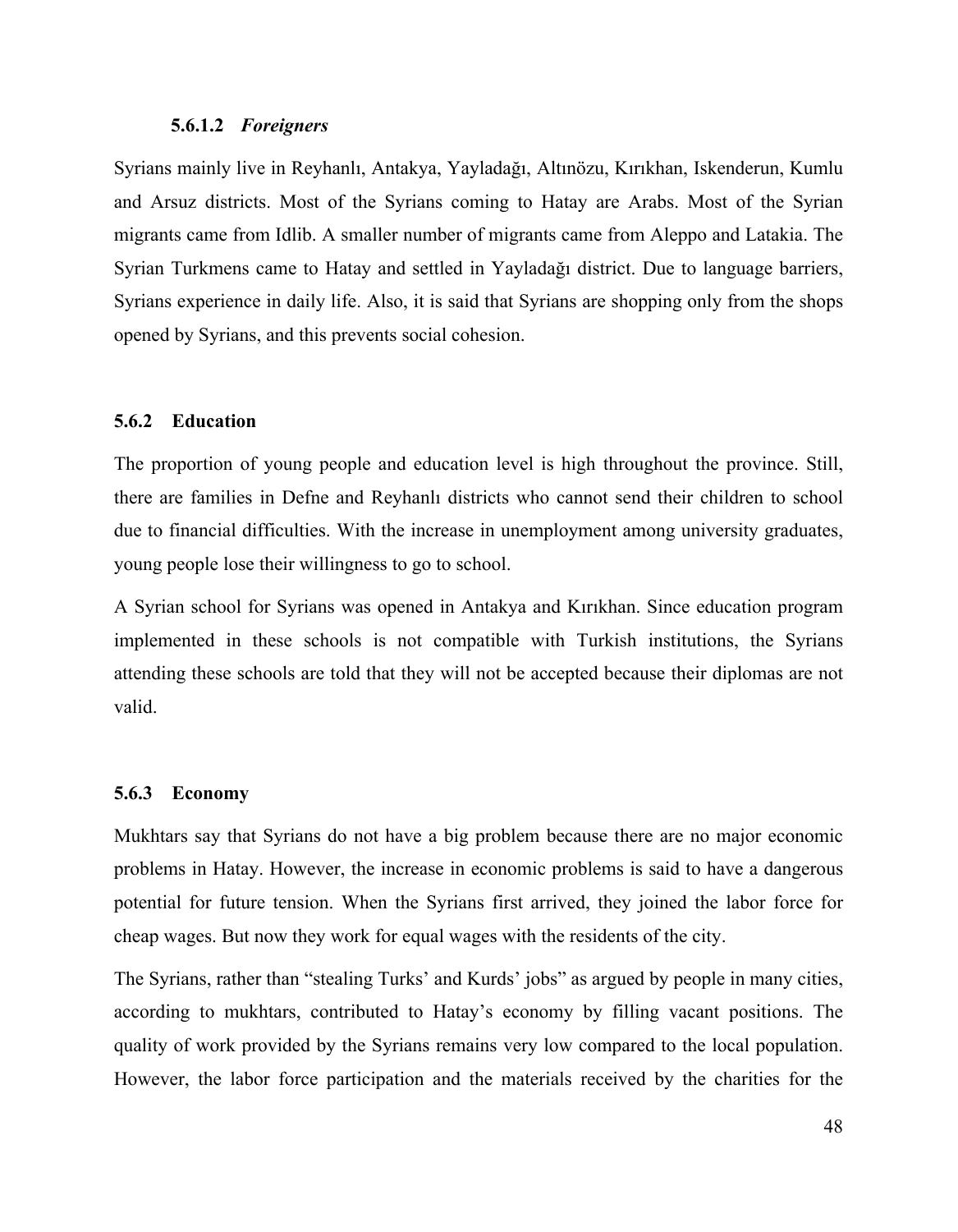#### 5.6.1.2 *Foreigners*

Syrians mainly live in Reyhanlı, Antakya, Yayladağı, Altınözu, Kırıkhan, Iskenderun, Kumlu and Arsuz districts. Most of the Syrians coming to Hatay are Arabs. Most of the Syrian migrants came from Idlib. A smaller number of migrants came from Aleppo and Latakia. The Syrian Turkmens came to Hatay and settled in Yayladağı district. Due to language barriers, Syrians experience in daily life. Also, it is said that Syrians are shopping only from the shops opened by Syrians, and this prevents social cohesion.

### 5.6.2 Education

The proportion of young people and education level is high throughout the province. Still, there are families in Defne and Reyhanlı districts who cannot send their children to school due to financial difficulties. With the increase in unemployment among university graduates, young people lose their willingness to go to school.

A Syrian school for Syrians was opened in Antakya and Kırıkhan. Since education program implemented in these schools is not compatible with Turkish institutions, the Syrians attending these schools are told that they will not be accepted because their diplomas are not valid.

### 5.6.3 Economy

Mukhtars say that Syrians do not have a big problem because there are no major economic problems in Hatay. However, the increase in economic problems is said to have a dangerous potential for future tension. When the Syrians first arrived, they joined the labor force for cheap wages. But now they work for equal wages with the residents of the city.

The Syrians, rather than "stealing Turks' and Kurds' jobs" as argued by people in many cities, according to mukhtars, contributed to Hatay's economy by filling vacant positions. The quality of work provided by the Syrians remains very low compared to the local population. However, the labor force participation and the materials received by the charities for the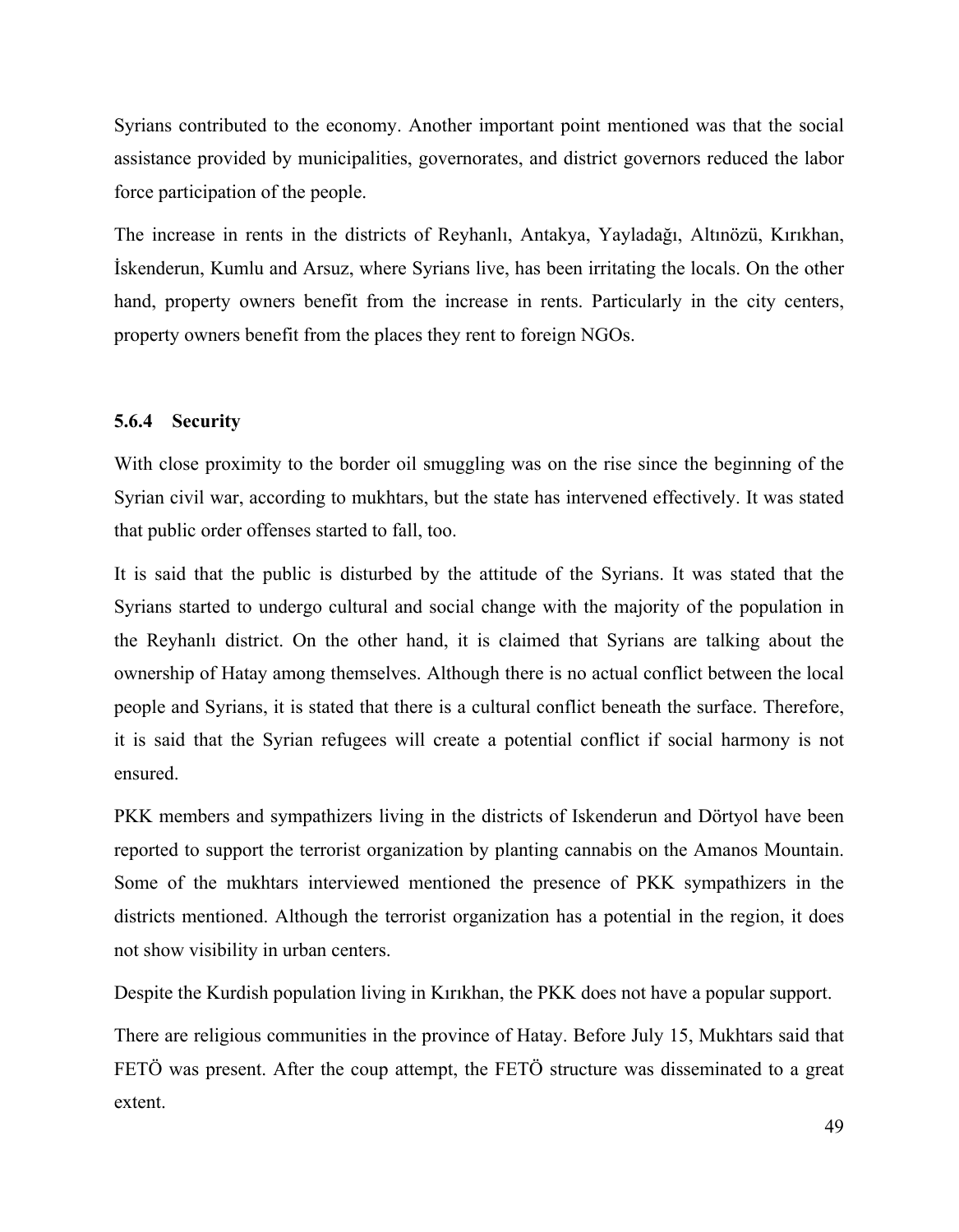Syrians contributed to the economy. Another important point mentioned was that the social assistance provided by municipalities, governorates, and district governors reduced the labor force participation of the people.

The increase in rents in the districts of Reyhanlı, Antakya, Yayladağı, Altınözü, Kırıkhan, İskenderun, Kumlu and Arsuz, where Syrians live, has been irritating the locals. On the other hand, property owners benefit from the increase in rents. Particularly in the city centers, property owners benefit from the places they rent to foreign NGOs.

### 5.6.4 Security

With close proximity to the border oil smuggling was on the rise since the beginning of the Syrian civil war, according to mukhtars, but the state has intervened effectively. It was stated that public order offenses started to fall, too.

It is said that the public is disturbed by the attitude of the Syrians. It was stated that the Syrians started to undergo cultural and social change with the majority of the population in the Reyhanlı district. On the other hand, it is claimed that Syrians are talking about the ownership of Hatay among themselves. Although there is no actual conflict between the local people and Syrians, it is stated that there is a cultural conflict beneath the surface. Therefore, it is said that the Syrian refugees will create a potential conflict if social harmony is not ensured.

PKK members and sympathizers living in the districts of Iskenderun and Dörtyol have been reported to support the terrorist organization by planting cannabis on the Amanos Mountain. Some of the mukhtars interviewed mentioned the presence of PKK sympathizers in the districts mentioned. Although the terrorist organization has a potential in the region, it does not show visibility in urban centers.

Despite the Kurdish population living in Kırıkhan, the PKK does not have a popular support.

There are religious communities in the province of Hatay. Before July 15, Mukhtars said that FETÖ was present. After the coup attempt, the FETÖ structure was disseminated to a great extent.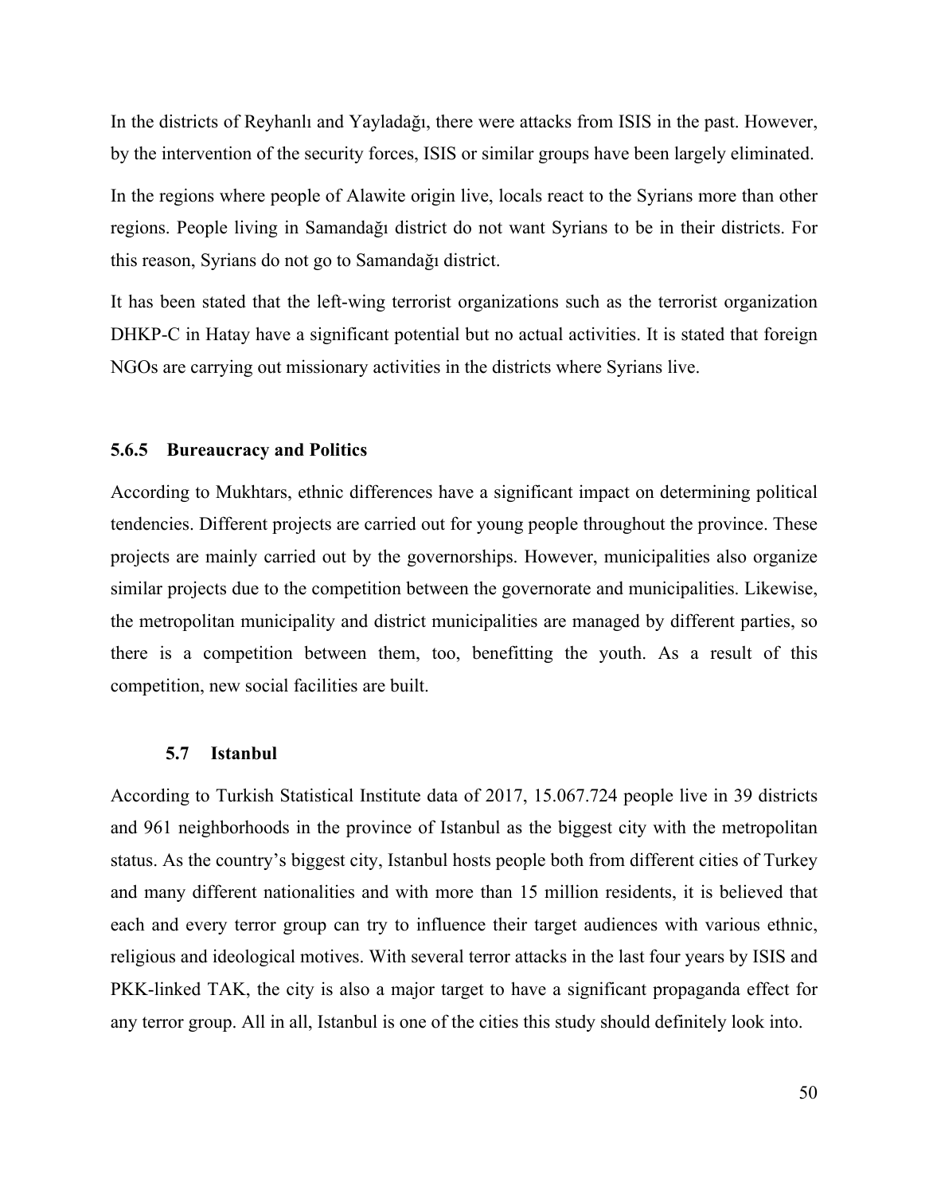In the districts of Reyhanlı and Yayladağı, there were attacks from ISIS in the past. However, by the intervention of the security forces, ISIS or similar groups have been largely eliminated.

In the regions where people of Alawite origin live, locals react to the Syrians more than other regions. People living in Samandağı district do not want Syrians to be in their districts. For this reason, Syrians do not go to Samandağı district.

It has been stated that the left-wing terrorist organizations such as the terrorist organization DHKP-C in Hatay have a significant potential but no actual activities. It is stated that foreign NGOs are carrying out missionary activities in the districts where Syrians live.

### 5.6.5 Bureaucracy and Politics

According to Mukhtars, ethnic differences have a significant impact on determining political tendencies. Different projects are carried out for young people throughout the province. These projects are mainly carried out by the governorships. However, municipalities also organize similar projects due to the competition between the governorate and municipalities. Likewise, the metropolitan municipality and district municipalities are managed by different parties, so there is a competition between them, too, benefitting the youth. As a result of this competition, new social facilities are built.

## 5.7 Istanbul

According to Turkish Statistical Institute data of 2017, 15.067.724 people live in 39 districts and 961 neighborhoods in the province of Istanbul as the biggest city with the metropolitan status. As the country's biggest city, Istanbul hosts people both from different cities of Turkey and many different nationalities and with more than 15 million residents, it is believed that each and every terror group can try to influence their target audiences with various ethnic, religious and ideological motives. With several terror attacks in the last four years by ISIS and PKK-linked TAK, the city is also a major target to have a significant propaganda effect for any terror group. All in all, Istanbul is one of the cities this study should definitely look into.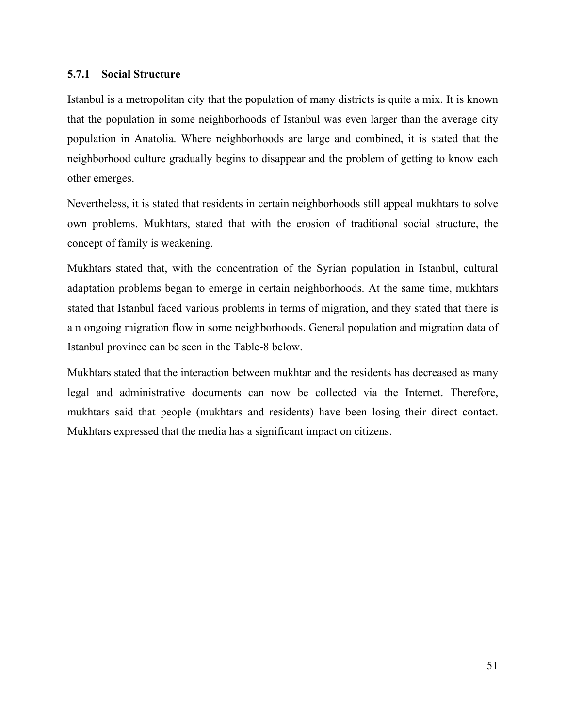### 5.7.1 Social Structure

Istanbul is a metropolitan city that the population of many districts is quite a mix. It is known that the population in some neighborhoods of Istanbul was even larger than the average city population in Anatolia. Where neighborhoods are large and combined, it is stated that the neighborhood culture gradually begins to disappear and the problem of getting to know each other emerges.

Nevertheless, it is stated that residents in certain neighborhoods still appeal mukhtars to solve own problems. Mukhtars, stated that with the erosion of traditional social structure, the concept of family is weakening.

Mukhtars stated that, with the concentration of the Syrian population in Istanbul, cultural adaptation problems began to emerge in certain neighborhoods. At the same time, mukhtars stated that Istanbul faced various problems in terms of migration, and they stated that there is a n ongoing migration flow in some neighborhoods. General population and migration data of Istanbul province can be seen in the Table-8 below.

Mukhtars stated that the interaction between mukhtar and the residents has decreased as many legal and administrative documents can now be collected via the Internet. Therefore, mukhtars said that people (mukhtars and residents) have been losing their direct contact. Mukhtars expressed that the media has a significant impact on citizens.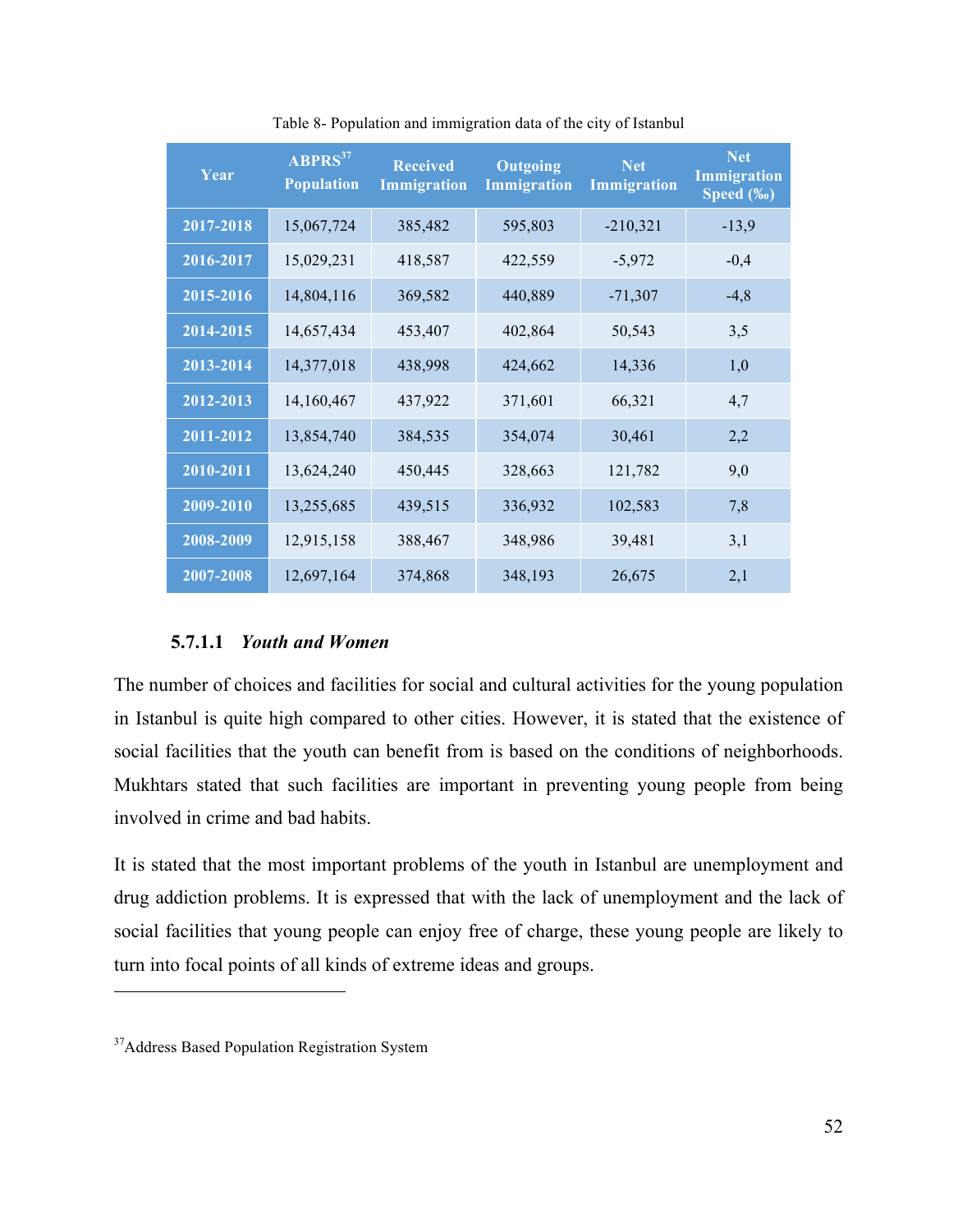Table 8- Population and immigration data of the city of Istanbul

| Year | ABPRS[37] Population | Received Immigration | Outgoing Immigration | Net Immigration | Net Immigration Speed (‰) |
|---|---|---|---|---|---|
| 2017-2018 | 15,067,724 | 385,482 | 595,803 | -210,321 | -13,9 |
| 2016-2017 | 15,029,231 | 418,587 | 422,559 | -5,972 | -0,4 |
| 2015-2016 | 14,804,116 | 369,582 | 440,889 | -71,307 | -4,8 |
| 2014-2015 | 14,657,434 | 453,407 | 402,864 | 50,543 | 3,5 |
| 2013-2014 | 14,377,018 | 438,998 | 424,662 | 14,336 | 1,0 |
| 2012-2013 | 14,160,467 | 437,922 | 371,601 | 66,321 | 4,7 |
| 2011-2012 | 13,854,740 | 384,535 | 354,074 | 30,461 | 2,2 |
| 2010-2011 | 13,624,240 | 450,445 | 328,663 | 121,782 | 9,0 |
| 2009-2010 | 13,255,685 | 439,515 | 336,932 | 102,583 | 7,8 |
| 2008-2009 | 12,915,158 | 388,467 | 348,986 | 39,481 | 3,1 |
| 2007-2008 | 12,697,164 | 374,868 | 348,193 | 26,675 | 2,1 |

#### 5.7.1.1 *Youth and Women*

The number of choices and facilities for social and cultural activities for the young population in Istanbul is quite high compared to other cities. However, it is stated that the existence of social facilities that the youth can benefit from is based on the conditions of neighborhoods. Mukhtars stated that such facilities are important in preventing young people from being involved in crime and bad habits.

It is stated that the most important problems of the youth in Istanbul are unemployment and drug addiction problems. It is expressed that with the lack of unemployment and the lack of social facilities that young people can enjoy free of charge, these young people are likely to turn into focal points of all kinds of extreme ideas and groups.

[37] Address Based Population Registration System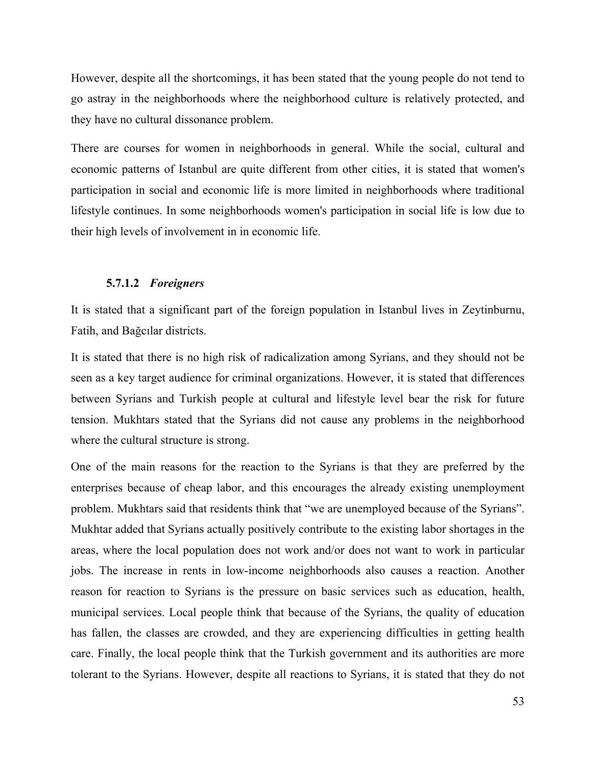However, despite all the shortcomings, it has been stated that the young people do not tend to go astray in the neighborhoods where the neighborhood culture is relatively protected, and they have no cultural dissonance problem.

There are courses for women in neighborhoods in general. While the social, cultural and economic patterns of Istanbul are quite different from other cities, it is stated that women's participation in social and economic life is more limited in neighborhoods where traditional lifestyle continues. In some neighborhoods women's participation in social life is low due to their high levels of involvement in in economic life.

#### 5.7.1.2 *Foreigners*

It is stated that a significant part of the foreign population in Istanbul lives in Zeytinburnu, Fatih, and Bağcılar districts.

It is stated that there is no high risk of radicalization among Syrians, and they should not be seen as a key target audience for criminal organizations. However, it is stated that differences between Syrians and Turkish people at cultural and lifestyle level bear the risk for future tension. Mukhtars stated that the Syrians did not cause any problems in the neighborhood where the cultural structure is strong.

One of the main reasons for the reaction to the Syrians is that they are preferred by the enterprises because of cheap labor, and this encourages the already existing unemployment problem. Mukhtars said that residents think that "we are unemployed because of the Syrians". Mukhtar added that Syrians actually positively contribute to the existing labor shortages in the areas, where the local population does not work and/or does not want to work in particular jobs. The increase in rents in low-income neighborhoods also causes a reaction. Another reason for reaction to Syrians is the pressure on basic services such as education, health, municipal services. Local people think that because of the Syrians, the quality of education has fallen, the classes are crowded, and they are experiencing difficulties in getting health care. Finally, the local people think that the Turkish government and its authorities are more tolerant to the Syrians. However, despite all reactions to Syrians, it is stated that they do not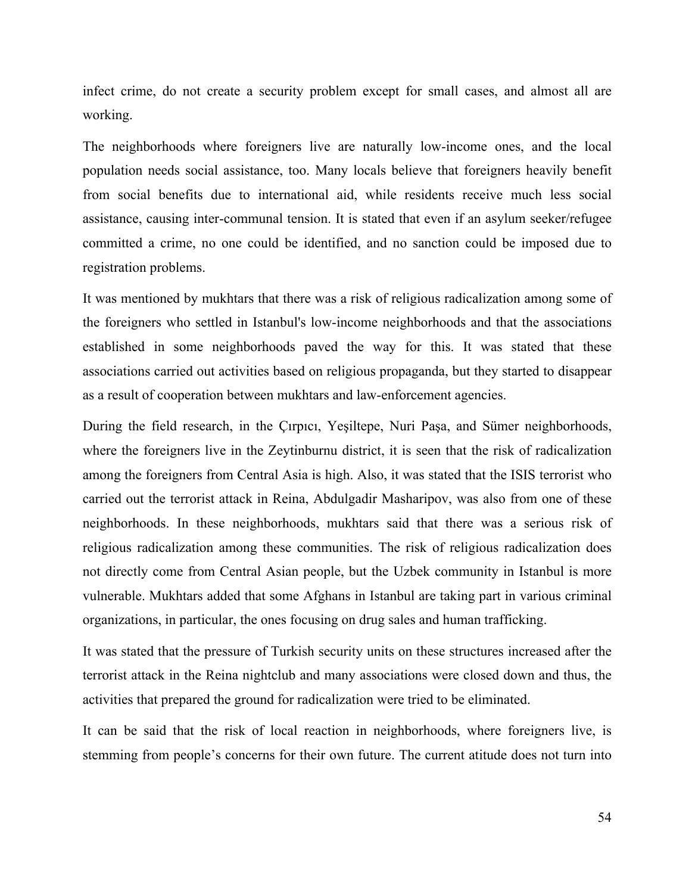infect crime, do not create a security problem except for small cases, and almost all are working.

The neighborhoods where foreigners live are naturally low-income ones, and the local population needs social assistance, too. Many locals believe that foreigners heavily benefit from social benefits due to international aid, while residents receive much less social assistance, causing inter-communal tension. It is stated that even if an asylum seeker/refugee committed a crime, no one could be identified, and no sanction could be imposed due to registration problems.

It was mentioned by mukhtars that there was a risk of religious radicalization among some of the foreigners who settled in Istanbul's low-income neighborhoods and that the associations established in some neighborhoods paved the way for this. It was stated that these associations carried out activities based on religious propaganda, but they started to disappear as a result of cooperation between mukhtars and law-enforcement agencies.

During the field research, in the Çırpıcı, Yeşiltepe, Nuri Paşa, and Sümer neighborhoods, where the foreigners live in the Zeytinburnu district, it is seen that the risk of radicalization among the foreigners from Central Asia is high. Also, it was stated that the ISIS terrorist who carried out the terrorist attack in Reina, Abdulgadir Masharipov, was also from one of these neighborhoods. In these neighborhoods, mukhtars said that there was a serious risk of religious radicalization among these communities. The risk of religious radicalization does not directly come from Central Asian people, but the Uzbek community in Istanbul is more vulnerable. Mukhtars added that some Afghans in Istanbul are taking part in various criminal organizations, in particular, the ones focusing on drug sales and human trafficking.

It was stated that the pressure of Turkish security units on these structures increased after the terrorist attack in the Reina nightclub and many associations were closed down and thus, the activities that prepared the ground for radicalization were tried to be eliminated.

It can be said that the risk of local reaction in neighborhoods, where foreigners live, is stemming from people's concerns for their own future. The current atitude does not turn into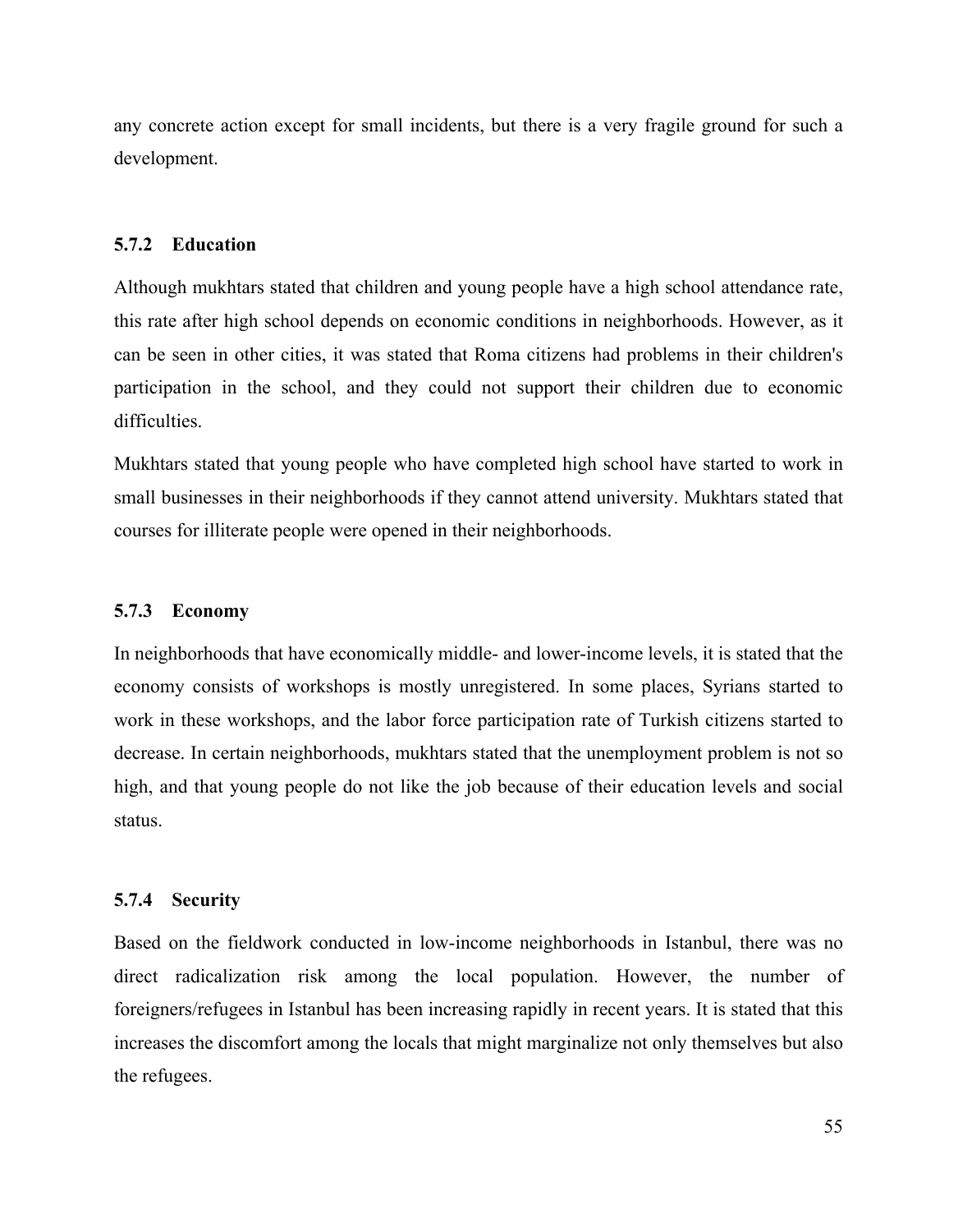any concrete action except for small incidents, but there is a very fragile ground for such a development.

### 5.7.2 Education

Although mukhtars stated that children and young people have a high school attendance rate, this rate after high school depends on economic conditions in neighborhoods. However, as it can be seen in other cities, it was stated that Roma citizens had problems in their children's participation in the school, and they could not support their children due to economic difficulties.

Mukhtars stated that young people who have completed high school have started to work in small businesses in their neighborhoods if they cannot attend university. Mukhtars stated that courses for illiterate people were opened in their neighborhoods.

### 5.7.3 Economy

In neighborhoods that have economically middle- and lower-income levels, it is stated that the economy consists of workshops is mostly unregistered. In some places, Syrians started to work in these workshops, and the labor force participation rate of Turkish citizens started to decrease. In certain neighborhoods, mukhtars stated that the unemployment problem is not so high, and that young people do not like the job because of their education levels and social status.

### 5.7.4 Security

Based on the fieldwork conducted in low-income neighborhoods in Istanbul, there was no direct radicalization risk among the local population. However, the number of foreigners/refugees in Istanbul has been increasing rapidly in recent years. It is stated that this increases the discomfort among the locals that might marginalize not only themselves but also the refugees.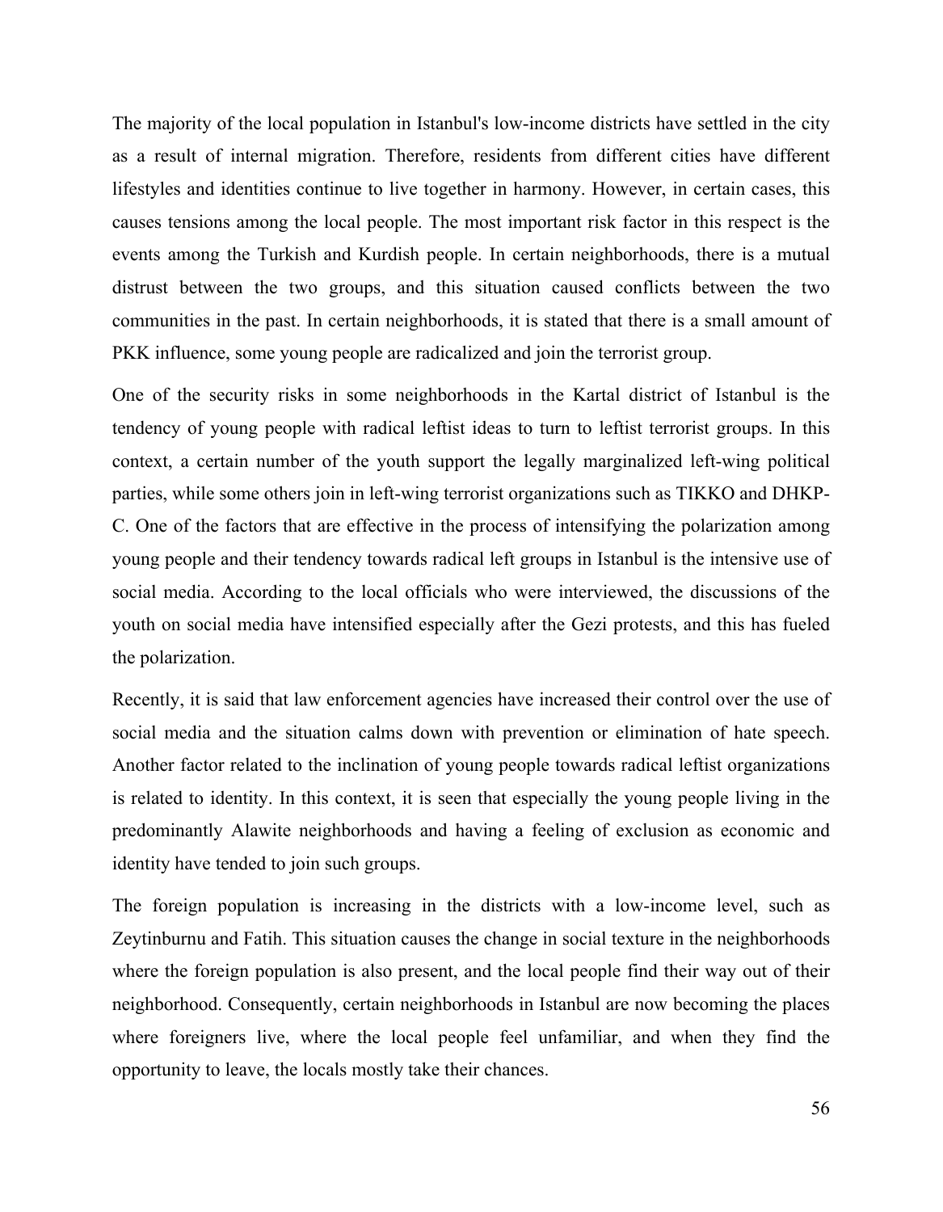The majority of the local population in Istanbul's low-income districts have settled in the city as a result of internal migration. Therefore, residents from different cities have different lifestyles and identities continue to live together in harmony. However, in certain cases, this causes tensions among the local people. The most important risk factor in this respect is the events among the Turkish and Kurdish people. In certain neighborhoods, there is a mutual distrust between the two groups, and this situation caused conflicts between the two communities in the past. In certain neighborhoods, it is stated that there is a small amount of PKK influence, some young people are radicalized and join the terrorist group.

One of the security risks in some neighborhoods in the Kartal district of Istanbul is the tendency of young people with radical leftist ideas to turn to leftist terrorist groups. In this context, a certain number of the youth support the legally marginalized left-wing political parties, while some others join in left-wing terrorist organizations such as TIKKO and DHKP-C. One of the factors that are effective in the process of intensifying the polarization among young people and their tendency towards radical left groups in Istanbul is the intensive use of social media. According to the local officials who were interviewed, the discussions of the youth on social media have intensified especially after the Gezi protests, and this has fueled the polarization.

Recently, it is said that law enforcement agencies have increased their control over the use of social media and the situation calms down with prevention or elimination of hate speech. Another factor related to the inclination of young people towards radical leftist organizations is related to identity. In this context, it is seen that especially the young people living in the predominantly Alawite neighborhoods and having a feeling of exclusion as economic and identity have tended to join such groups.

The foreign population is increasing in the districts with a low-income level, such as Zeytinburnu and Fatih. This situation causes the change in social texture in the neighborhoods where the foreign population is also present, and the local people find their way out of their neighborhood. Consequently, certain neighborhoods in Istanbul are now becoming the places where foreigners live, where the local people feel unfamiliar, and when they find the opportunity to leave, the locals mostly take their chances.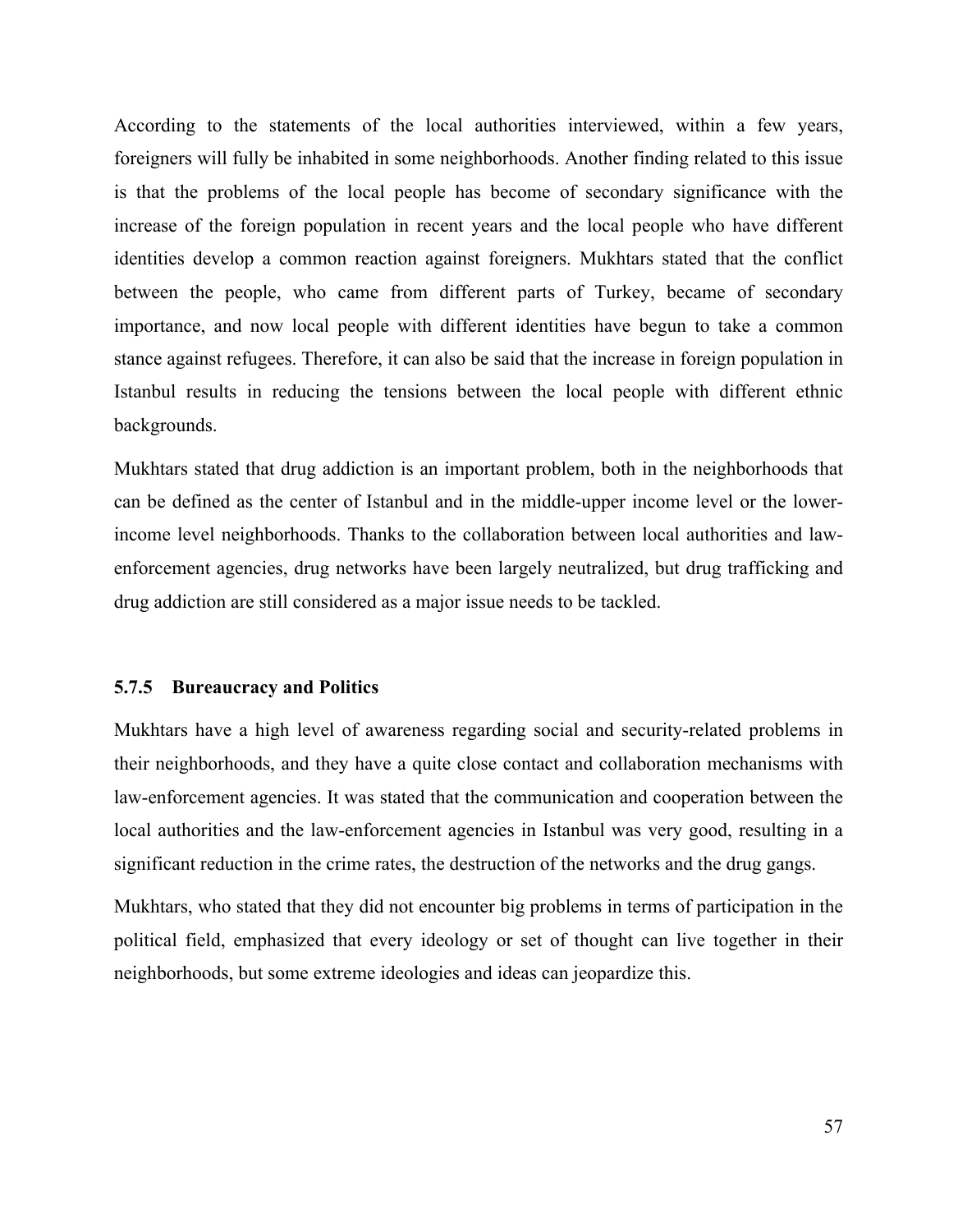According to the statements of the local authorities interviewed, within a few years, foreigners will fully be inhabited in some neighborhoods. Another finding related to this issue is that the problems of the local people has become of secondary significance with the increase of the foreign population in recent years and the local people who have different identities develop a common reaction against foreigners. Mukhtars stated that the conflict between the people, who came from different parts of Turkey, became of secondary importance, and now local people with different identities have begun to take a common stance against refugees. Therefore, it can also be said that the increase in foreign population in Istanbul results in reducing the tensions between the local people with different ethnic backgrounds.

Mukhtars stated that drug addiction is an important problem, both in the neighborhoods that can be defined as the center of Istanbul and in the middle-upper income level or the lower-income level neighborhoods. Thanks to the collaboration between local authorities and law-enforcement agencies, drug networks have been largely neutralized, but drug trafficking and drug addiction are still considered as a major issue needs to be tackled.

### 5.7.5 Bureaucracy and Politics

Mukhtars have a high level of awareness regarding social and security-related problems in their neighborhoods, and they have a quite close contact and collaboration mechanisms with law-enforcement agencies. It was stated that the communication and cooperation between the local authorities and the law-enforcement agencies in Istanbul was very good, resulting in a significant reduction in the crime rates, the destruction of the networks and the drug gangs.

Mukhtars, who stated that they did not encounter big problems in terms of participation in the political field, emphasized that every ideology or set of thought can live together in their neighborhoods, but some extreme ideologies and ideas can jeopardize this.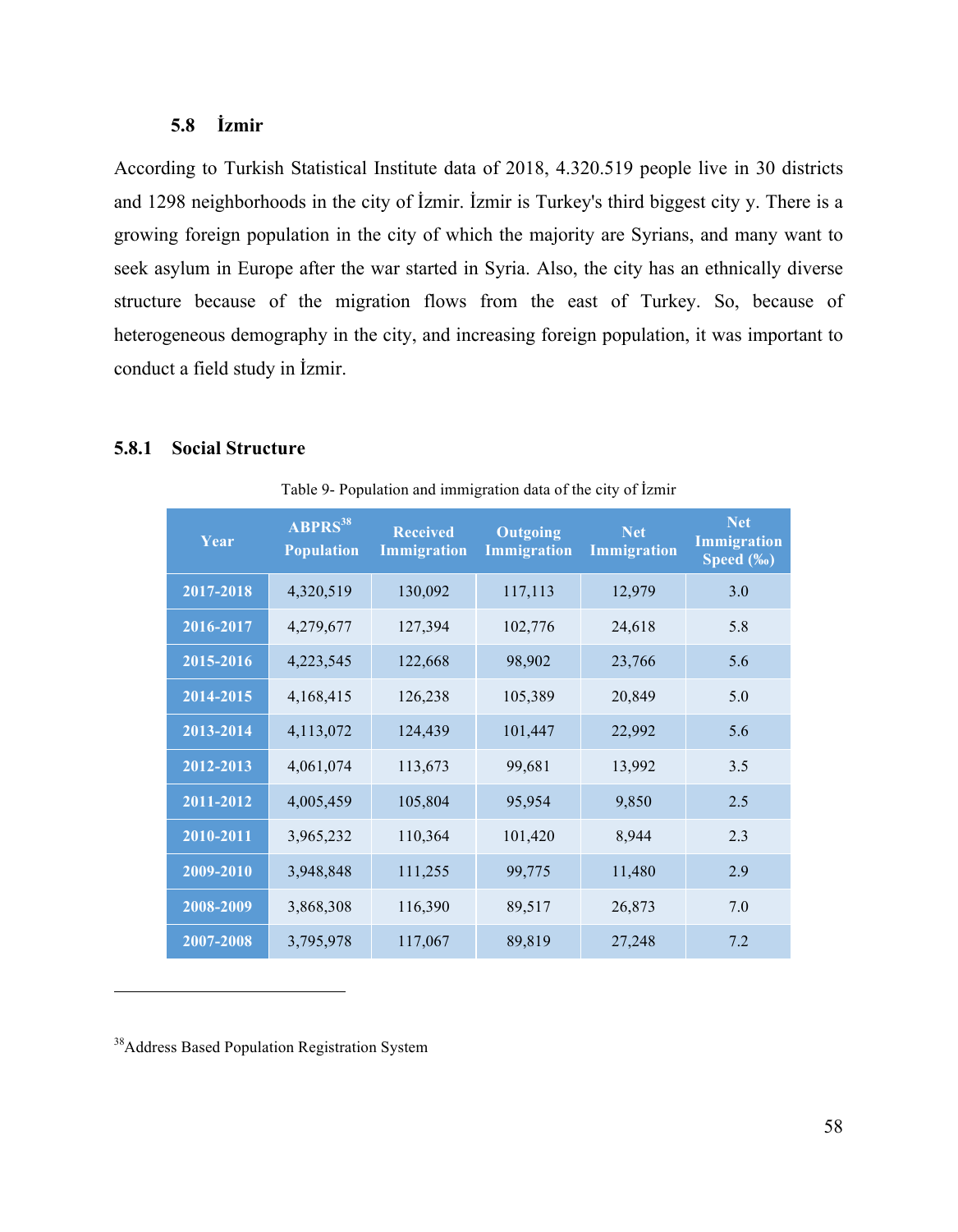## 5.8 İzmir

According to Turkish Statistical Institute data of 2018, 4.320.519 people live in 30 districts and 1298 neighborhoods in the city of İzmir. İzmir is Turkey's third biggest city y. There is a growing foreign population in the city of which the majority are Syrians, and many want to seek asylum in Europe after the war started in Syria. Also, the city has an ethnically diverse structure because of the migration flows from the east of Turkey. So, because of heterogeneous demography in the city, and increasing foreign population, it was important to conduct a field study in İzmir.

### 5.8.1 Social Structure

Table 9- Population and immigration data of the city of İzmir

| Year | ABPRS[38] Population | Received Immigration | Outgoing Immigration | Net Immigration | Net Immigration Speed (‰) |
|---|---|---|---|---|---|
| 2017-2018 | 4,320,519 | 130,092 | 117,113 | 12,979 | 3.0 |
| 2016-2017 | 4,279,677 | 127,394 | 102,776 | 24,618 | 5.8 |
| 2015-2016 | 4,223,545 | 122,668 | 98,902 | 23,766 | 5.6 |
| 2014-2015 | 4,168,415 | 126,238 | 105,389 | 20,849 | 5.0 |
| 2013-2014 | 4,113,072 | 124,439 | 101,447 | 22,992 | 5.6 |
| 2012-2013 | 4,061,074 | 113,673 | 99,681 | 13,992 | 3.5 |
| 2011-2012 | 4,005,459 | 105,804 | 95,954 | 9,850 | 2.5 |
| 2010-2011 | 3,965,232 | 110,364 | 101,420 | 8,944 | 2.3 |
| 2009-2010 | 3,948,848 | 111,255 | 99,775 | 11,480 | 2.9 |
| 2008-2009 | 3,868,308 | 116,390 | 89,517 | 26,873 | 7.0 |
| 2007-2008 | 3,795,978 | 117,067 | 89,819 | 27,248 | 7.2 |

[38] Address Based Population Registration System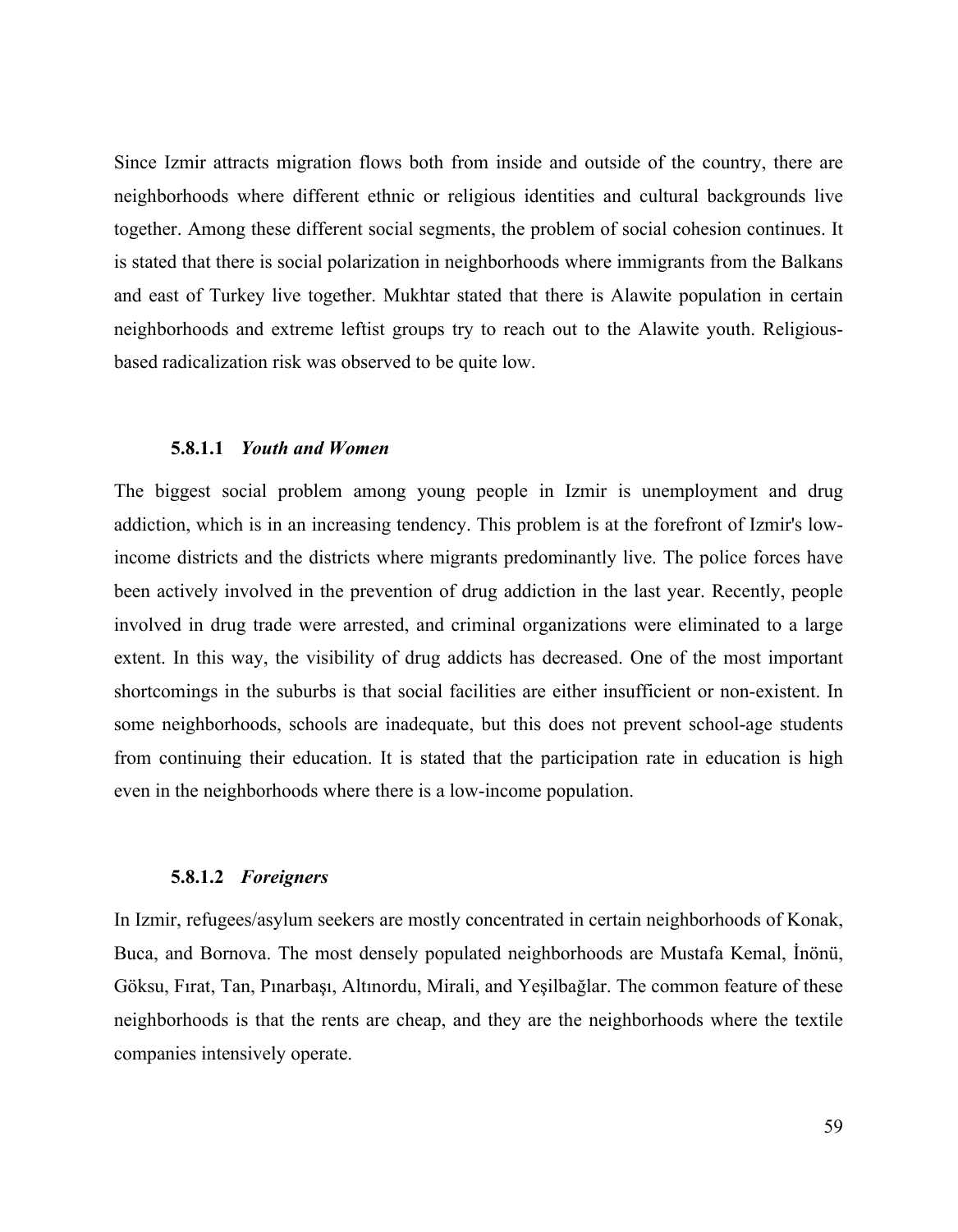Since Izmir attracts migration flows both from inside and outside of the country, there are neighborhoods where different ethnic or religious identities and cultural backgrounds live together. Among these different social segments, the problem of social cohesion continues. It is stated that there is social polarization in neighborhoods where immigrants from the Balkans and east of Turkey live together. Mukhtar stated that there is Alawite population in certain neighborhoods and extreme leftist groups try to reach out to the Alawite youth. Religious-based radicalization risk was observed to be quite low.

#### 5.8.1.1 *Youth and Women*

The biggest social problem among young people in Izmir is unemployment and drug addiction, which is in an increasing tendency. This problem is at the forefront of Izmir's low-income districts and the districts where migrants predominantly live. The police forces have been actively involved in the prevention of drug addiction in the last year. Recently, people involved in drug trade were arrested, and criminal organizations were eliminated to a large extent. In this way, the visibility of drug addicts has decreased. One of the most important shortcomings in the suburbs is that social facilities are either insufficient or non-existent. In some neighborhoods, schools are inadequate, but this does not prevent school-age students from continuing their education. It is stated that the participation rate in education is high even in the neighborhoods where there is a low-income population.

#### 5.8.1.2 *Foreigners*

In Izmir, refugees/asylum seekers are mostly concentrated in certain neighborhoods of Konak, Buca, and Bornova. The most densely populated neighborhoods are Mustafa Kemal, İnönü, Göksu, Fırat, Tan, Pınarbaşı, Altınordu, Mirali, and Yeşilbağlar. The common feature of these neighborhoods is that the rents are cheap, and they are the neighborhoods where the textile companies intensively operate.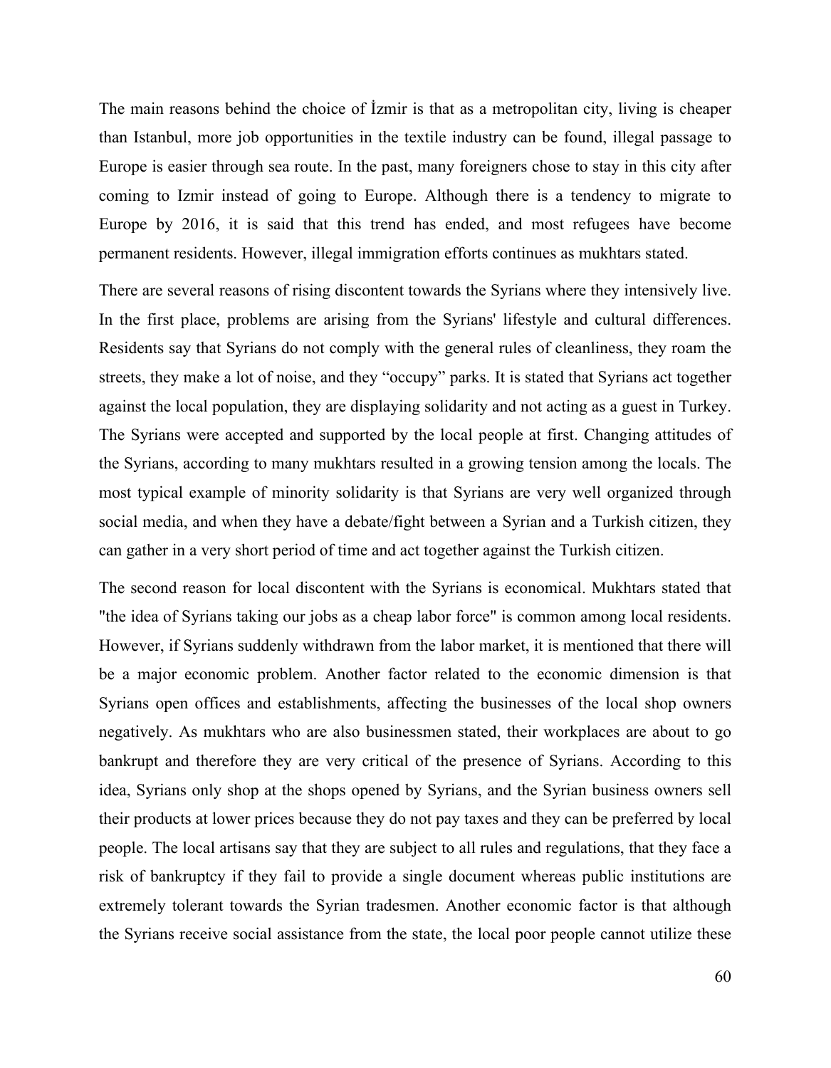The main reasons behind the choice of İzmir is that as a metropolitan city, living is cheaper than Istanbul, more job opportunities in the textile industry can be found, illegal passage to Europe is easier through sea route. In the past, many foreigners chose to stay in this city after coming to Izmir instead of going to Europe. Although there is a tendency to migrate to Europe by 2016, it is said that this trend has ended, and most refugees have become permanent residents. However, illegal immigration efforts continues as mukhtars stated.

There are several reasons of rising discontent towards the Syrians where they intensively live. In the first place, problems are arising from the Syrians' lifestyle and cultural differences. Residents say that Syrians do not comply with the general rules of cleanliness, they roam the streets, they make a lot of noise, and they "occupy" parks. It is stated that Syrians act together against the local population, they are displaying solidarity and not acting as a guest in Turkey. The Syrians were accepted and supported by the local people at first. Changing attitudes of the Syrians, according to many mukhtars resulted in a growing tension among the locals. The most typical example of minority solidarity is that Syrians are very well organized through social media, and when they have a debate/fight between a Syrian and a Turkish citizen, they can gather in a very short period of time and act together against the Turkish citizen.

The second reason for local discontent with the Syrians is economical. Mukhtars stated that "the idea of Syrians taking our jobs as a cheap labor force" is common among local residents. However, if Syrians suddenly withdrawn from the labor market, it is mentioned that there will be a major economic problem. Another factor related to the economic dimension is that Syrians open offices and establishments, affecting the businesses of the local shop owners negatively. As mukhtars who are also businessmen stated, their workplaces are about to go bankrupt and therefore they are very critical of the presence of Syrians. According to this idea, Syrians only shop at the shops opened by Syrians, and the Syrian business owners sell their products at lower prices because they do not pay taxes and they can be preferred by local people. The local artisans say that they are subject to all rules and regulations, that they face a risk of bankruptcy if they fail to provide a single document whereas public institutions are extremely tolerant towards the Syrian tradesmen. Another economic factor is that although the Syrians receive social assistance from the state, the local poor people cannot utilize these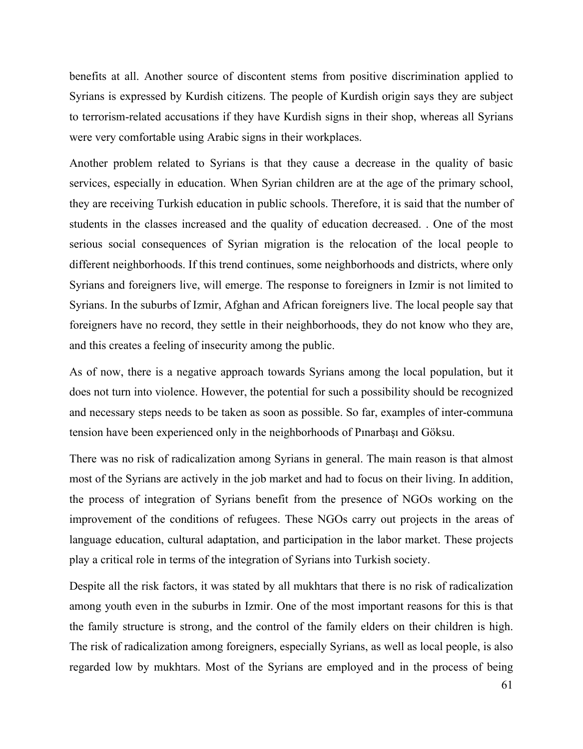benefits at all. Another source of discontent stems from positive discrimination applied to Syrians is expressed by Kurdish citizens. The people of Kurdish origin says they are subject to terrorism-related accusations if they have Kurdish signs in their shop, whereas all Syrians were very comfortable using Arabic signs in their workplaces.

Another problem related to Syrians is that they cause a decrease in the quality of basic services, especially in education. When Syrian children are at the age of the primary school, they are receiving Turkish education in public schools. Therefore, it is said that the number of students in the classes increased and the quality of education decreased. . One of the most serious social consequences of Syrian migration is the relocation of the local people to different neighborhoods. If this trend continues, some neighborhoods and districts, where only Syrians and foreigners live, will emerge. The response to foreigners in Izmir is not limited to Syrians. In the suburbs of Izmir, Afghan and African foreigners live. The local people say that foreigners have no record, they settle in their neighborhoods, they do not know who they are, and this creates a feeling of insecurity among the public.

As of now, there is a negative approach towards Syrians among the local population, but it does not turn into violence. However, the potential for such a possibility should be recognized and necessary steps needs to be taken as soon as possible. So far, examples of inter-communa tension have been experienced only in the neighborhoods of Pınarbaşı and Göksu.

There was no risk of radicalization among Syrians in general. The main reason is that almost most of the Syrians are actively in the job market and had to focus on their living. In addition, the process of integration of Syrians benefit from the presence of NGOs working on the improvement of the conditions of refugees. These NGOs carry out projects in the areas of language education, cultural adaptation, and participation in the labor market. These projects play a critical role in terms of the integration of Syrians into Turkish society.

Despite all the risk factors, it was stated by all mukhtars that there is no risk of radicalization among youth even in the suburbs in Izmir. One of the most important reasons for this is that the family structure is strong, and the control of the family elders on their children is high. The risk of radicalization among foreigners, especially Syrians, as well as local people, is also regarded low by mukhtars. Most of the Syrians are employed and in the process of being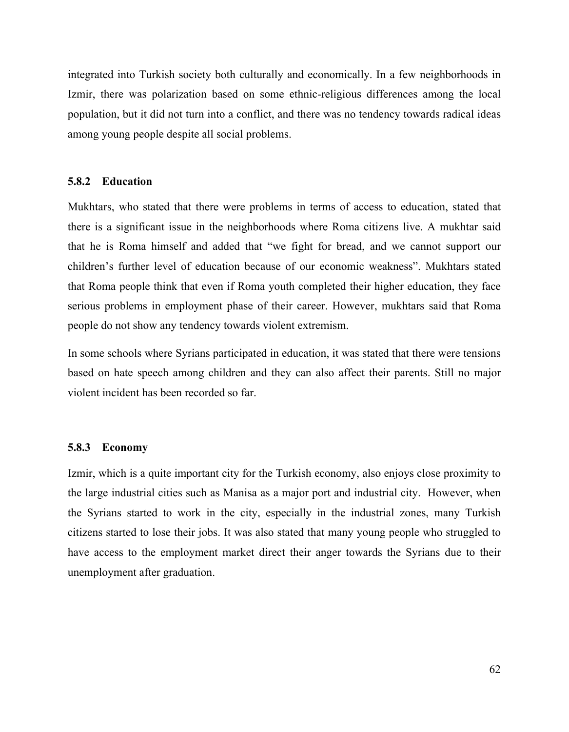integrated into Turkish society both culturally and economically. In a few neighborhoods in Izmir, there was polarization based on some ethnic-religious differences among the local population, but it did not turn into a conflict, and there was no tendency towards radical ideas among young people despite all social problems.

### 5.8.2 Education

Mukhtars, who stated that there were problems in terms of access to education, stated that there is a significant issue in the neighborhoods where Roma citizens live. A mukhtar said that he is Roma himself and added that "we fight for bread, and we cannot support our children's further level of education because of our economic weakness". Mukhtars stated that Roma people think that even if Roma youth completed their higher education, they face serious problems in employment phase of their career. However, mukhtars said that Roma people do not show any tendency towards violent extremism.

In some schools where Syrians participated in education, it was stated that there were tensions based on hate speech among children and they can also affect their parents. Still no major violent incident has been recorded so far.

### 5.8.3 Economy

Izmir, which is a quite important city for the Turkish economy, also enjoys close proximity to the large industrial cities such as Manisa as a major port and industrial city. However, when the Syrians started to work in the city, especially in the industrial zones, many Turkish citizens started to lose their jobs. It was also stated that many young people who struggled to have access to the employment market direct their anger towards the Syrians due to their unemployment after graduation.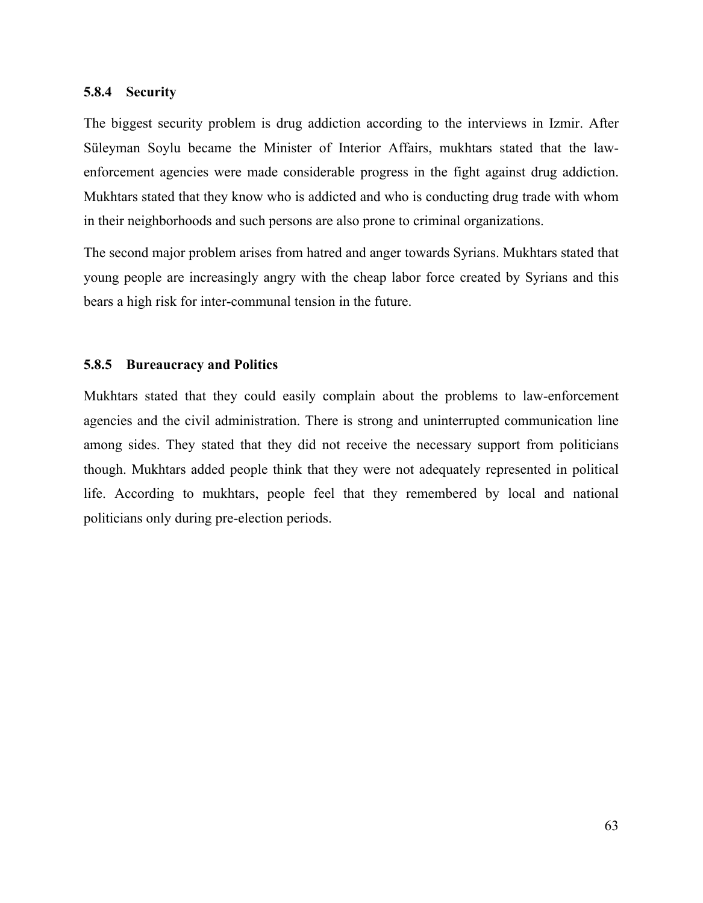### 5.8.4 Security

The biggest security problem is drug addiction according to the interviews in Izmir. After Süleyman Soylu became the Minister of Interior Affairs, mukhtars stated that the law-enforcement agencies were made considerable progress in the fight against drug addiction. Mukhtars stated that they know who is addicted and who is conducting drug trade with whom in their neighborhoods and such persons are also prone to criminal organizations.

The second major problem arises from hatred and anger towards Syrians. Mukhtars stated that young people are increasingly angry with the cheap labor force created by Syrians and this bears a high risk for inter-communal tension in the future.

### 5.8.5 Bureaucracy and Politics

Mukhtars stated that they could easily complain about the problems to law-enforcement agencies and the civil administration. There is strong and uninterrupted communication line among sides. They stated that they did not receive the necessary support from politicians though. Mukhtars added people think that they were not adequately represented in political life. According to mukhtars, people feel that they remembered by local and national politicians only during pre-election periods.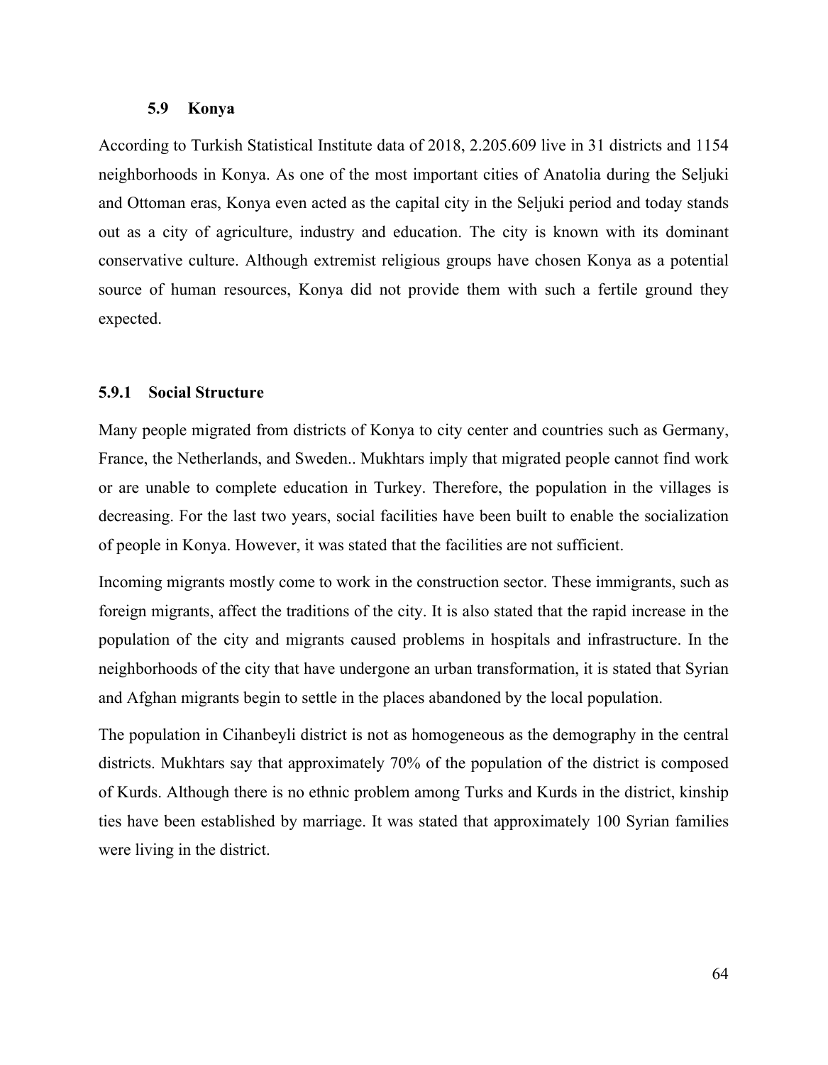### 5.9 Konya

According to Turkish Statistical Institute data of 2018, 2.205.609 live in 31 districts and 1154 neighborhoods in Konya. As one of the most important cities of Anatolia during the Seljuki and Ottoman eras, Konya even acted as the capital city in the Seljuki period and today stands out as a city of agriculture, industry and education. The city is known with its dominant conservative culture. Although extremist religious groups have chosen Konya as a potential source of human resources, Konya did not provide them with such a fertile ground they expected.

#### 5.9.1 Social Structure

Many people migrated from districts of Konya to city center and countries such as Germany, France, the Netherlands, and Sweden.. Mukhtars imply that migrated people cannot find work or are unable to complete education in Turkey. Therefore, the population in the villages is decreasing. For the last two years, social facilities have been built to enable the socialization of people in Konya. However, it was stated that the facilities are not sufficient.

Incoming migrants mostly come to work in the construction sector. These immigrants, such as foreign migrants, affect the traditions of the city. It is also stated that the rapid increase in the population of the city and migrants caused problems in hospitals and infrastructure. In the neighborhoods of the city that have undergone an urban transformation, it is stated that Syrian and Afghan migrants begin to settle in the places abandoned by the local population.

The population in Cihanbeyli district is not as homogeneous as the demography in the central districts. Mukhtars say that approximately 70% of the population of the district is composed of Kurds. Although there is no ethnic problem among Turks and Kurds in the district, kinship ties have been established by marriage. It was stated that approximately 100 Syrian families were living in the district.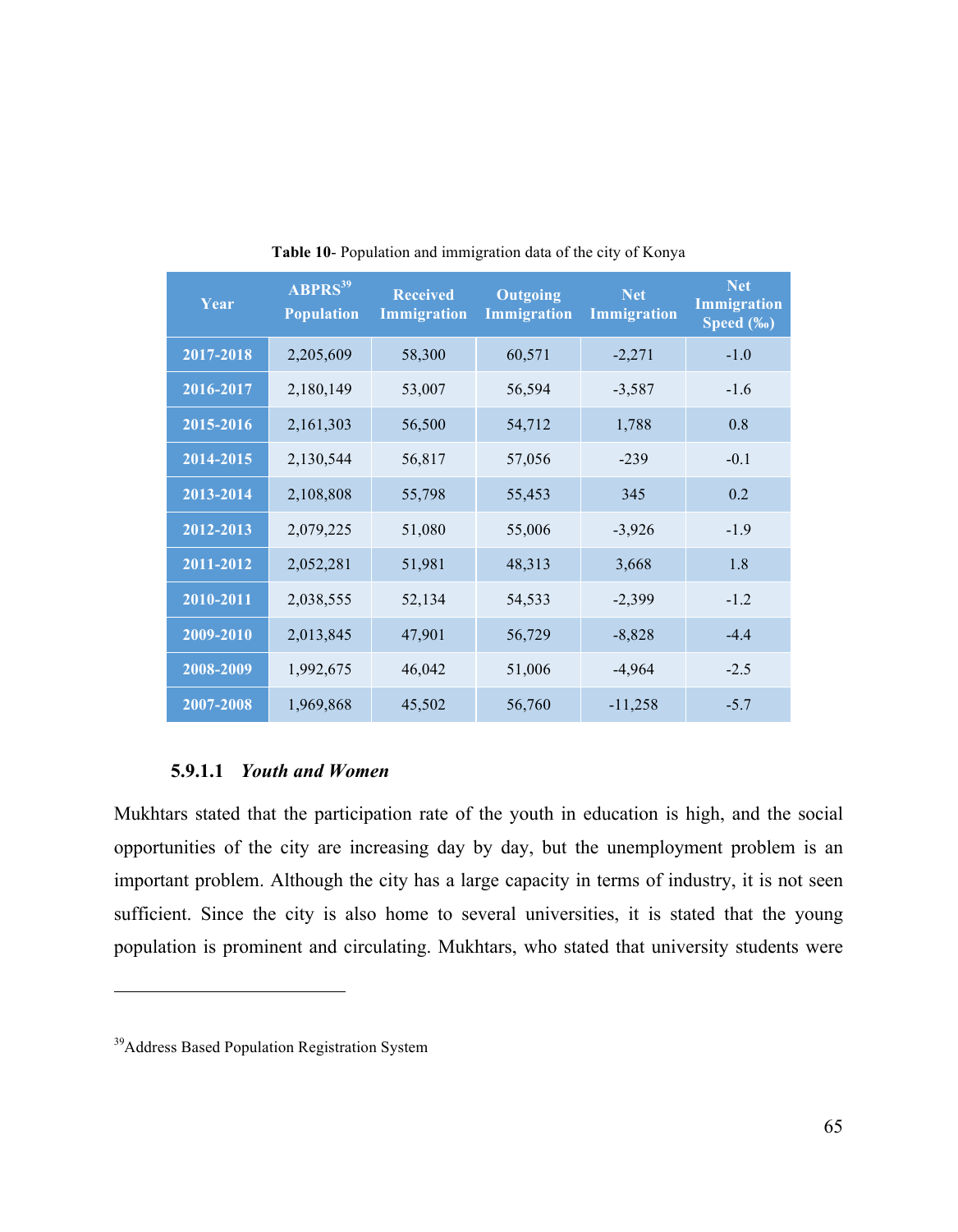**Table 10**- Population and immigration data of the city of Konya

| Year | ABPRS[39] Population | Received Immigration | Outgoing Immigration | Net Immigration | Net Immigration Speed (‰) |
|---|---|---|---|---|---|
| 2017-2018 | 2,205,609 | 58,300 | 60,571 | -2,271 | -1.0 |
| 2016-2017 | 2,180,149 | 53,007 | 56,594 | -3,587 | -1.6 |
| 2015-2016 | 2,161,303 | 56,500 | 54,712 | 1,788 | 0.8 |
| 2014-2015 | 2,130,544 | 56,817 | 57,056 | -239 | -0.1 |
| 2013-2014 | 2,108,808 | 55,798 | 55,453 | 345 | 0.2 |
| 2012-2013 | 2,079,225 | 51,080 | 55,006 | -3,926 | -1.9 |
| 2011-2012 | 2,052,281 | 51,981 | 48,313 | 3,668 | 1.8 |
| 2010-2011 | 2,038,555 | 52,134 | 54,533 | -2,399 | -1.2 |
| 2009-2010 | 2,013,845 | 47,901 | 56,729 | -8,828 | -4.4 |
| 2008-2009 | 1,992,675 | 46,042 | 51,006 | -4,964 | -2.5 |
| 2007-2008 | 1,969,868 | 45,502 | 56,760 | -11,258 | -5.7 |

#### 5.9.1.1 *Youth and Women*

Mukhtars stated that the participation rate of the youth in education is high, and the social opportunities of the city are increasing day by day, but the unemployment problem is an important problem. Although the city has a large capacity in terms of industry, it is not seen sufficient. Since the city is also home to several universities, it is stated that the young population is prominent and circulating. Mukhtars, who stated that university students were

[39] Address Based Population Registration System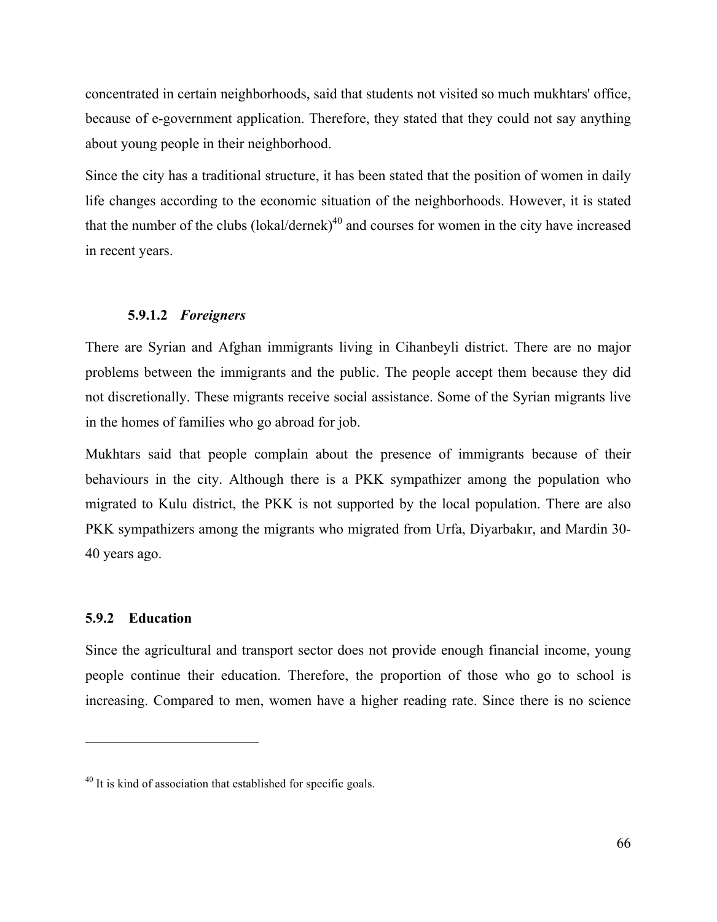concentrated in certain neighborhoods, said that students not visited so much mukhtars' office, because of e-government application. Therefore, they stated that they could not say anything about young people in their neighborhood.

Since the city has a traditional structure, it has been stated that the position of women in daily life changes according to the economic situation of the neighborhoods. However, it is stated that the number of the clubs (lokal/dernek)[40] and courses for women in the city have increased in recent years.

#### 5.9.1.2 *Foreigners*

There are Syrian and Afghan immigrants living in Cihanbeyli district. There are no major problems between the immigrants and the public. The people accept them because they did not discretionally. These migrants receive social assistance. Some of the Syrian migrants live in the homes of families who go abroad for job.

Mukhtars said that people complain about the presence of immigrants because of their behaviours in the city. Although there is a PKK sympathizer among the population who migrated to Kulu district, the PKK is not supported by the local population. There are also PKK sympathizers among the migrants who migrated from Urfa, Diyarbakır, and Mardin 30-40 years ago.

### 5.9.2 Education

Since the agricultural and transport sector does not provide enough financial income, young people continue their education. Therefore, the proportion of those who go to school is increasing. Compared to men, women have a higher reading rate. Since there is no science

---

[40] It is kind of association that established for specific goals.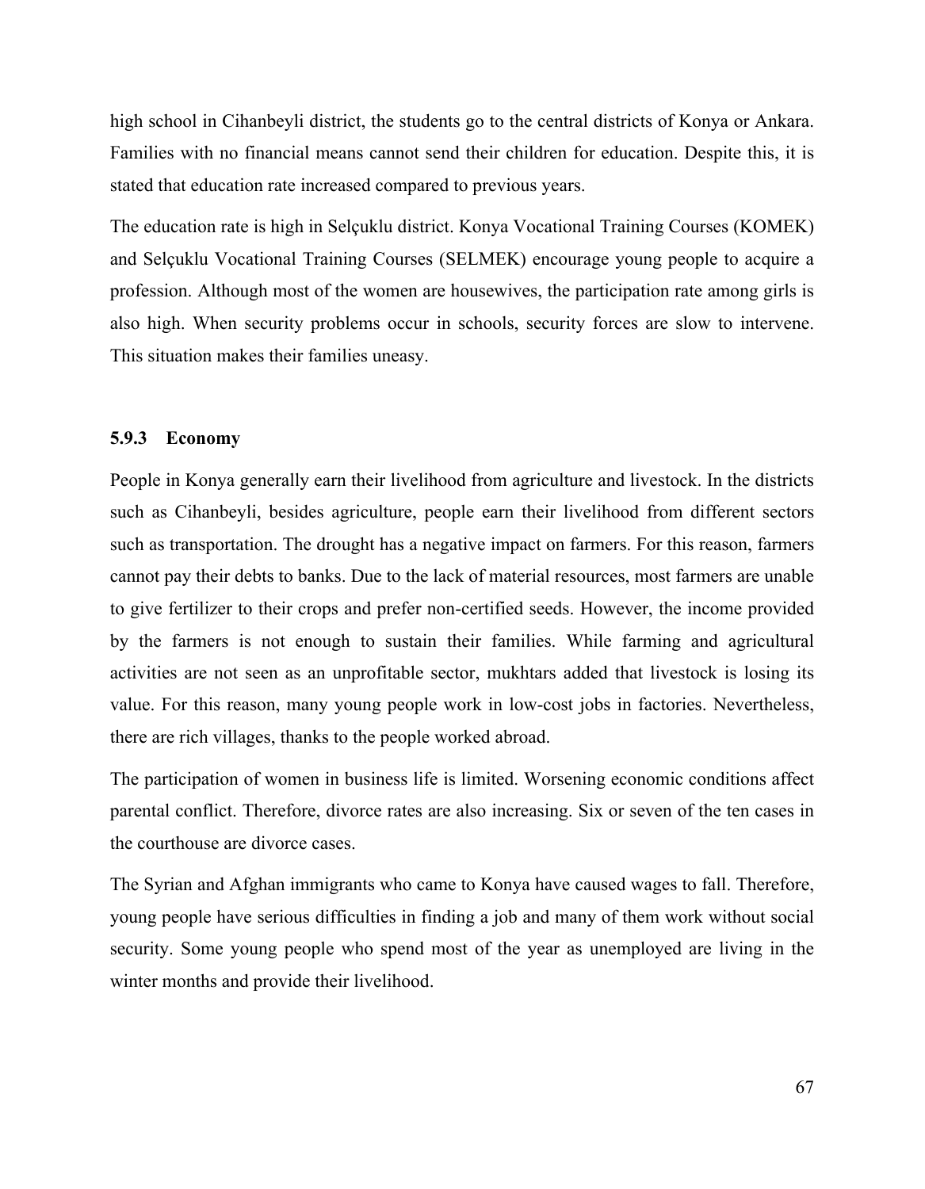high school in Cihanbeyli district, the students go to the central districts of Konya or Ankara. Families with no financial means cannot send their children for education. Despite this, it is stated that education rate increased compared to previous years.

The education rate is high in Selçuklu district. Konya Vocational Training Courses (KOMEK) and Selçuklu Vocational Training Courses (SELMEK) encourage young people to acquire a profession. Although most of the women are housewives, the participation rate among girls is also high. When security problems occur in schools, security forces are slow to intervene. This situation makes their families uneasy.

### 5.9.3 Economy

People in Konya generally earn their livelihood from agriculture and livestock. In the districts such as Cihanbeyli, besides agriculture, people earn their livelihood from different sectors such as transportation. The drought has a negative impact on farmers. For this reason, farmers cannot pay their debts to banks. Due to the lack of material resources, most farmers are unable to give fertilizer to their crops and prefer non-certified seeds. However, the income provided by the farmers is not enough to sustain their families. While farming and agricultural activities are not seen as an unprofitable sector, mukhtars added that livestock is losing its value. For this reason, many young people work in low-cost jobs in factories. Nevertheless, there are rich villages, thanks to the people worked abroad.

The participation of women in business life is limited. Worsening economic conditions affect parental conflict. Therefore, divorce rates are also increasing. Six or seven of the ten cases in the courthouse are divorce cases.

The Syrian and Afghan immigrants who came to Konya have caused wages to fall. Therefore, young people have serious difficulties in finding a job and many of them work without social security. Some young people who spend most of the year as unemployed are living in the winter months and provide their livelihood.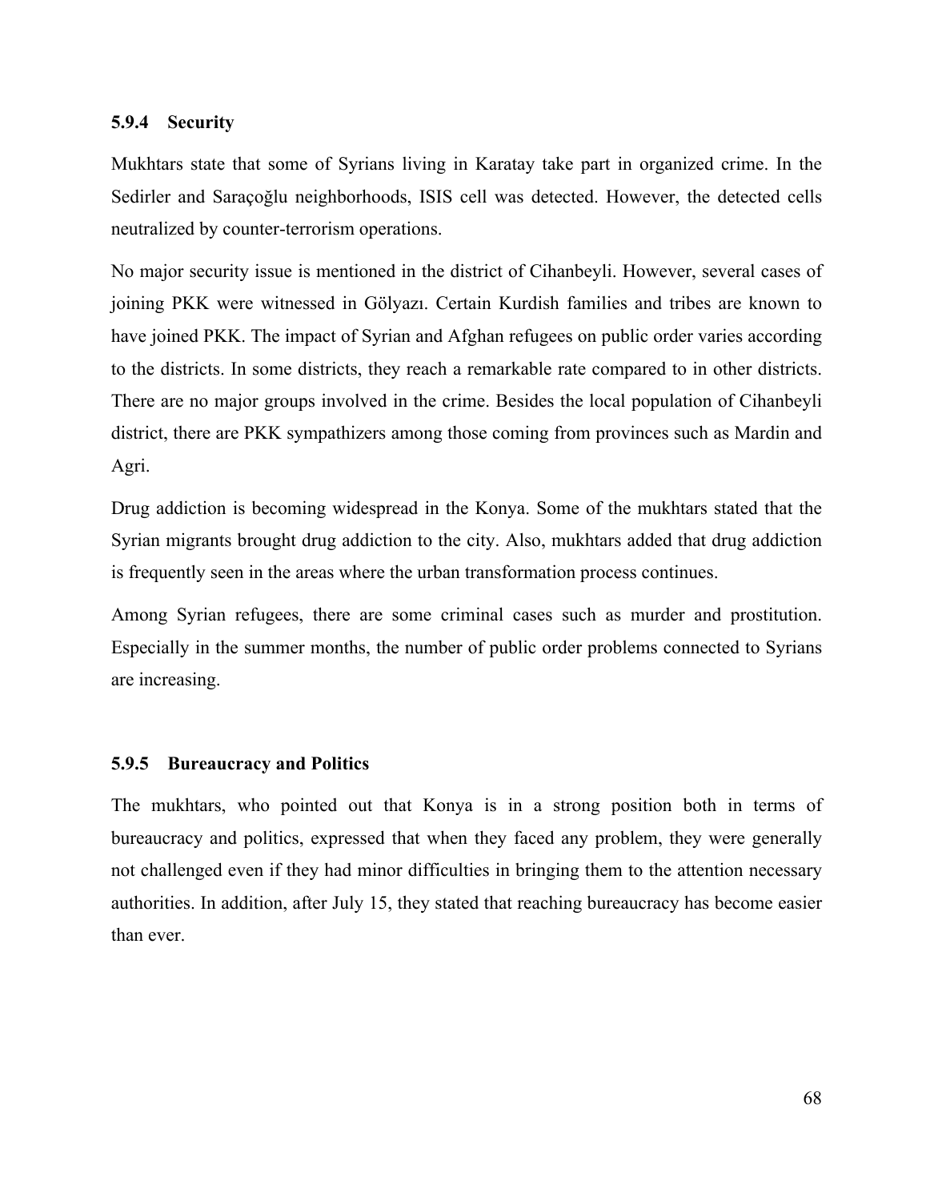### 5.9.4 Security

Mukhtars state that some of Syrians living in Karatay take part in organized crime. In the Sedirler and Saraçoğlu neighborhoods, ISIS cell was detected. However, the detected cells neutralized by counter-terrorism operations.

No major security issue is mentioned in the district of Cihanbeyli. However, several cases of joining PKK were witnessed in Gölyazı. Certain Kurdish families and tribes are known to have joined PKK. The impact of Syrian and Afghan refugees on public order varies according to the districts. In some districts, they reach a remarkable rate compared to in other districts. There are no major groups involved in the crime. Besides the local population of Cihanbeyli district, there are PKK sympathizers among those coming from provinces such as Mardin and Agri.

Drug addiction is becoming widespread in the Konya. Some of the mukhtars stated that the Syrian migrants brought drug addiction to the city. Also, mukhtars added that drug addiction is frequently seen in the areas where the urban transformation process continues.

Among Syrian refugees, there are some criminal cases such as murder and prostitution. Especially in the summer months, the number of public order problems connected to Syrians are increasing.

### 5.9.5 Bureaucracy and Politics

The mukhtars, who pointed out that Konya is in a strong position both in terms of bureaucracy and politics, expressed that when they faced any problem, they were generally not challenged even if they had minor difficulties in bringing them to the attention necessary authorities. In addition, after July 15, they stated that reaching bureaucracy has become easier than ever.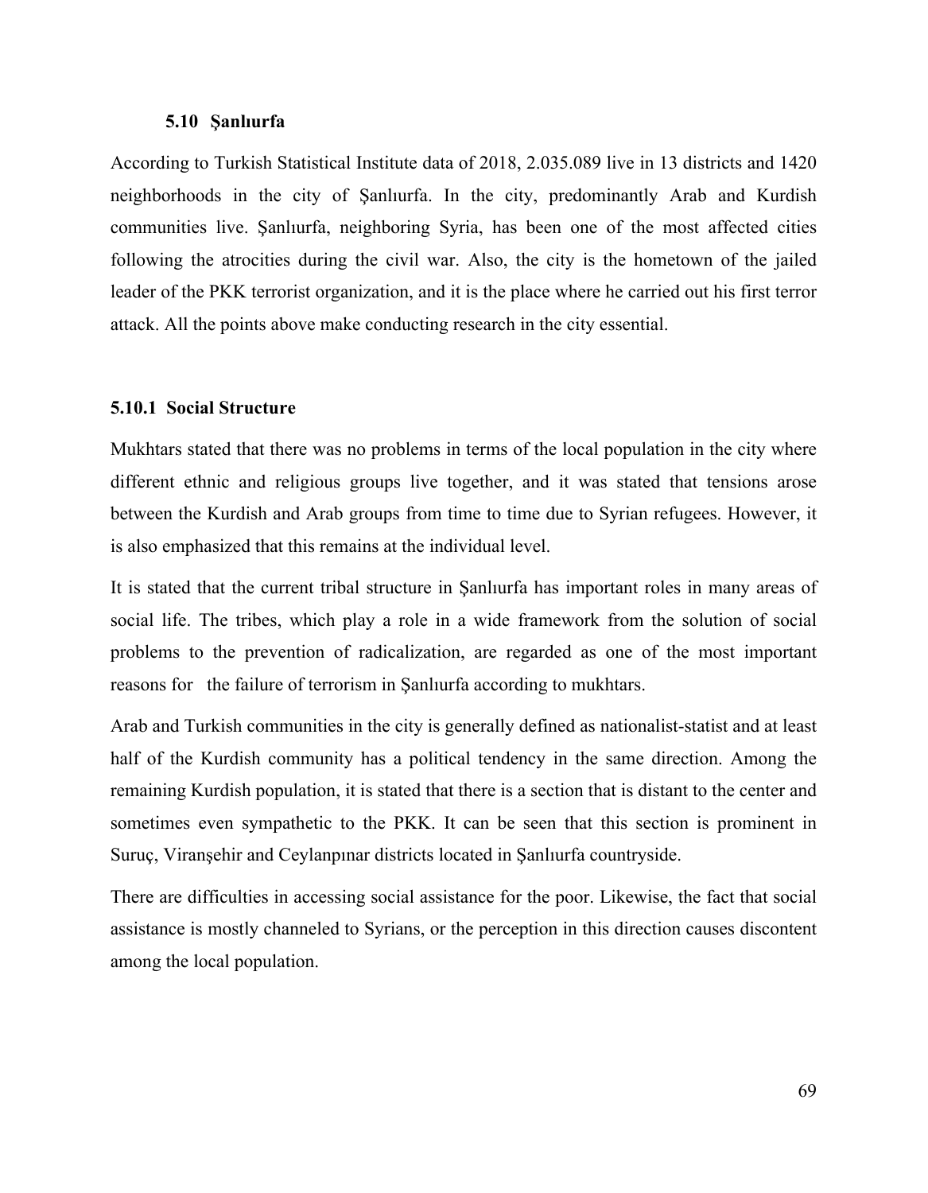## 5.10 Şanlıurfa

According to Turkish Statistical Institute data of 2018, 2.035.089 live in 13 districts and 1420 neighborhoods in the city of Şanlıurfa. In the city, predominantly Arab and Kurdish communities live. Şanlıurfa, neighboring Syria, has been one of the most affected cities following the atrocities during the civil war. Also, the city is the hometown of the jailed leader of the PKK terrorist organization, and it is the place where he carried out his first terror attack. All the points above make conducting research in the city essential.

### 5.10.1 Social Structure

Mukhtars stated that there was no problems in terms of the local population in the city where different ethnic and religious groups live together, and it was stated that tensions arose between the Kurdish and Arab groups from time to time due to Syrian refugees. However, it is also emphasized that this remains at the individual level.

It is stated that the current tribal structure in Şanlıurfa has important roles in many areas of social life. The tribes, which play a role in a wide framework from the solution of social problems to the prevention of radicalization, are regarded as one of the most important reasons for the failure of terrorism in Şanlıurfa according to mukhtars.

Arab and Turkish communities in the city is generally defined as nationalist-statist and at least half of the Kurdish community has a political tendency in the same direction. Among the remaining Kurdish population, it is stated that there is a section that is distant to the center and sometimes even sympathetic to the PKK. It can be seen that this section is prominent in Suruç, Viranşehir and Ceylanpınar districts located in Şanlıurfa countryside.

There are difficulties in accessing social assistance for the poor. Likewise, the fact that social assistance is mostly channeled to Syrians, or the perception in this direction causes discontent among the local population.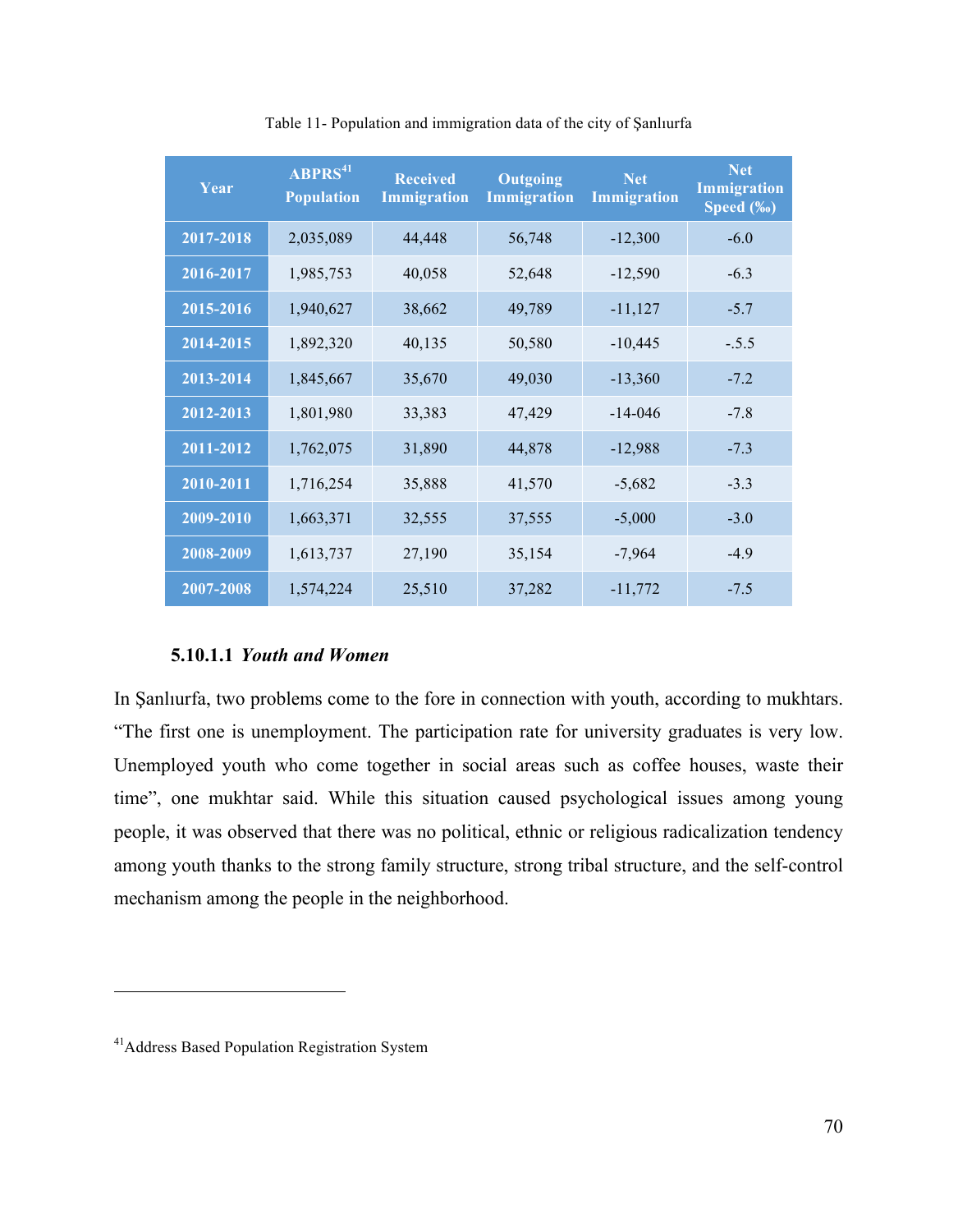Table 11- Population and immigration data of the city of Şanlıurfa

| Year | ABPRS[41] Population | Received Immigration | Outgoing Immigration | Net Immigration | Net Immigration Speed (‰) |
|---|---|---|---|---|---|
| 2017-2018 | 2,035,089 | 44,448 | 56,748 | -12,300 | -6.0 |
| 2016-2017 | 1,985,753 | 40,058 | 52,648 | -12,590 | -6.3 |
| 2015-2016 | 1,940,627 | 38,662 | 49,789 | -11,127 | -5.7 |
| 2014-2015 | 1,892,320 | 40,135 | 50,580 | -10,445 | -.5.5 |
| 2013-2014 | 1,845,667 | 35,670 | 49,030 | -13,360 | -7.2 |
| 2012-2013 | 1,801,980 | 33,383 | 47,429 | -14-046 | -7.8 |
| 2011-2012 | 1,762,075 | 31,890 | 44,878 | -12,988 | -7.3 |
| 2010-2011 | 1,716,254 | 35,888 | 41,570 | -5,682 | -3.3 |
| 2009-2010 | 1,663,371 | 32,555 | 37,555 | -5,000 | -3.0 |
| 2008-2009 | 1,613,737 | 27,190 | 35,154 | -7,964 | -4.9 |
| 2007-2008 | 1,574,224 | 25,510 | 37,282 | -11,772 | -7.5 |

#### 5.10.1.1 *Youth and Women*

In Şanlıurfa, two problems come to the fore in connection with youth, according to mukhtars. "The first one is unemployment. The participation rate for university graduates is very low. Unemployed youth who come together in social areas such as coffee houses, waste their time", one mukhtar said. While this situation caused psychological issues among young people, it was observed that there was no political, ethnic or religious radicalization tendency among youth thanks to the strong family structure, strong tribal structure, and the self-control mechanism among the people in the neighborhood.

[41] Address Based Population Registration System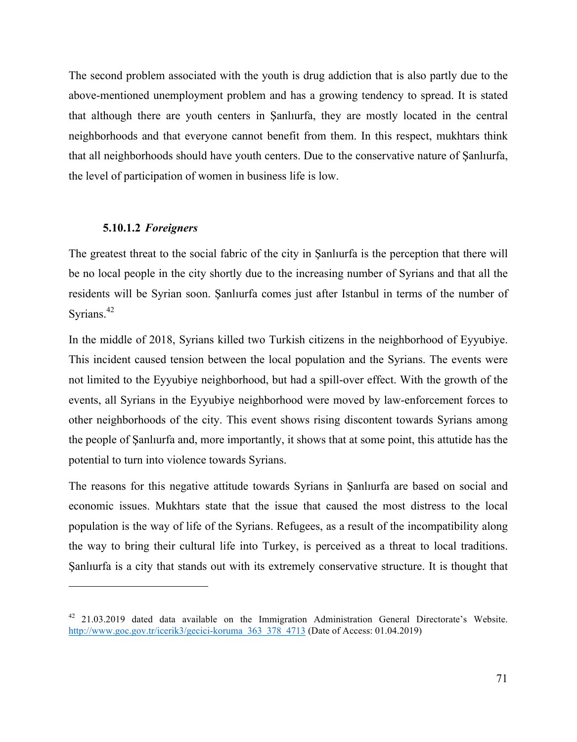The second problem associated with the youth is drug addiction that is also partly due to the above-mentioned unemployment problem and has a growing tendency to spread. It is stated that although there are youth centers in Şanlıurfa, they are mostly located in the central neighborhoods and that everyone cannot benefit from them. In this respect, mukhtars think that all neighborhoods should have youth centers. Due to the conservative nature of Şanlıurfa, the level of participation of women in business life is low.

#### 5.10.1.2 *Foreigners*

The greatest threat to the social fabric of the city in Şanlıurfa is the perception that there will be no local people in the city shortly due to the increasing number of Syrians and that all the residents will be Syrian soon. Şanlıurfa comes just after Istanbul in terms of the number of Syrians.[42]

In the middle of 2018, Syrians killed two Turkish citizens in the neighborhood of Eyyubiye. This incident caused tension between the local population and the Syrians. The events were not limited to the Eyyubiye neighborhood, but had a spill-over effect. With the growth of the events, all Syrians in the Eyyubiye neighborhood were moved by law-enforcement forces to other neighborhoods of the city. This event shows rising discontent towards Syrians among the people of Şanlıurfa and, more importantly, it shows that at some point, this attutide has the potential to turn into violence towards Syrians.

The reasons for this negative attitude towards Syrians in Şanlıurfa are based on social and economic issues. Mukhtars state that the issue that caused the most distress to the local population is the way of life of the Syrians. Refugees, as a result of the incompatibility along the way to bring their cultural life into Turkey, is perceived as a threat to local traditions. Şanlıurfa is a city that stands out with its extremely conservative structure. It is thought that

---

[42] 21.03.2019 dated data available on the Immigration Administration General Directorate's Website. http://www.goc.gov.tr/icerik3/gecici-koruma_363_378_4713 (Date of Access: 01.04.2019)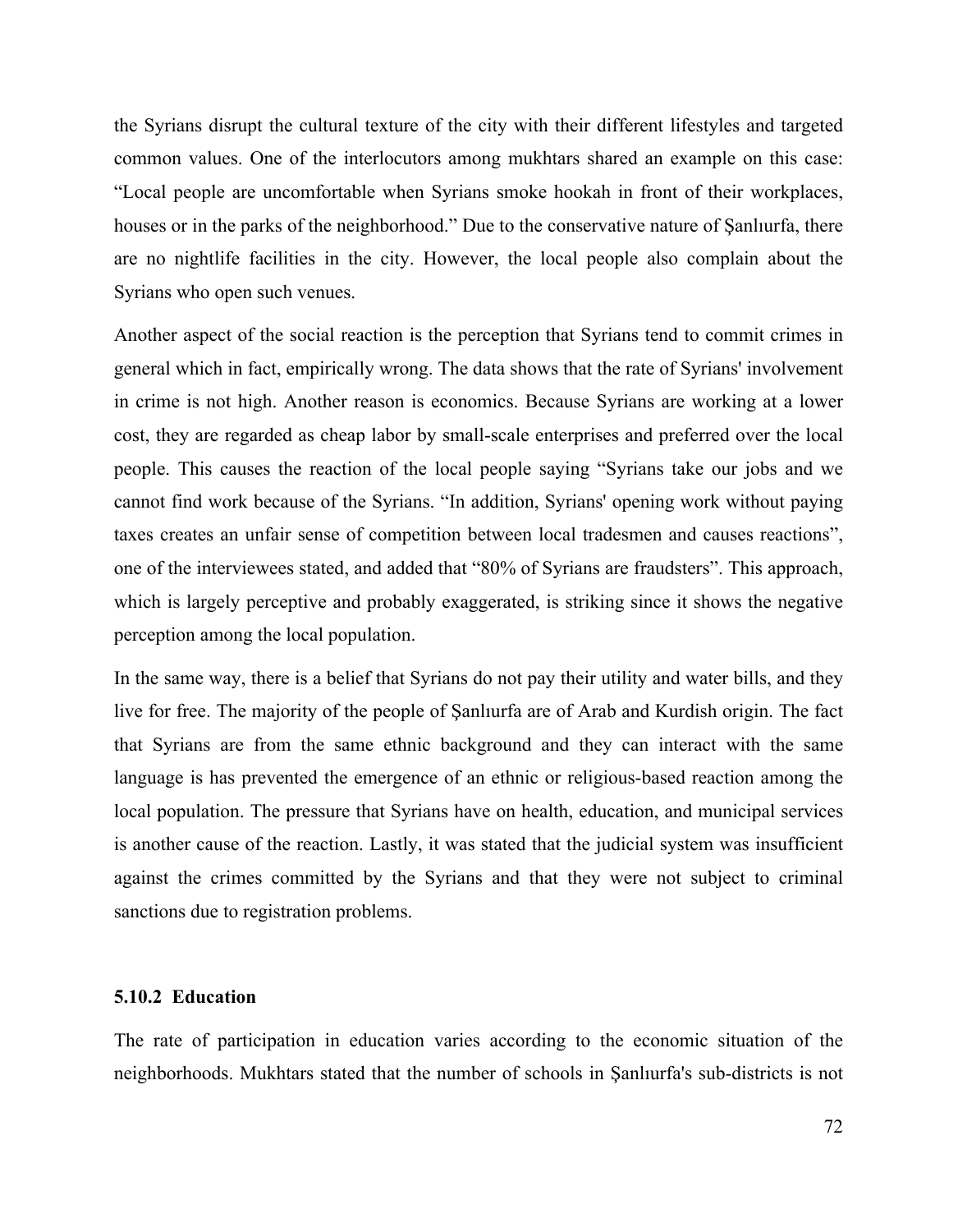the Syrians disrupt the cultural texture of the city with their different lifestyles and targeted common values. One of the interlocutors among mukhtars shared an example on this case: “Local people are uncomfortable when Syrians smoke hookah in front of their workplaces, houses or in the parks of the neighborhood.” Due to the conservative nature of Şanlıurfa, there are no nightlife facilities in the city. However, the local people also complain about the Syrians who open such venues.

Another aspect of the social reaction is the perception that Syrians tend to commit crimes in general which in fact, empirically wrong. The data shows that the rate of Syrians' involvement in crime is not high. Another reason is economics. Because Syrians are working at a lower cost, they are regarded as cheap labor by small-scale enterprises and preferred over the local people. This causes the reaction of the local people saying “Syrians take our jobs and we cannot find work because of the Syrians. “In addition, Syrians' opening work without paying taxes creates an unfair sense of competition between local tradesmen and causes reactions”, one of the interviewees stated, and added that “80% of Syrians are fraudsters”. This approach, which is largely perceptive and probably exaggerated, is striking since it shows the negative perception among the local population.

In the same way, there is a belief that Syrians do not pay their utility and water bills, and they live for free. The majority of the people of Şanlıurfa are of Arab and Kurdish origin. The fact that Syrians are from the same ethnic background and they can interact with the same language is has prevented the emergence of an ethnic or religious-based reaction among the local population. The pressure that Syrians have on health, education, and municipal services is another cause of the reaction. Lastly, it was stated that the judicial system was insufficient against the crimes committed by the Syrians and that they were not subject to criminal sanctions due to registration problems.

### 5.10.2 Education

The rate of participation in education varies according to the economic situation of the neighborhoods. Mukhtars stated that the number of schools in Şanlıurfa's sub-districts is not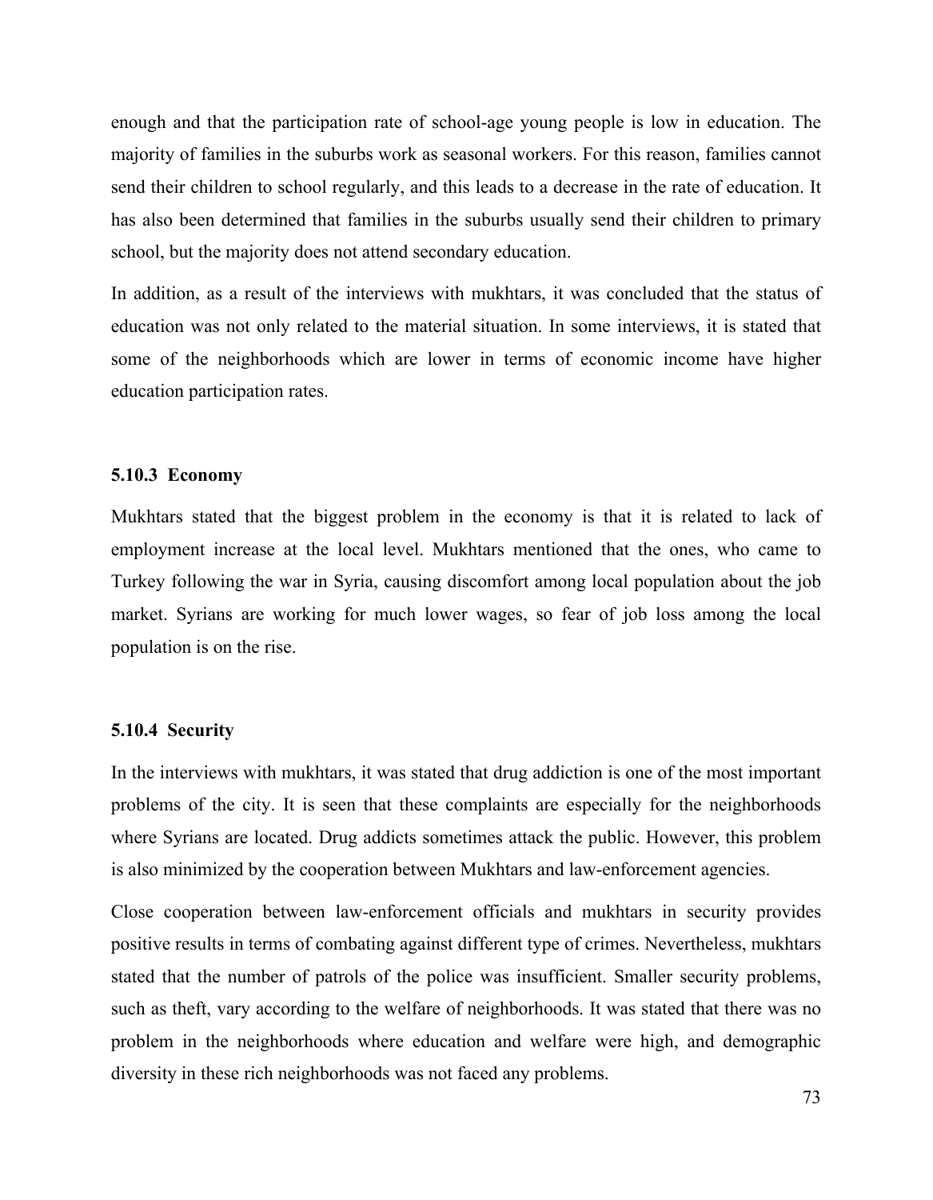enough and that the participation rate of school-age young people is low in education. The majority of families in the suburbs work as seasonal workers. For this reason, families cannot send their children to school regularly, and this leads to a decrease in the rate of education. It has also been determined that families in the suburbs usually send their children to primary school, but the majority does not attend secondary education.

In addition, as a result of the interviews with mukhtars, it was concluded that the status of education was not only related to the material situation. In some interviews, it is stated that some of the neighborhoods which are lower in terms of economic income have higher education participation rates.

### 5.10.3 Economy

Mukhtars stated that the biggest problem in the economy is that it is related to lack of employment increase at the local level. Mukhtars mentioned that the ones, who came to Turkey following the war in Syria, causing discomfort among local population about the job market. Syrians are working for much lower wages, so fear of job loss among the local population is on the rise.

### 5.10.4 Security

In the interviews with mukhtars, it was stated that drug addiction is one of the most important problems of the city. It is seen that these complaints are especially for the neighborhoods where Syrians are located. Drug addicts sometimes attack the public. However, this problem is also minimized by the cooperation between Mukhtars and law-enforcement agencies.

Close cooperation between law-enforcement officials and mukhtars in security provides positive results in terms of combating against different type of crimes. Nevertheless, mukhtars stated that the number of patrols of the police was insufficient. Smaller security problems, such as theft, vary according to the welfare of neighborhoods. It was stated that there was no problem in the neighborhoods where education and welfare were high, and demographic diversity in these rich neighborhoods was not faced any problems.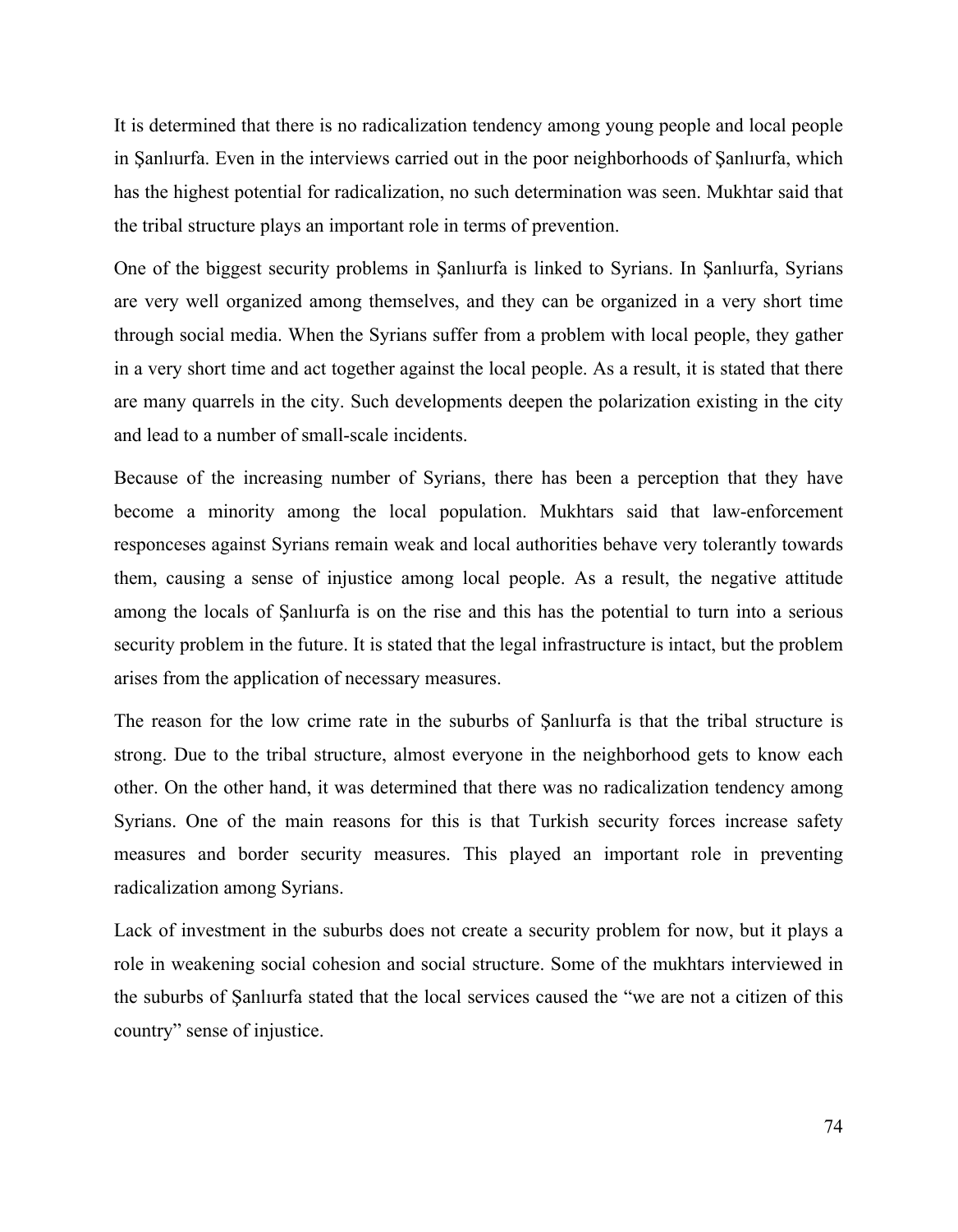It is determined that there is no radicalization tendency among young people and local people in Şanlıurfa. Even in the interviews carried out in the poor neighborhoods of Şanlıurfa, which has the highest potential for radicalization, no such determination was seen. Mukhtar said that the tribal structure plays an important role in terms of prevention.

One of the biggest security problems in Şanlıurfa is linked to Syrians. In Şanlıurfa, Syrians are very well organized among themselves, and they can be organized in a very short time through social media. When the Syrians suffer from a problem with local people, they gather in a very short time and act together against the local people. As a result, it is stated that there are many quarrels in the city. Such developments deepen the polarization existing in the city and lead to a number of small-scale incidents.

Because of the increasing number of Syrians, there has been a perception that they have become a minority among the local population. Mukhtars said that law-enforcement responceses against Syrians remain weak and local authorities behave very tolerantly towards them, causing a sense of injustice among local people. As a result, the negative attitude among the locals of Şanlıurfa is on the rise and this has the potential to turn into a serious security problem in the future. It is stated that the legal infrastructure is intact, but the problem arises from the application of necessary measures.

The reason for the low crime rate in the suburbs of Şanlıurfa is that the tribal structure is strong. Due to the tribal structure, almost everyone in the neighborhood gets to know each other. On the other hand, it was determined that there was no radicalization tendency among Syrians. One of the main reasons for this is that Turkish security forces increase safety measures and border security measures. This played an important role in preventing radicalization among Syrians.

Lack of investment in the suburbs does not create a security problem for now, but it plays a role in weakening social cohesion and social structure. Some of the mukhtars interviewed in the suburbs of Şanlıurfa stated that the local services caused the "we are not a citizen of this country" sense of injustice.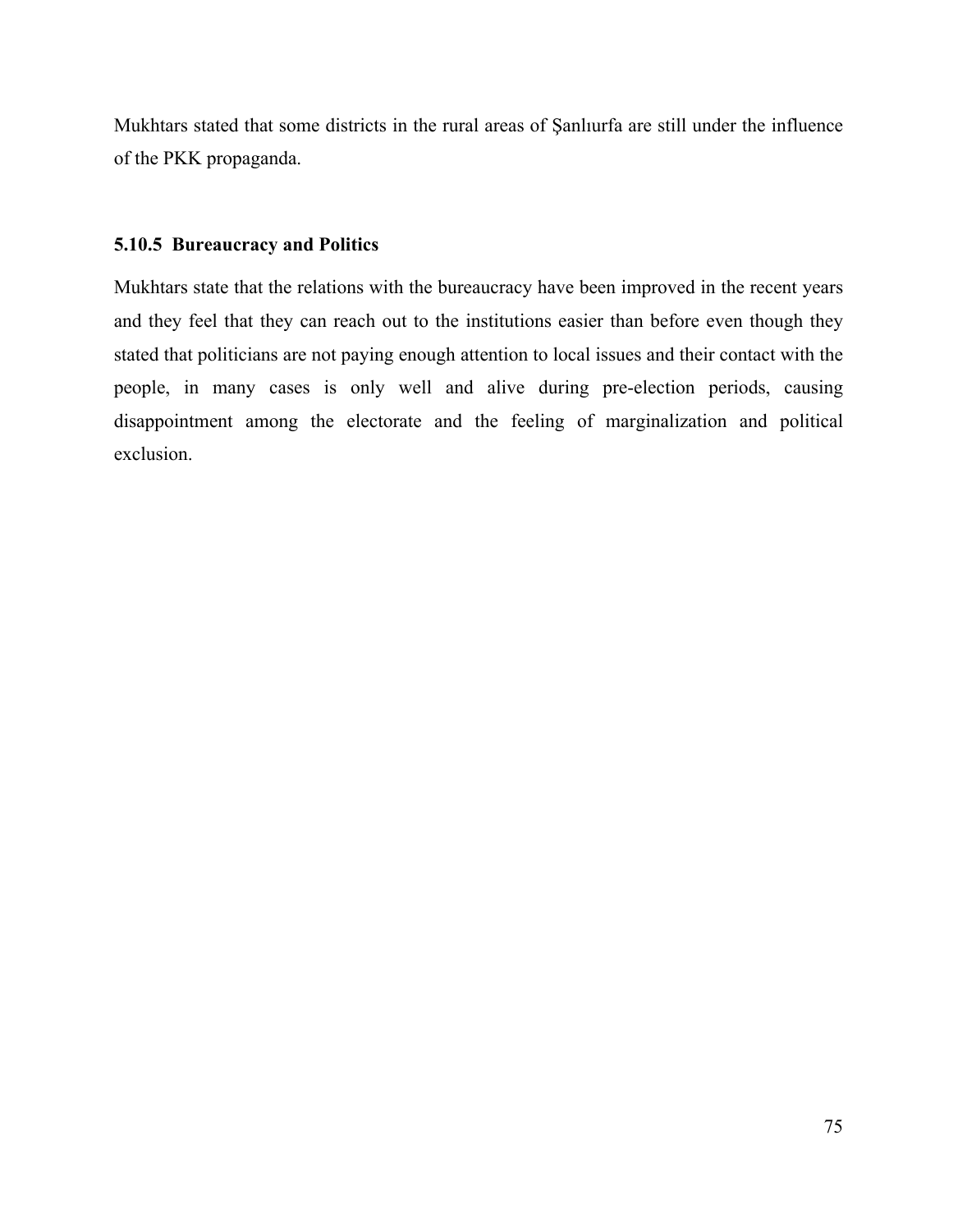Mukhtars stated that some districts in the rural areas of Şanlıurfa are still under the influence of the PKK propaganda.

### 5.10.5 Bureaucracy and Politics

Mukhtars state that the relations with the bureaucracy have been improved in the recent years and they feel that they can reach out to the institutions easier than before even though they stated that politicians are not paying enough attention to local issues and their contact with the people, in many cases is only well and alive during pre-election periods, causing disappointment among the electorate and the feeling of marginalization and political exclusion.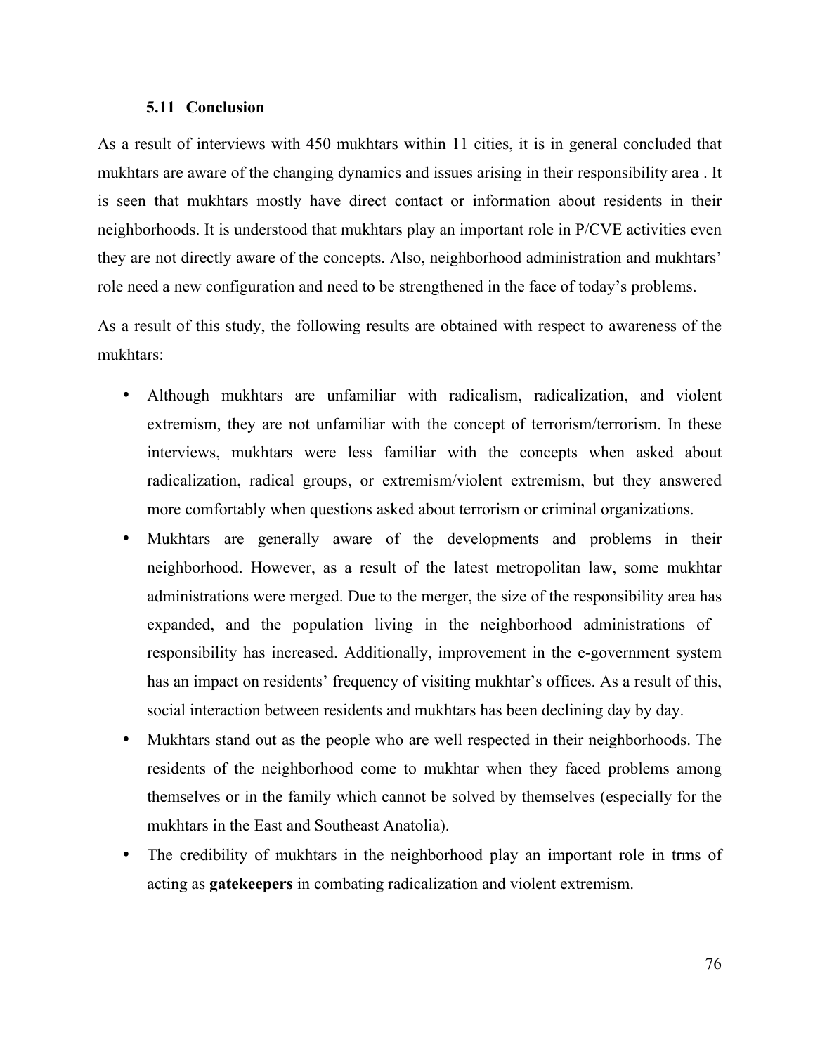### 5.11 Conclusion

As a result of interviews with 450 mukhtars within 11 cities, it is in general concluded that mukhtars are aware of the changing dynamics and issues arising in their responsibility area . It is seen that mukhtars mostly have direct contact or information about residents in their neighborhoods. It is understood that mukhtars play an important role in P/CVE activities even they are not directly aware of the concepts. Also, neighborhood administration and mukhtars' role need a new configuration and need to be strengthened in the face of today's problems.

As a result of this study, the following results are obtained with respect to awareness of the mukhtars:

- Although mukhtars are unfamiliar with radicalism, radicalization, and violent extremism, they are not unfamiliar with the concept of terrorism/terrorism. In these interviews, mukhtars were less familiar with the concepts when asked about radicalization, radical groups, or extremism/violent extremism, but they answered more comfortably when questions asked about terrorism or criminal organizations.
- Mukhtars are generally aware of the developments and problems in their neighborhood. However, as a result of the latest metropolitan law, some mukhtar administrations were merged. Due to the merger, the size of the responsibility area has expanded, and the population living in the neighborhood administrations of responsibility has increased. Additionally, improvement in the e-government system has an impact on residents' frequency of visiting mukhtar's offices. As a result of this, social interaction between residents and mukhtars has been declining day by day.
- Mukhtars stand out as the people who are well respected in their neighborhoods. The residents of the neighborhood come to mukhtar when they faced problems among themselves or in the family which cannot be solved by themselves (especially for the mukhtars in the East and Southeast Anatolia).
- The credibility of mukhtars in the neighborhood play an important role in trms of acting as **gatekeepers** in combating radicalization and violent extremism.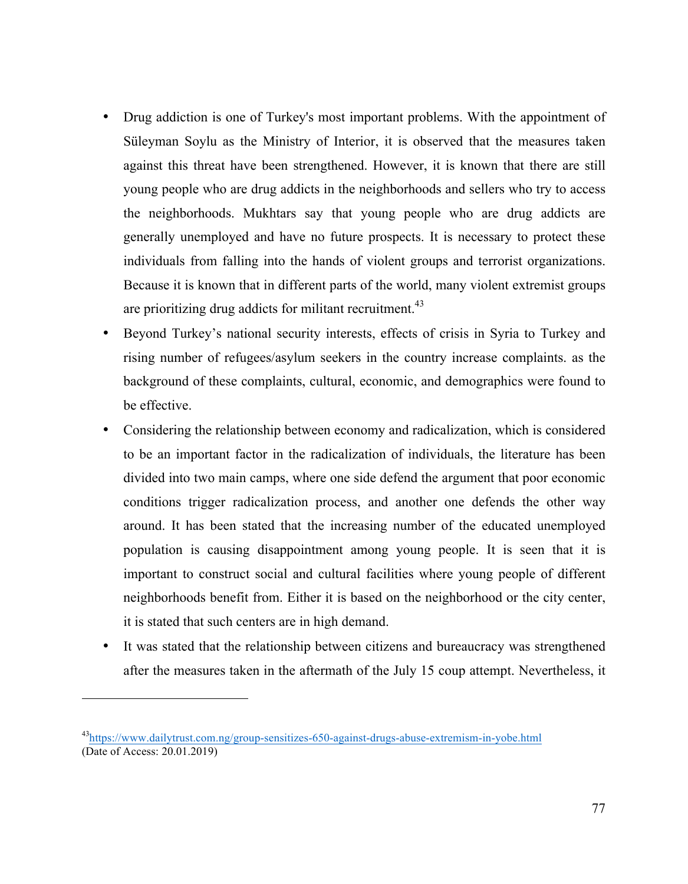- Drug addiction is one of Turkey's most important problems. With the appointment of Süleyman Soylu as the Ministry of Interior, it is observed that the measures taken against this threat have been strengthened. However, it is known that there are still young people who are drug addicts in the neighborhoods and sellers who try to access the neighborhoods. Mukhtars say that young people who are drug addicts are generally unemployed and have no future prospects. It is necessary to protect these individuals from falling into the hands of violent groups and terrorist organizations. Because it is known that in different parts of the world, many violent extremist groups are prioritizing drug addicts for militant recruitment.[43]
- Beyond Turkey's national security interests, effects of crisis in Syria to Turkey and rising number of refugees/asylum seekers in the country increase complaints. as the background of these complaints, cultural, economic, and demographics were found to be effective.
- Considering the relationship between economy and radicalization, which is considered to be an important factor in the radicalization of individuals, the literature has been divided into two main camps, where one side defend the argument that poor economic conditions trigger radicalization process, and another one defends the other way around. It has been stated that the increasing number of the educated unemployed population is causing disappointment among young people. It is seen that it is important to construct social and cultural facilities where young people of different neighborhoods benefit from. Either it is based on the neighborhood or the city center, it is stated that such centers are in high demand.
- It was stated that the relationship between citizens and bureaucracy was strengthened after the measures taken in the aftermath of the July 15 coup attempt. Nevertheless, it

---

[43] https://www.dailytrust.com.ng/group-sensitizes-650-against-drugs-abuse-extremism-in-yobe.html (Date of Access: 20.01.2019)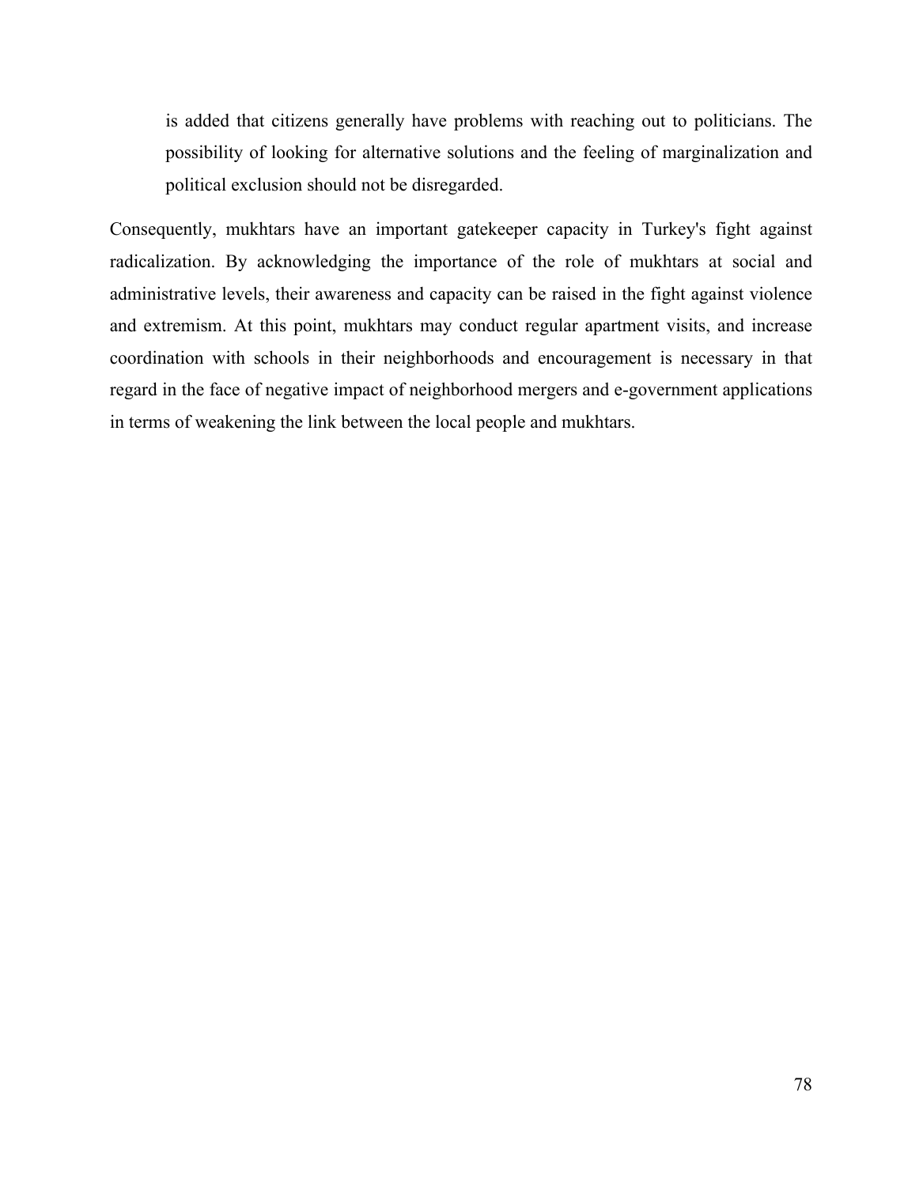> is added that citizens generally have problems with reaching out to politicians. The possibility of looking for alternative solutions and the feeling of marginalization and political exclusion should not be disregarded.

Consequently, mukhtars have an important gatekeeper capacity in Turkey's fight against radicalization. By acknowledging the importance of the role of mukhtars at social and administrative levels, their awareness and capacity can be raised in the fight against violence and extremism. At this point, mukhtars may conduct regular apartment visits, and increase coordination with schools in their neighborhoods and encouragement is necessary in that regard in the face of negative impact of neighborhood mergers and e-government applications in terms of weakening the link between the local people and mukhtars.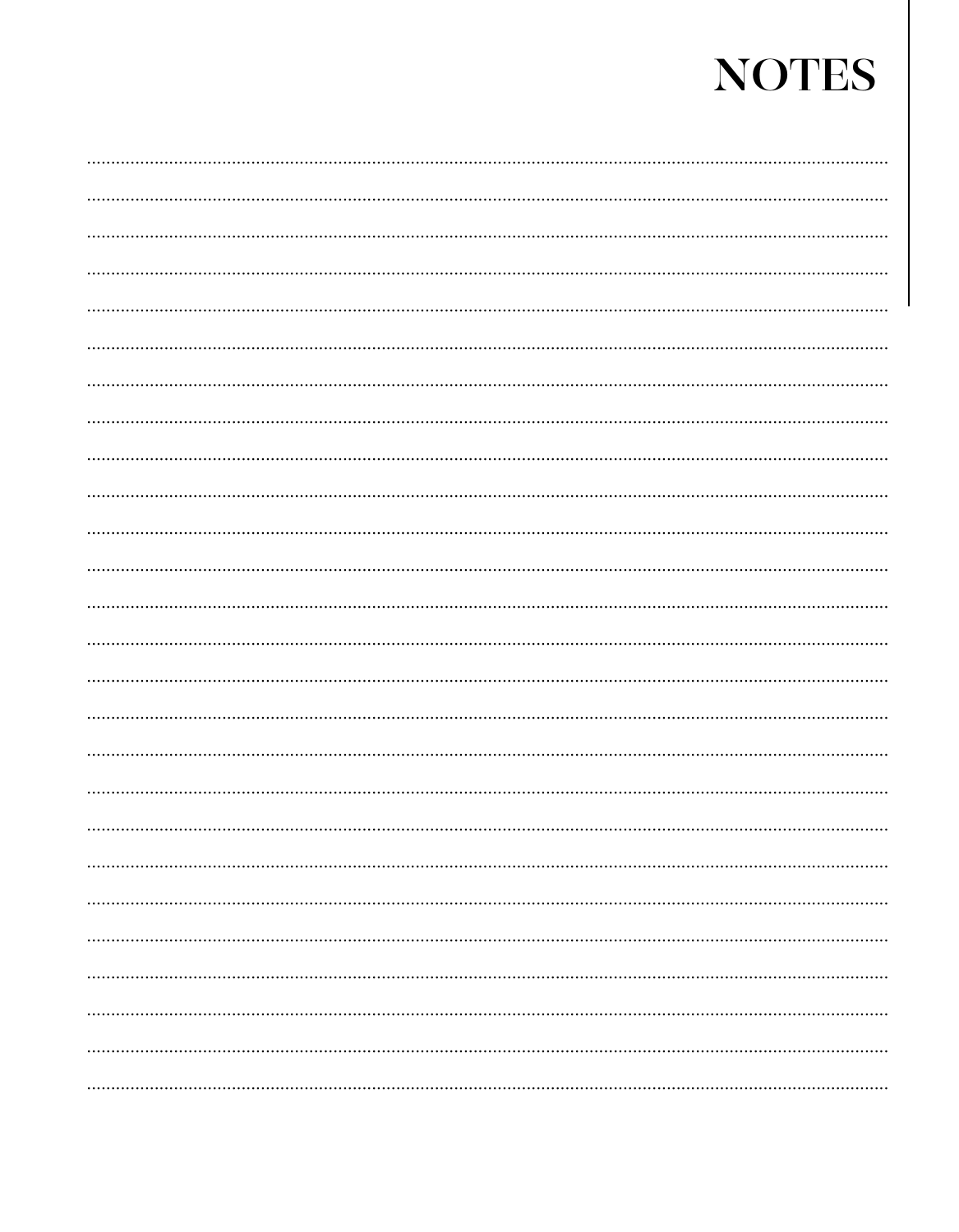# NOTES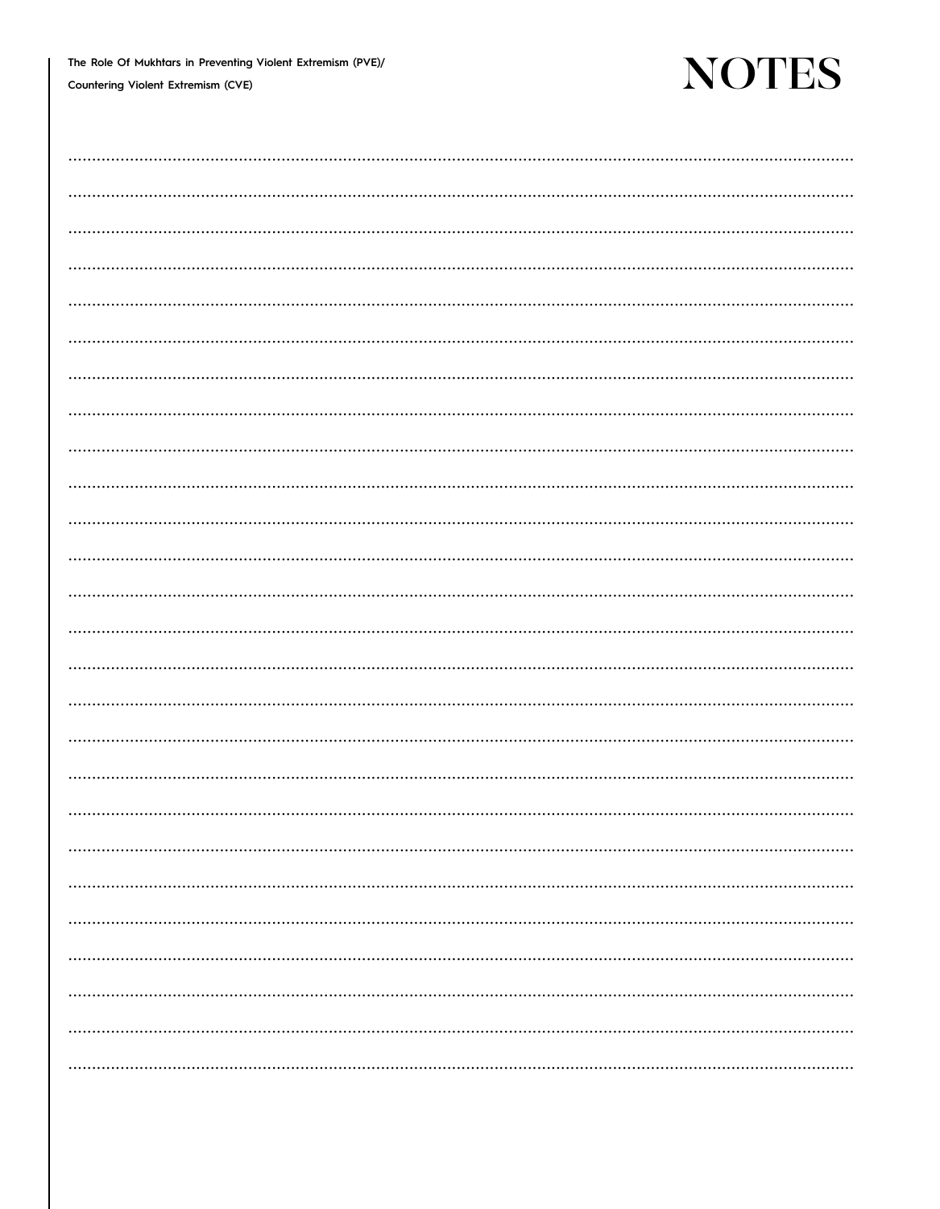# NOTES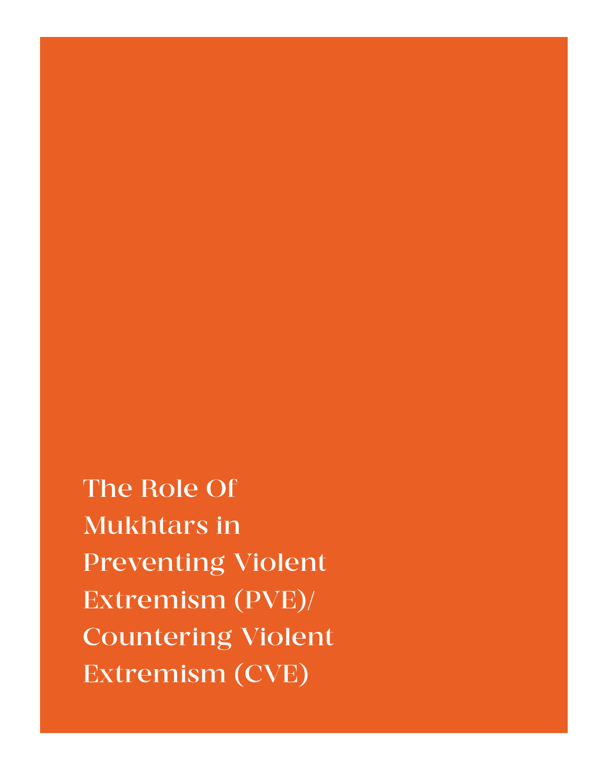# The Role Of Mukhtars in Preventing Violent Extremism (PVE)/ Countering Violent Extremism (CVE)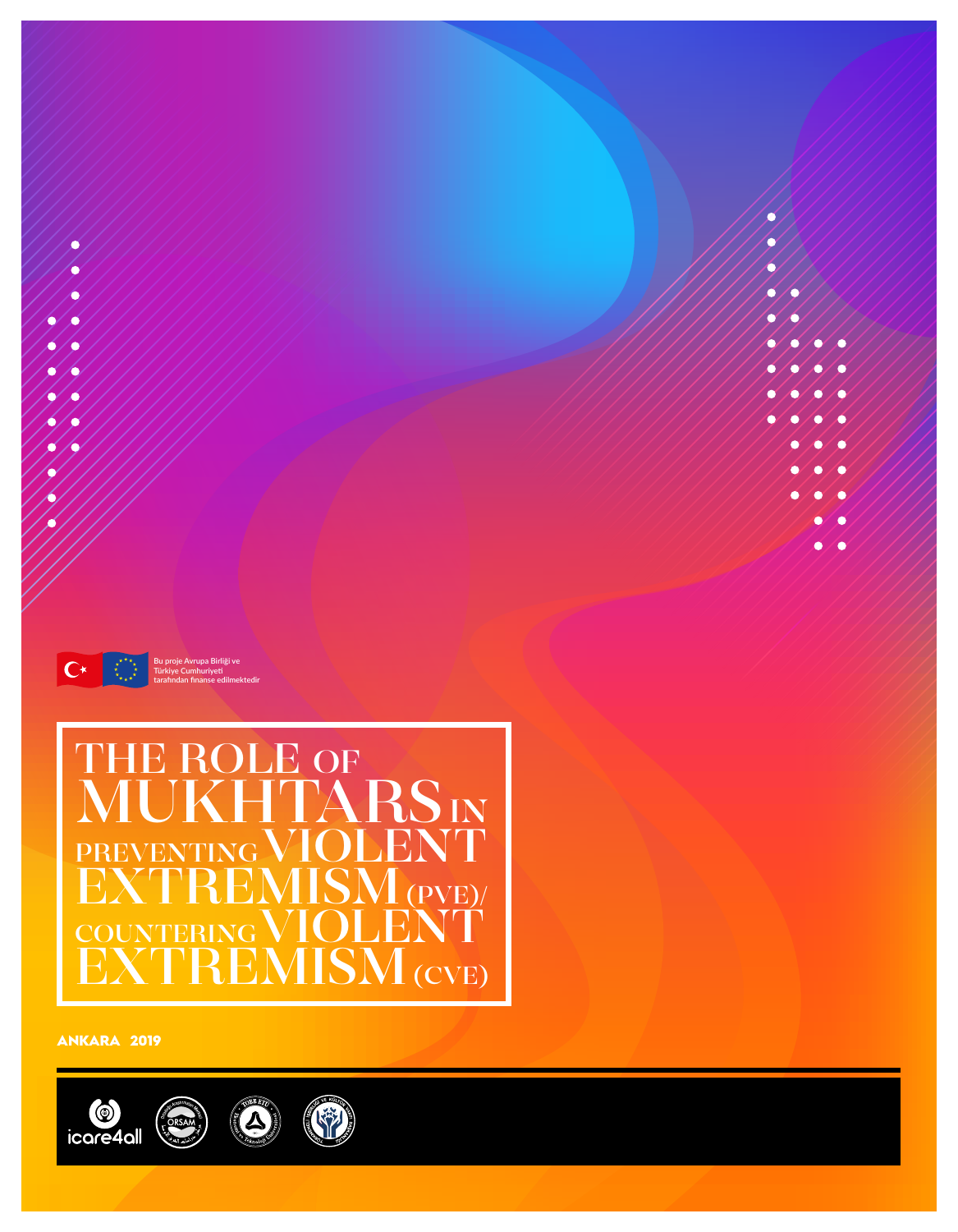Bu proje Avrupa Birliği ve Türkiye Cumhuriyeti tarafından finanse edilmektedir

# THE ROLE OF MUKHTARS IN PREVENTING VIOLENT EXTREMISM (PVE)/ COUNTERING VIOLENT EXTREMISM (CVE)

ANKARA 2019